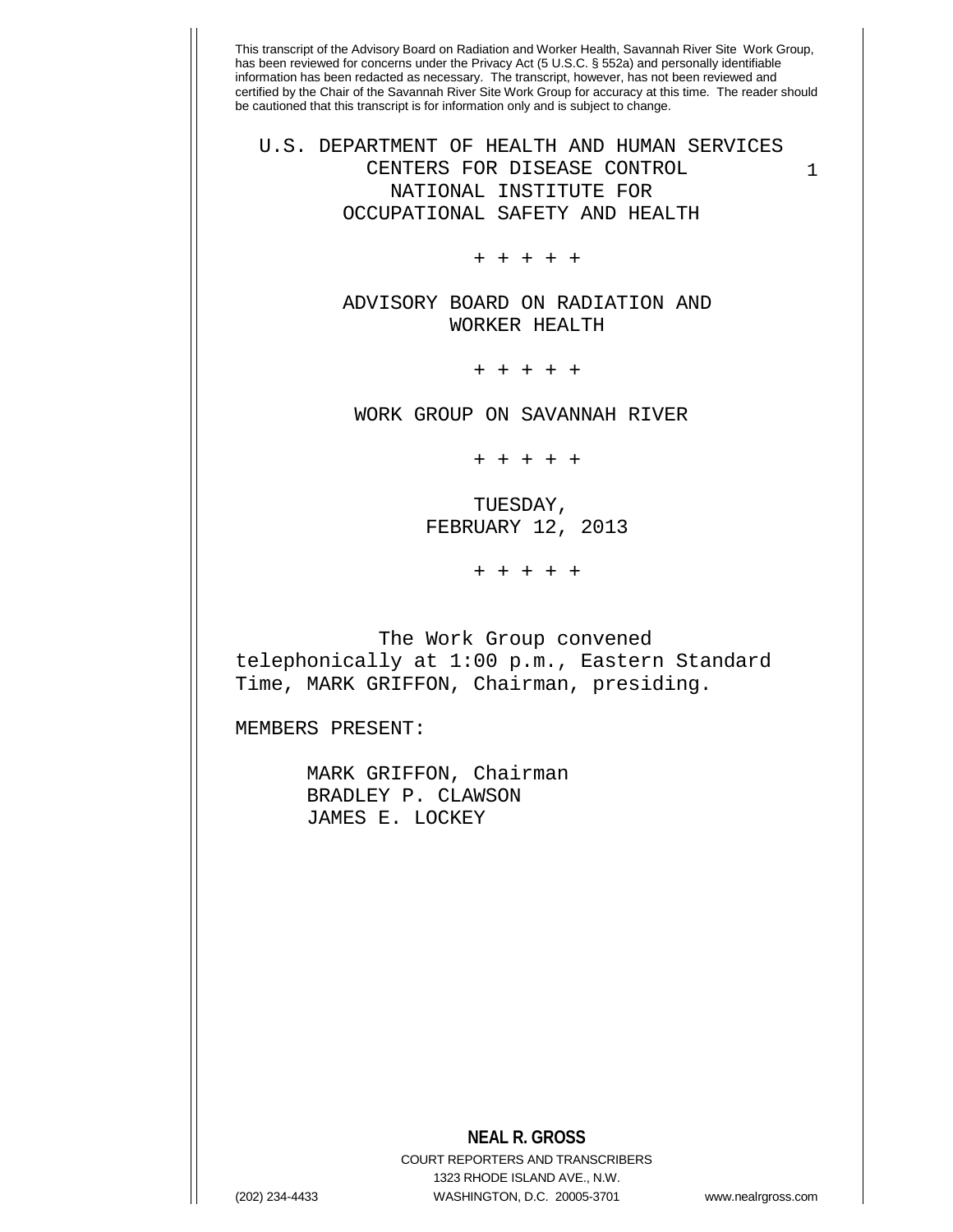This transcript of the Advisory Board on Radiation and Worker Health, Savannah River Site Work Group, has been reviewed for concerns under the Privacy Act (5 U.S.C. § 552a) and personally identifiable information has been redacted as necessary. The transcript, however, has not been reviewed and certified by the Chair of the Savannah River Site Work Group for accuracy at this time. The reader should be cautioned that this transcript is for information only and is subject to change.

U.S. DEPARTMENT OF HEALTH AND HUMAN SERVICES
CENTERS FOR DISEASE CONTROL
NATIONAL INSTITUTE FOR
OCCUPATIONAL SAFETY AND HEALTH

+ + + + +

ADVISORY BOARD ON RADIATION AND
WORKER HEALTH

+ + + + +

WORK GROUP ON SAVANNAH RIVER

+ + + + +

TUESDAY,
FEBRUARY 12, 2013

+ + + + +

The Work Group convened telephonically at 1:00 p.m., Eastern Standard Time, MARK GRIFFON, Chairman, presiding.

MEMBERS PRESENT:

MARK GRIFFON, Chairman
BRADLEY P. CLAWSON
JAMES E. LOCKEY

**NEAL R. GROSS**
COURT REPORTERS AND TRANSCRIBERS
1323 RHODE ISLAND AVE., N.W.
(202) 234-4433 WASHINGTON, D.C. 20005-3701 www.nealrgross.com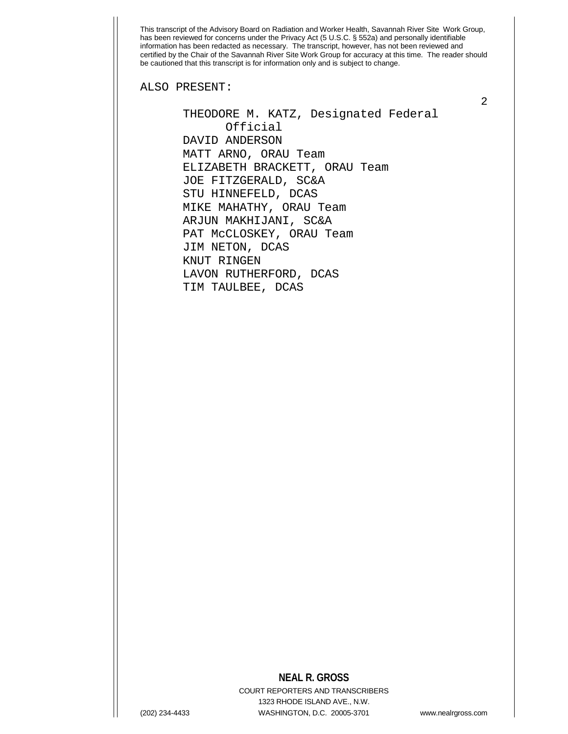ALSO PRESENT:

THEODORE M. KATZ, Designated Federal Official
DAVID ANDERSON
MATT ARNO, ORAU Team
ELIZABETH BRACKETT, ORAU Team
JOE FITZGERALD, SC&A
STU HINNEFELD, DCAS
MIKE MAHATHY, ORAU Team
ARJUN MAKHIJANI, SC&A
PAT McCLOSKEY, ORAU Team
JIM NETON, DCAS
KNUT RINGEN
LAVON RUTHERFORD, DCAS
TIM TAULBEE, DCAS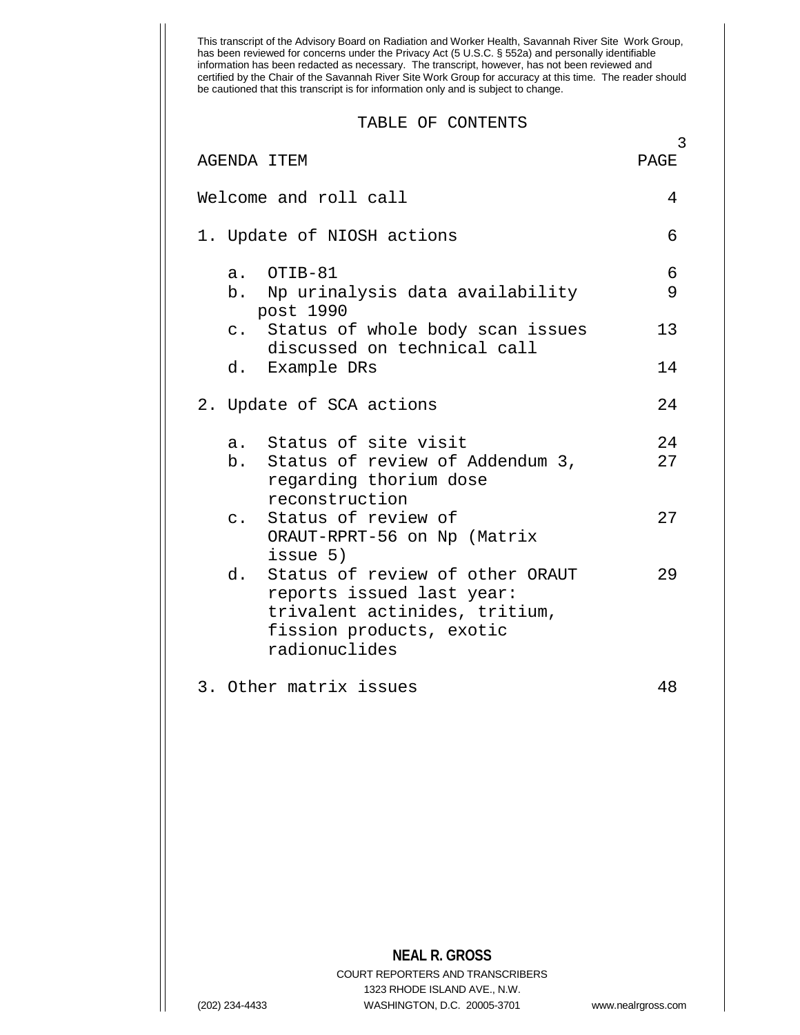This transcript of the Advisory Board on Radiation and Worker Health, Savannah River Site Work Group, has been reviewed for concerns under the Privacy Act (5 U.S.C. § 552a) and personally identifiable information has been redacted as necessary. The transcript, however, has not been reviewed and certified by the Chair of the Savannah River Site Work Group for accuracy at this time. The reader should be cautioned that this transcript is for information only and is subject to change.

## TABLE OF CONTENTS

| AGENDA ITEM | PAGE |
|---|---|
| Welcome and roll call | 4 |
| 1. Update of NIOSH actions | 6 |
| a. OTIB-81 | 6 |
| b. Np urinalysis data availability post 1990 | 9 |
| c. Status of whole body scan issues discussed on technical call | 13 |
| d. Example DRs | 14 |
| 2. Update of SCA actions | 24 |
| a. Status of site visit | 24 |
| b. Status of review of Addendum 3, regarding thorium dose reconstruction | 27 |
| c. Status of review of ORAUT-RPRT-56 on Np (Matrix issue 5) | 27 |
| d. Status of review of other ORAUT reports issued last year: trivalent actinides, tritium, fission products, exotic radionuclides | 29 |
| 3. Other matrix issues | 48 |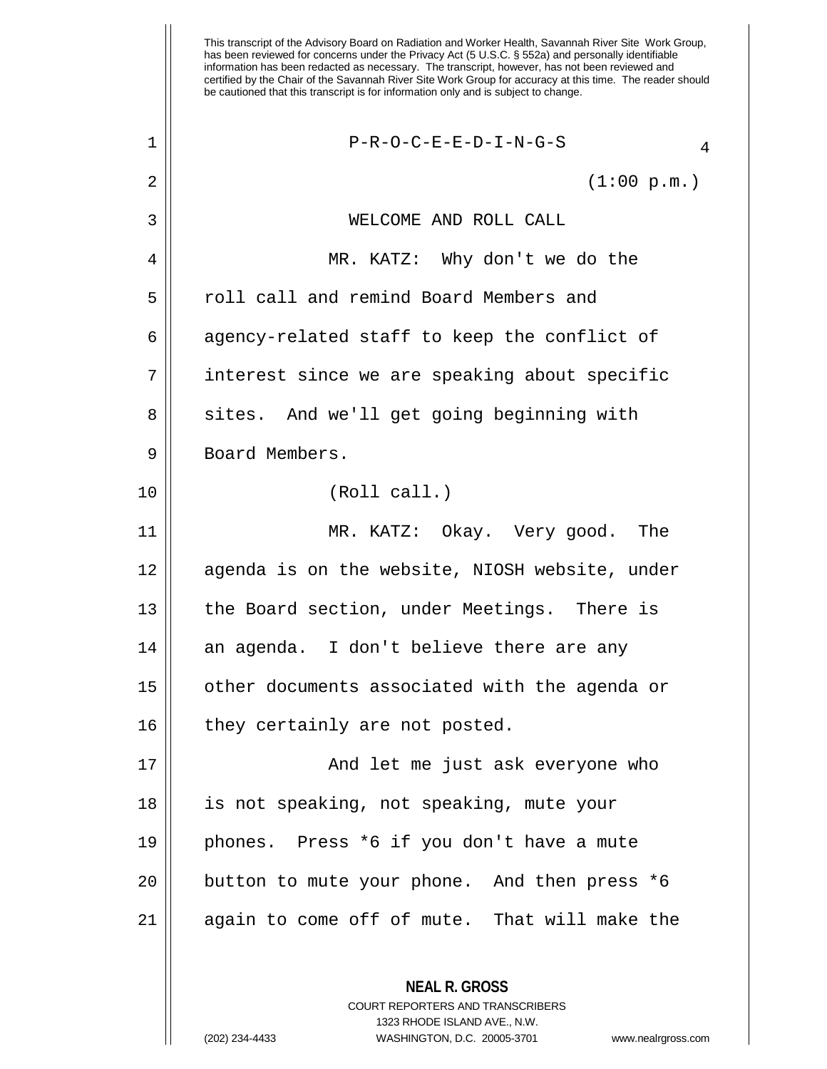This transcript of the Advisory Board on Radiation and Worker Health, Savannah River Site Work Group, has been reviewed for concerns under the Privacy Act (5 U.S.C. § 552a) and personally identifiable information has been redacted as necessary. The transcript, however, has not been reviewed and certified by the Chair of the Savannah River Site Work Group for accuracy at this time. The reader should be cautioned that this transcript is for information only and is subject to change.

P-R-O-C-E-E-D-I-N-G-S

(1:00 p.m.)

WELCOME AND ROLL CALL

MR. KATZ: Why don't we do the roll call and remind Board Members and agency-related staff to keep the conflict of interest since we are speaking about specific sites. And we'll get going beginning with Board Members.

(Roll call.)

MR. KATZ: Okay. Very good. The agenda is on the website, NIOSH website, under the Board section, under Meetings. There is an agenda. I don't believe there are any other documents associated with the agenda or they certainly are not posted.

And let me just ask everyone who is not speaking, not speaking, mute your phones. Press *6 if you don't have a mute button to mute your phone. And then press *6 again to come off of mute. That will make the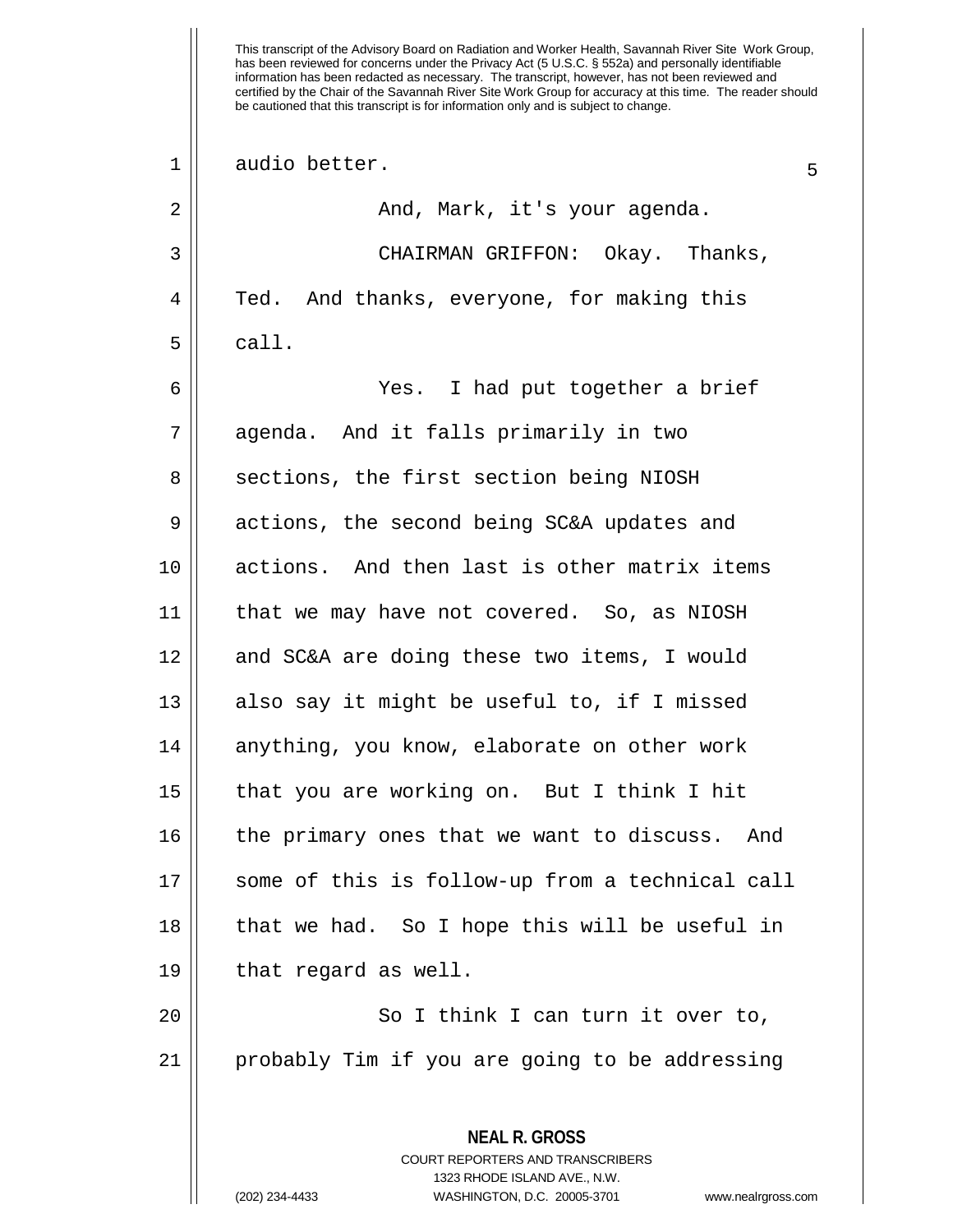audio better.

And, Mark, it's your agenda.

CHAIRMAN GRIFFON: Okay. Thanks, Ted. And thanks, everyone, for making this call.

Yes. I had put together a brief agenda. And it falls primarily in two sections, the first section being NIOSH actions, the second being SC&A updates and actions. And then last is other matrix items that we may have not covered. So, as NIOSH and SC&A are doing these two items, I would also say it might be useful to, if I missed anything, you know, elaborate on other work that you are working on. But I think I hit the primary ones that we want to discuss. And some of this is follow-up from a technical call that we had. So I hope this will be useful in that regard as well.

So I think I can turn it over to, probably Tim if you are going to be addressing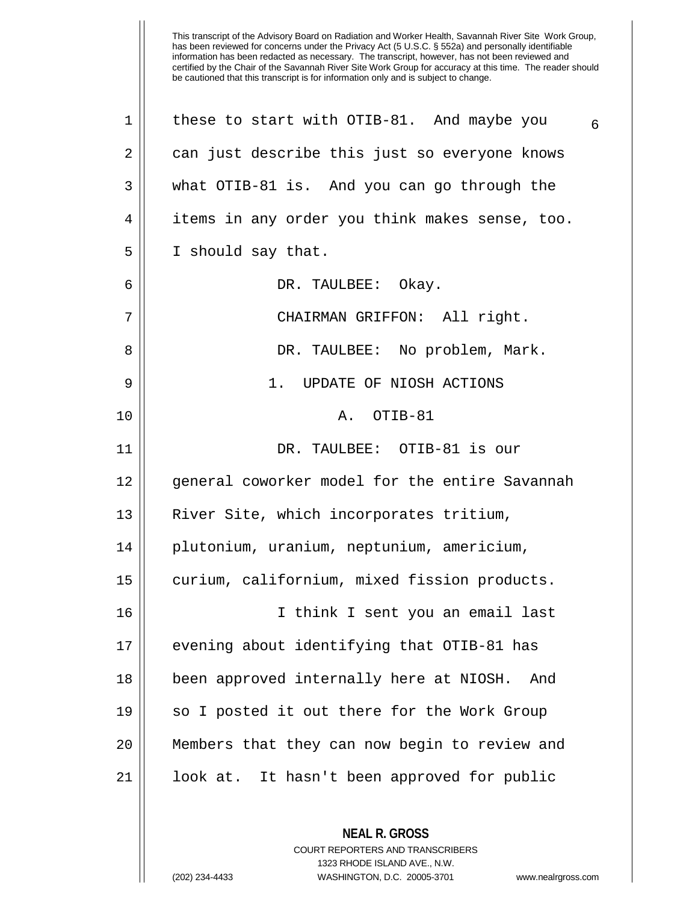these to start with OTIB-81. And maybe you can just describe this just so everyone knows what OTIB-81 is. And you can go through the items in any order you think makes sense, too. I should say that.

DR. TAULBEE: Okay.

CHAIRMAN GRIFFON: All right.

DR. TAULBEE: No problem, Mark.

## 1. UPDATE OF NIOSH ACTIONS

### A. OTIB-81

DR. TAULBEE: OTIB-81 is our general coworker model for the entire Savannah River Site, which incorporates tritium, plutonium, uranium, neptunium, americium, curium, californium, mixed fission products.

I think I sent you an email last evening about identifying that OTIB-81 has been approved internally here at NIOSH. And so I posted it out there for the Work Group Members that they can now begin to review and look at. It hasn't been approved for public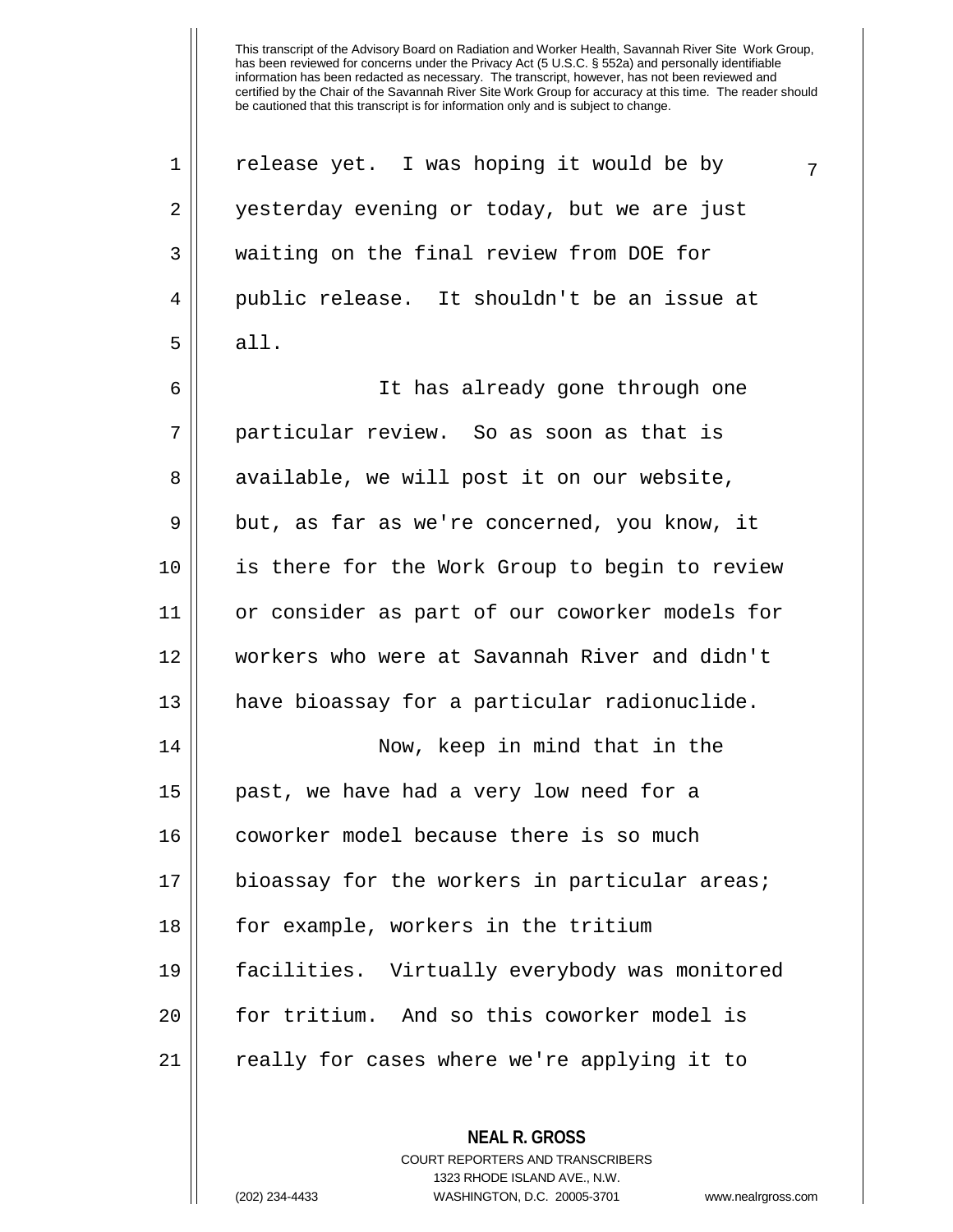release yet. I was hoping it would be by yesterday evening or today, but we are just waiting on the final review from DOE for public release. It shouldn't be an issue at all.

It has already gone through one particular review. So as soon as that is available, we will post it on our website, but, as far as we're concerned, you know, it is there for the Work Group to begin to review or consider as part of our coworker models for workers who were at Savannah River and didn't have bioassay for a particular radionuclide.

Now, keep in mind that in the past, we have had a very low need for a coworker model because there is so much bioassay for the workers in particular areas; for example, workers in the tritium facilities. Virtually everybody was monitored for tritium. And so this coworker model is really for cases where we're applying it to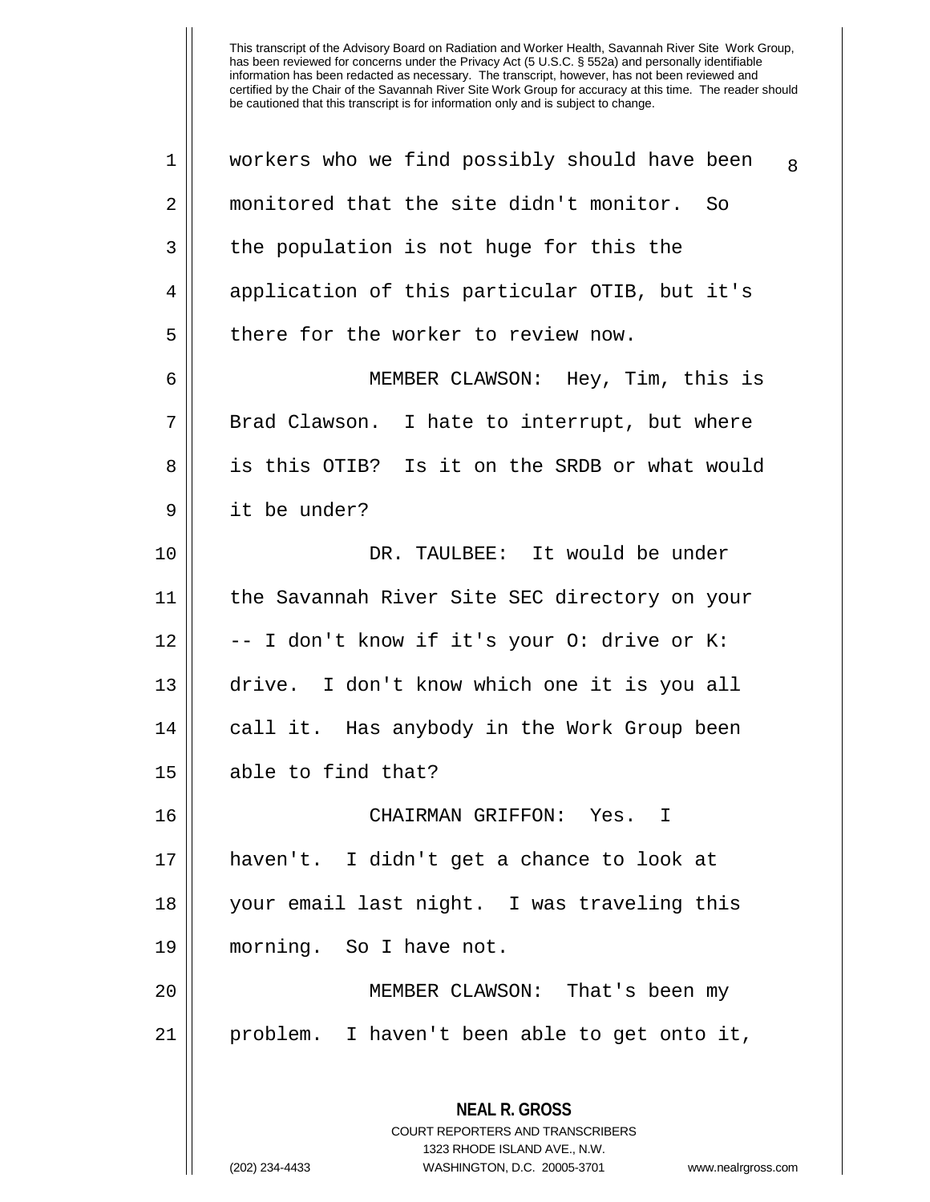workers who we find possibly should have been monitored that the site didn't monitor. So the population is not huge for this the application of this particular OTIB, but it's there for the worker to review now.

MEMBER CLAWSON: Hey, Tim, this is Brad Clawson. I hate to interrupt, but where is this OTIB? Is it on the SRDB or what would it be under?

DR. TAULBEE: It would be under the Savannah River Site SEC directory on your -- I don't know if it's your O: drive or K: drive. I don't know which one it is you all call it. Has anybody in the Work Group been able to find that?

CHAIRMAN GRIFFON: Yes. I haven't. I didn't get a chance to look at your email last night. I was traveling this morning. So I have not.

MEMBER CLAWSON: That's been my problem. I haven't been able to get onto it,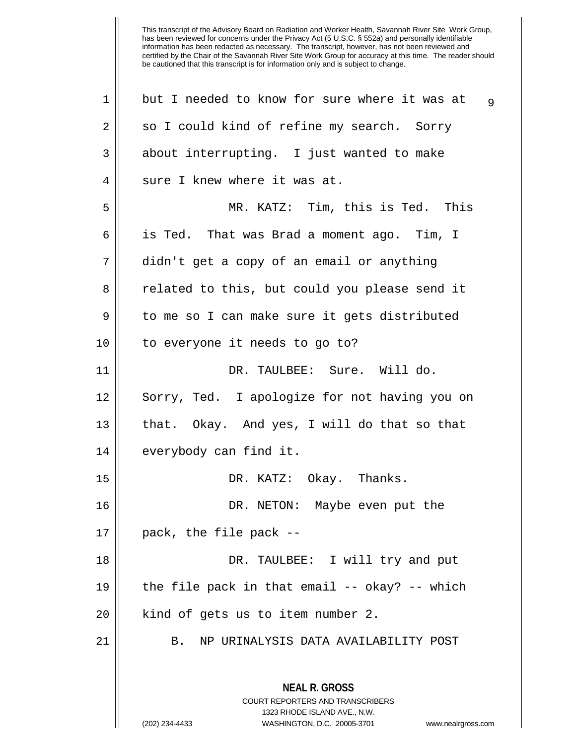but I needed to know for sure where it was at so I could kind of refine my search. Sorry about interrupting. I just wanted to make sure I knew where it was at.

MR. KATZ: Tim, this is Ted. This is Ted. That was Brad a moment ago. Tim, I didn't get a copy of an email or anything related to this, but could you please send it to me so I can make sure it gets distributed to everyone it needs to go to?

DR. TAULBEE: Sure. Will do. Sorry, Ted. I apologize for not having you on that. Okay. And yes, I will do that so that everybody can find it.

DR. KATZ: Okay. Thanks.

DR. NETON: Maybe even put the pack, the file pack --

DR. TAULBEE: I will try and put the file pack in that email -- okay? -- which kind of gets us to item number 2.

B. NP URINALYSIS DATA AVAILABILITY POST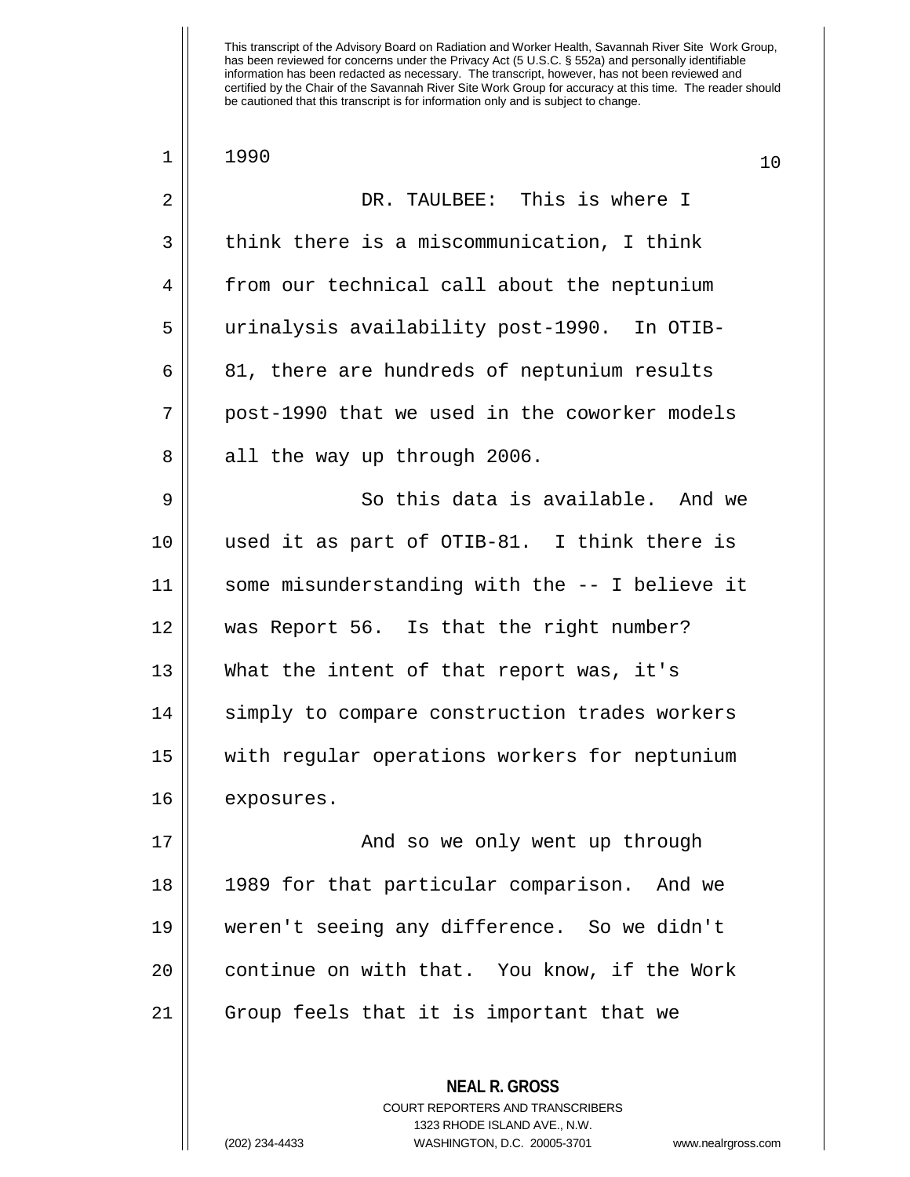1990

DR. TAULBEE: This is where I think there is a miscommunication, I think from our technical call about the neptunium urinalysis availability post-1990. In OTIB-81, there are hundreds of neptunium results post-1990 that we used in the coworker models all the way up through 2006.

So this data is available. And we used it as part of OTIB-81. I think there is some misunderstanding with the -- I believe it was Report 56. Is that the right number? What the intent of that report was, it's simply to compare construction trades workers with regular operations workers for neptunium exposures.

And so we only went up through 1989 for that particular comparison. And we weren't seeing any difference. So we didn't continue on with that. You know, if the Work Group feels that it is important that we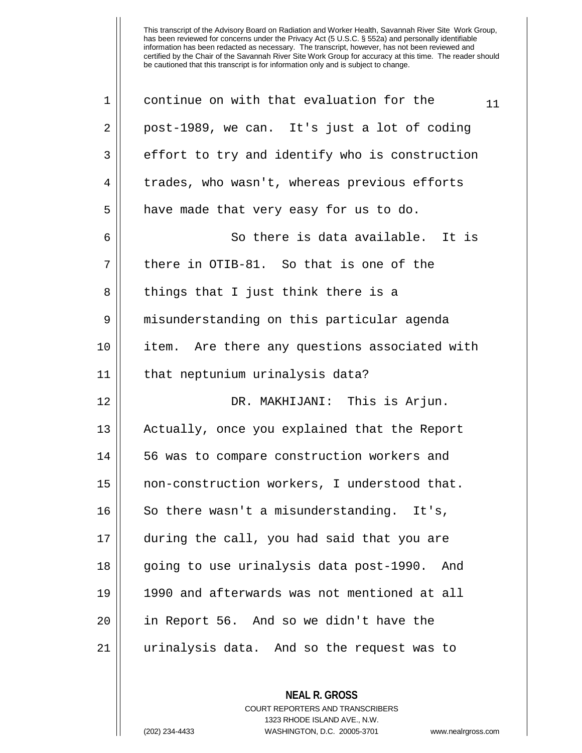continue on with that evaluation for the post-1989, we can. It's just a lot of coding effort to try and identify who is construction trades, who wasn't, whereas previous efforts have made that very easy for us to do.

So there is data available. It is there in OTIB-81. So that is one of the things that I just think there is a misunderstanding on this particular agenda item. Are there any questions associated with that neptunium urinalysis data?

DR. MAKHIJANI: This is Arjun. Actually, once you explained that the Report 56 was to compare construction workers and non-construction workers, I understood that. So there wasn't a misunderstanding. It's, during the call, you had said that you are going to use urinalysis data post-1990. And 1990 and afterwards was not mentioned at all in Report 56. And so we didn't have the urinalysis data. And so the request was to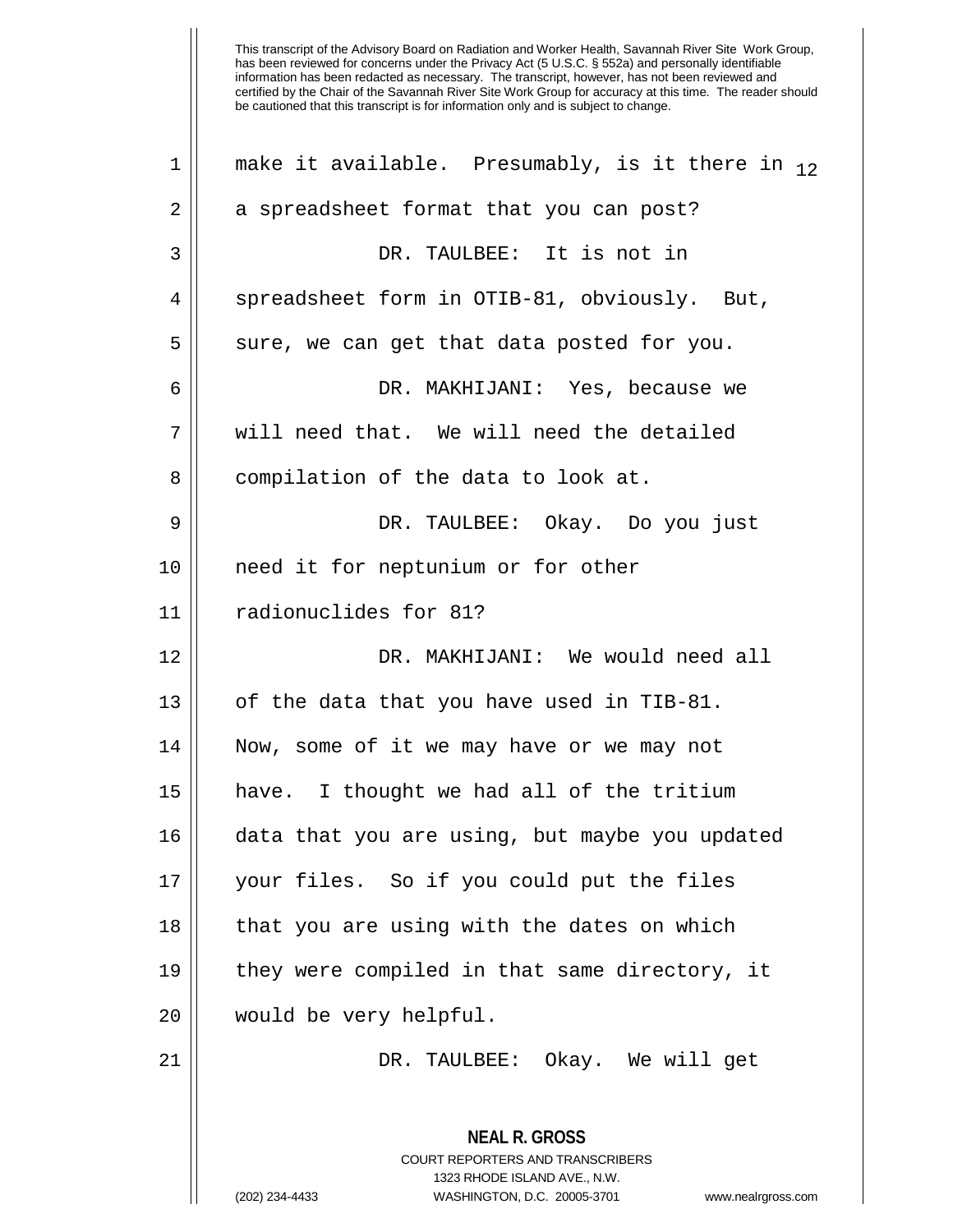This transcript of the Advisory Board on Radiation and Worker Health, Savannah River Site Work Group, has been reviewed for concerns under the Privacy Act (5 U.S.C. § 552a) and personally identifiable information has been redacted as necessary. The transcript, however, has not been reviewed and certified by the Chair of the Savannah River Site Work Group for accuracy at this time. The reader should be cautioned that this transcript is for information only and is subject to change.

make it available. Presumably, is it there in a spreadsheet format that you can post?

DR. TAULBEE: It is not in spreadsheet form in OTIB-81, obviously. But, sure, we can get that data posted for you.

DR. MAKHIJANI: Yes, because we will need that. We will need the detailed compilation of the data to look at.

DR. TAULBEE: Okay. Do you just need it for neptunium or for other radionuclides for 81?

DR. MAKHIJANI: We would need all of the data that you have used in TIB-81. Now, some of it we may have or we may not have. I thought we had all of the tritium data that you are using, but maybe you updated your files. So if you could put the files that you are using with the dates on which they were compiled in that same directory, it would be very helpful.

DR. TAULBEE: Okay. We will get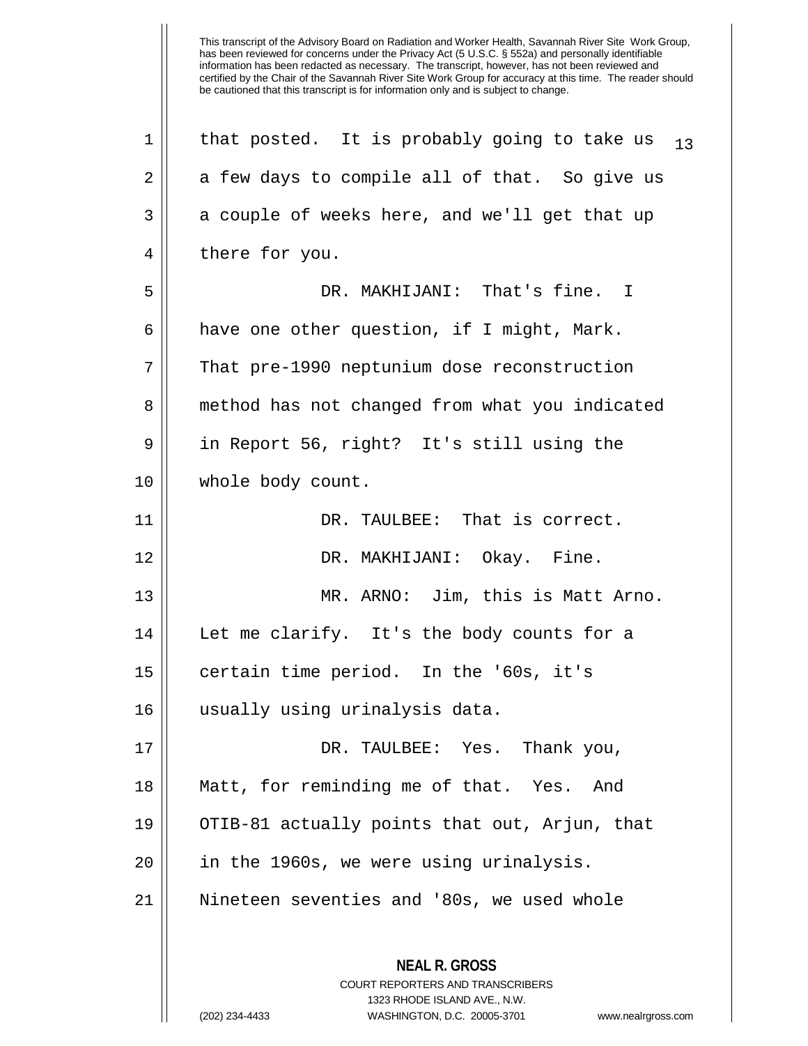that posted. It is probably going to take us a few days to compile all of that. So give us a couple of weeks here, and we'll get that up there for you.

DR. MAKHIJANI: That's fine. I have one other question, if I might, Mark. That pre-1990 neptunium dose reconstruction method has not changed from what you indicated in Report 56, right? It's still using the whole body count.

DR. TAULBEE: That is correct.

DR. MAKHIJANI: Okay. Fine.

MR. ARNO: Jim, this is Matt Arno. Let me clarify. It's the body counts for a certain time period. In the '60s, it's usually using urinalysis data.

DR. TAULBEE: Yes. Thank you, Matt, for reminding me of that. Yes. And OTIB-81 actually points that out, Arjun, that in the 1960s, we were using urinalysis. Nineteen seventies and '80s, we used whole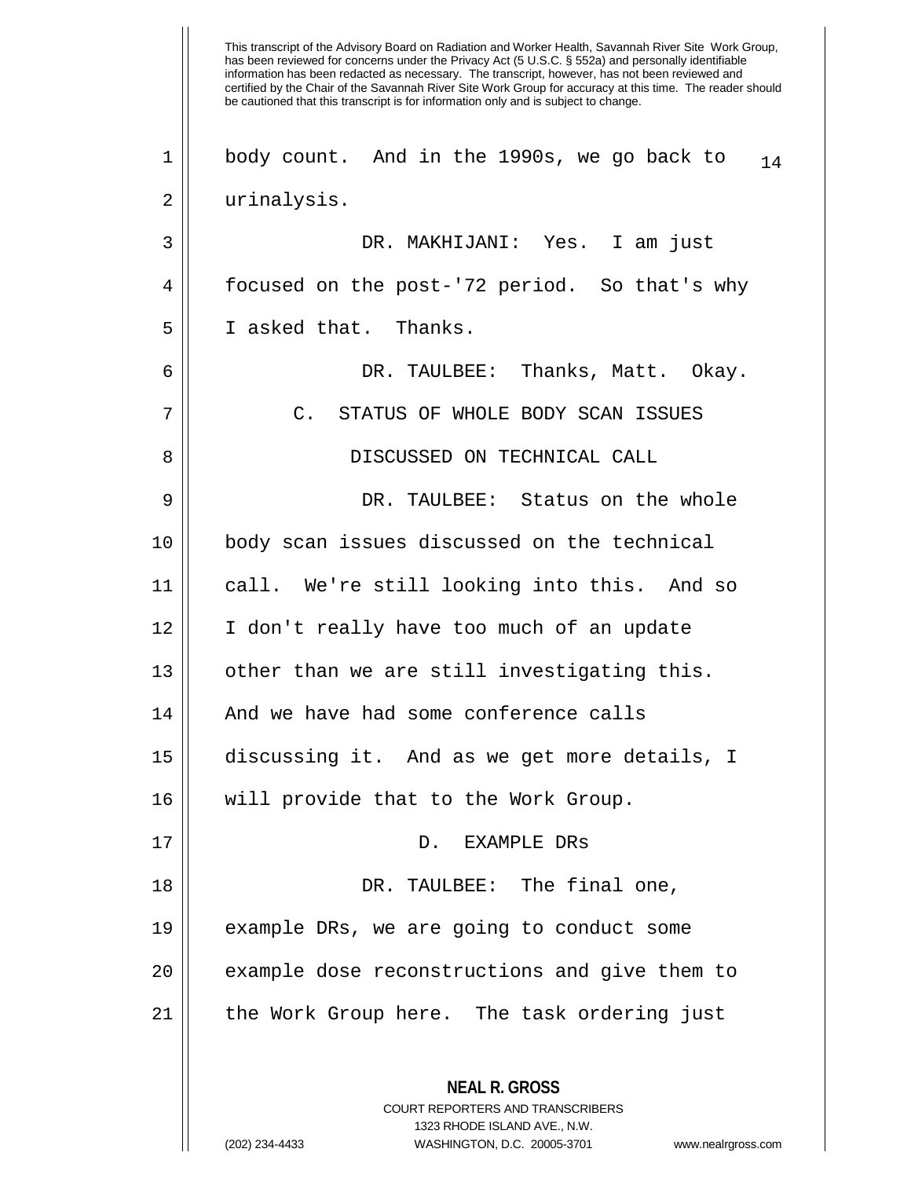body count. And in the 1990s, we go back to urinalysis.

DR. MAKHIJANI: Yes. I am just focused on the post-'72 period. So that's why I asked that. Thanks.

DR. TAULBEE: Thanks, Matt. Okay.

### C. STATUS OF WHOLE BODY SCAN ISSUES DISCUSSED ON TECHNICAL CALL

DR. TAULBEE: Status on the whole body scan issues discussed on the technical call. We're still looking into this. And so I don't really have too much of an update other than we are still investigating this. And we have had some conference calls discussing it. And as we get more details, I will provide that to the Work Group.

### D. EXAMPLE DRs

DR. TAULBEE: The final one, example DRs, we are going to conduct some example dose reconstructions and give them to the Work Group here. The task ordering just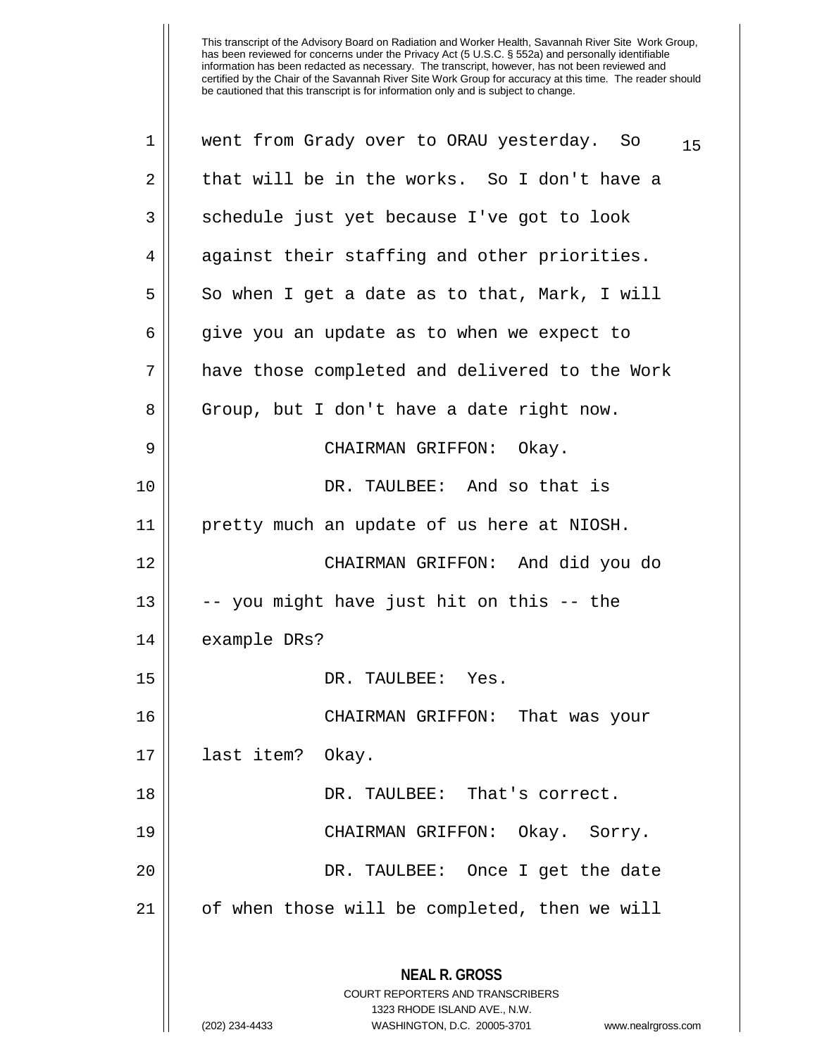went from Grady over to ORAU yesterday. So that will be in the works. So I don't have a schedule just yet because I've got to look against their staffing and other priorities. So when I get a date as to that, Mark, I will give you an update as to when we expect to have those completed and delivered to the Work Group, but I don't have a date right now.

CHAIRMAN GRIFFON: Okay.

DR. TAULBEE: And so that is pretty much an update of us here at NIOSH.

CHAIRMAN GRIFFON: And did you do -- you might have just hit on this -- the example DRs?

DR. TAULBEE: Yes.

CHAIRMAN GRIFFON: That was your last item? Okay.

DR. TAULBEE: That's correct.

CHAIRMAN GRIFFON: Okay. Sorry.

DR. TAULBEE: Once I get the date of when those will be completed, then we will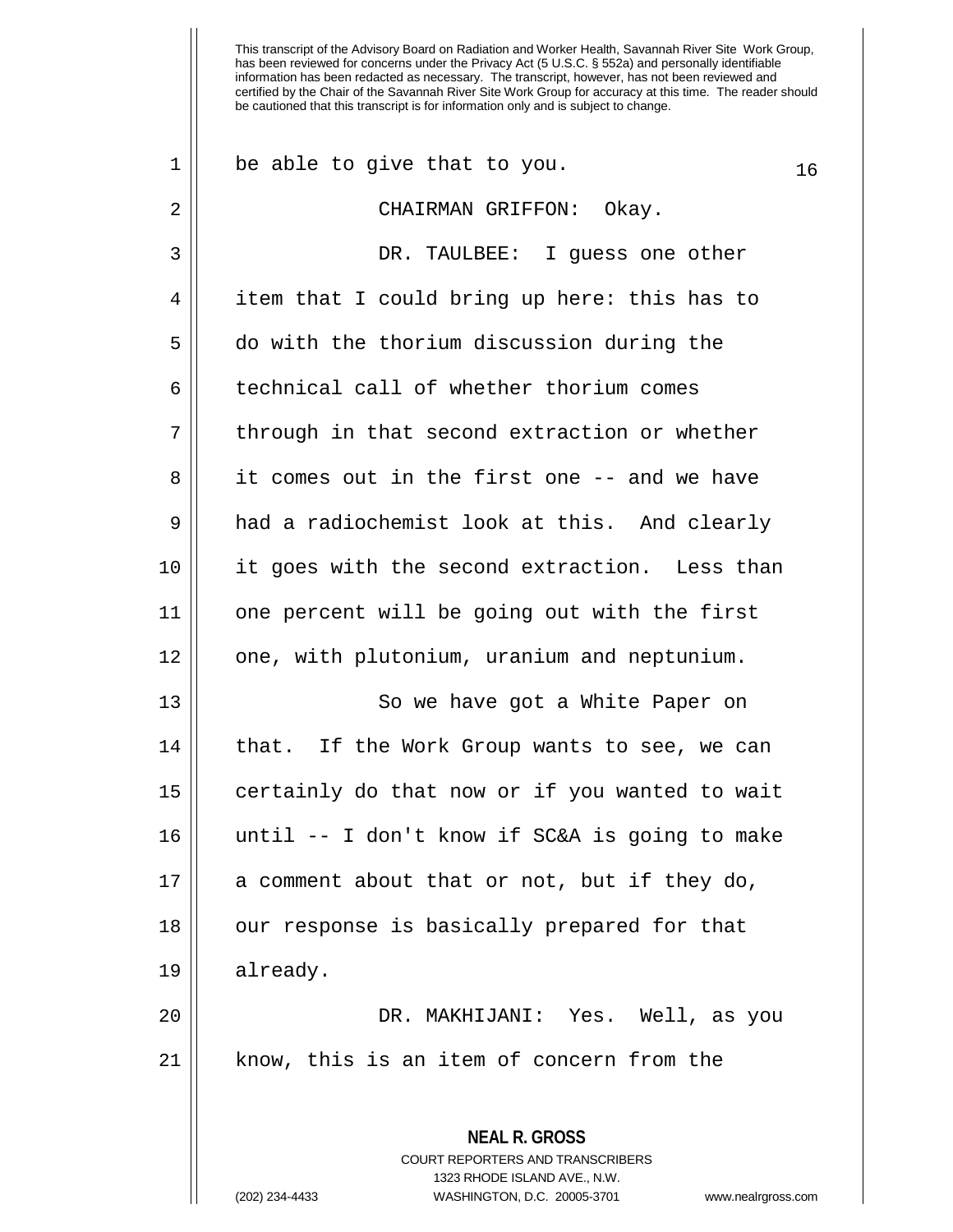be able to give that to you.

CHAIRMAN GRIFFON: Okay.

DR. TAULBEE: I guess one other item that I could bring up here: this has to do with the thorium discussion during the technical call of whether thorium comes through in that second extraction or whether it comes out in the first one -- and we have had a radiochemist look at this. And clearly it goes with the second extraction. Less than one percent will be going out with the first one, with plutonium, uranium and neptunium.

So we have got a White Paper on that. If the Work Group wants to see, we can certainly do that now or if you wanted to wait until -- I don't know if SC&A is going to make a comment about that or not, but if they do, our response is basically prepared for that already.

DR. MAKHIJANI: Yes. Well, as you know, this is an item of concern from the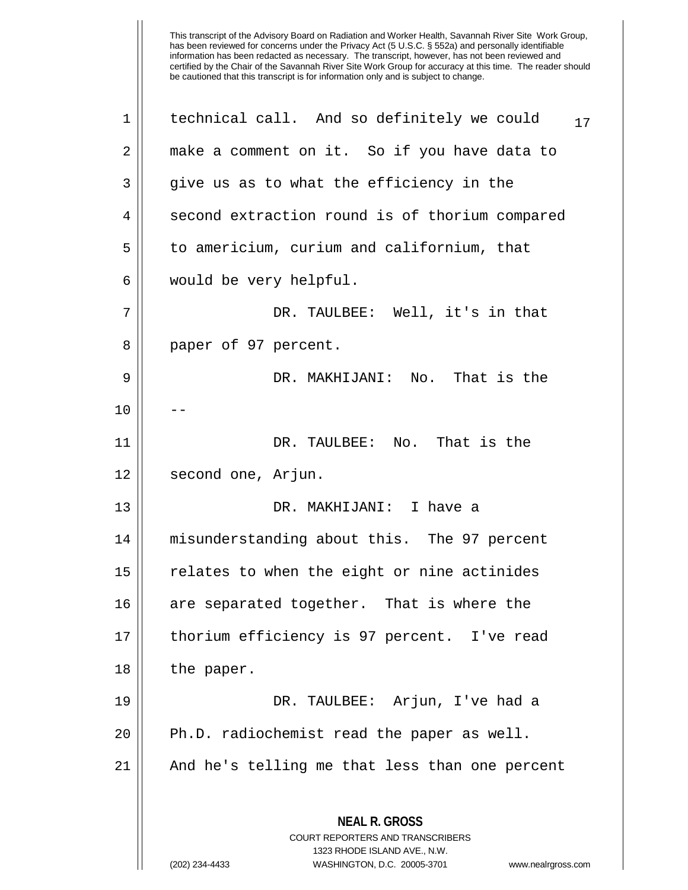This transcript of the Advisory Board on Radiation and Worker Health, Savannah River Site Work Group, has been reviewed for concerns under the Privacy Act (5 U.S.C. § 552a) and personally identifiable information has been redacted as necessary. The transcript, however, has not been reviewed and certified by the Chair of the Savannah River Site Work Group for accuracy at this time. The reader should be cautioned that this transcript is for information only and is subject to change.

technical call. And so definitely we could make a comment on it. So if you have data to give us as to what the efficiency in the second extraction round is of thorium compared to americium, curium and californium, that would be very helpful.

DR. TAULBEE: Well, it's in that paper of 97 percent.

DR. MAKHIJANI: No. That is the --

DR. TAULBEE: No. That is the second one, Arjun.

DR. MAKHIJANI: I have a misunderstanding about this. The 97 percent relates to when the eight or nine actinides are separated together. That is where the thorium efficiency is 97 percent. I've read the paper.

DR. TAULBEE: Arjun, I've had a Ph.D. radiochemist read the paper as well. And he's telling me that less than one percent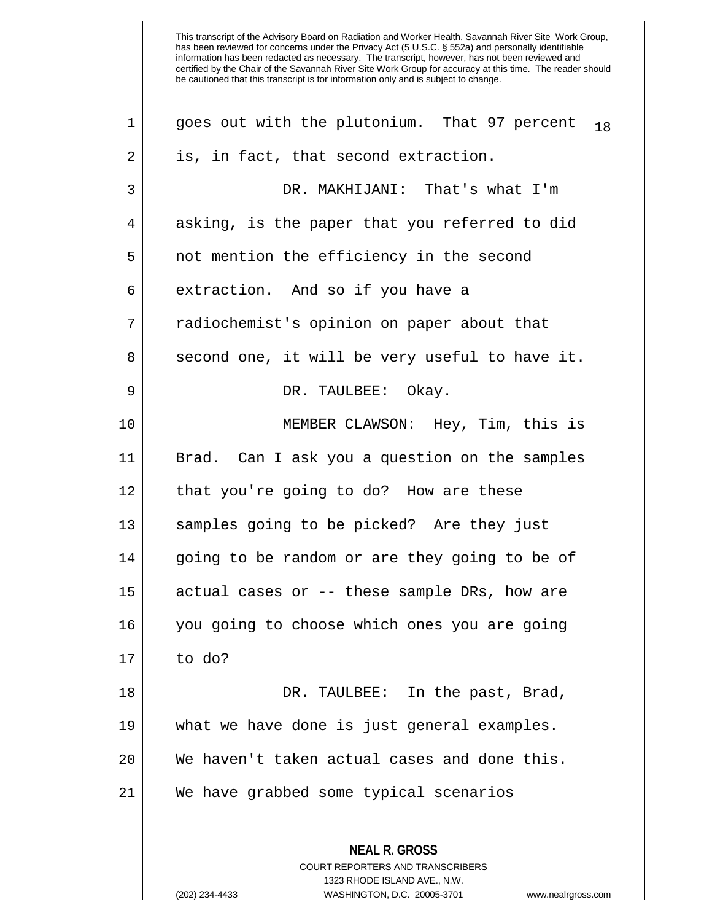goes out with the plutonium. That 97 percent is, in fact, that second extraction.

DR. MAKHIJANI: That's what I'm asking, is the paper that you referred to did not mention the efficiency in the second extraction. And so if you have a radiochemist's opinion on paper about that second one, it will be very useful to have it.

DR. TAULBEE: Okay.

MEMBER CLAWSON: Hey, Tim, this is Brad. Can I ask you a question on the samples that you're going to do? How are these samples going to be picked? Are they just going to be random or are they going to be of actual cases or -- these sample DRs, how are you going to choose which ones you are going to do?

DR. TAULBEE: In the past, Brad, what we have done is just general examples. We haven't taken actual cases and done this. We have grabbed some typical scenarios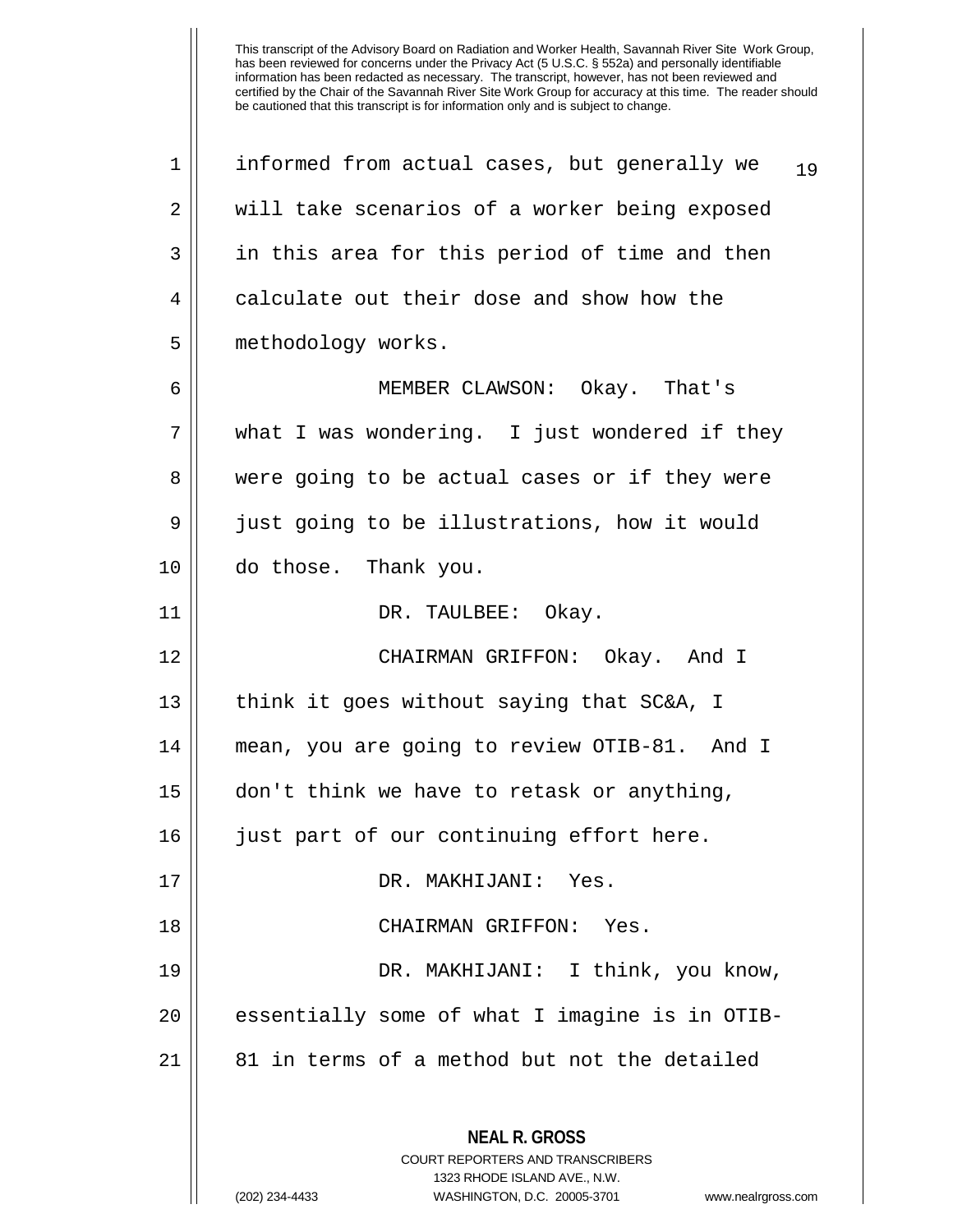This transcript of the Advisory Board on Radiation and Worker Health, Savannah River Site Work Group, has been reviewed for concerns under the Privacy Act (5 U.S.C. § 552a) and personally identifiable information has been redacted as necessary. The transcript, however, has not been reviewed and certified by the Chair of the Savannah River Site Work Group for accuracy at this time. The reader should be cautioned that this transcript is for information only and is subject to change.

informed from actual cases, but generally we will take scenarios of a worker being exposed in this area for this period of time and then calculate out their dose and show how the methodology works.

MEMBER CLAWSON: Okay. That's what I was wondering. I just wondered if they were going to be actual cases or if they were just going to be illustrations, how it would do those. Thank you.

DR. TAULBEE: Okay.

CHAIRMAN GRIFFON: Okay. And I think it goes without saying that SC&A, I mean, you are going to review OTIB-81. And I don't think we have to retask or anything, just part of our continuing effort here.

DR. MAKHIJANI: Yes.

CHAIRMAN GRIFFON: Yes.

DR. MAKHIJANI: I think, you know, essentially some of what I imagine is in OTIB-81 in terms of a method but not the detailed

**NEAL R. GROSS**
COURT REPORTERS AND TRANSCRIBERS
1323 RHODE ISLAND AVE., N.W.
(202) 234-4433 WASHINGTON, D.C. 20005-3701 www.nealrgross.com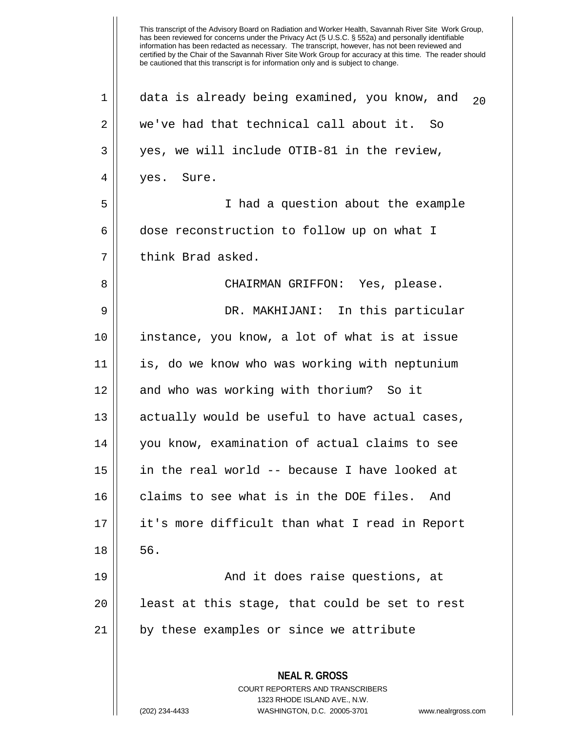data is already being examined, you know, and we've had that technical call about it. So yes, we will include OTIB-81 in the review, yes. Sure.

I had a question about the example dose reconstruction to follow up on what I think Brad asked.

CHAIRMAN GRIFFON: Yes, please.

DR. MAKHIJANI: In this particular instance, you know, a lot of what is at issue is, do we know who was working with neptunium and who was working with thorium? So it actually would be useful to have actual cases, you know, examination of actual claims to see in the real world -- because I have looked at claims to see what is in the DOE files. And it's more difficult than what I read in Report 56.

And it does raise questions, at least at this stage, that could be set to rest by these examples or since we attribute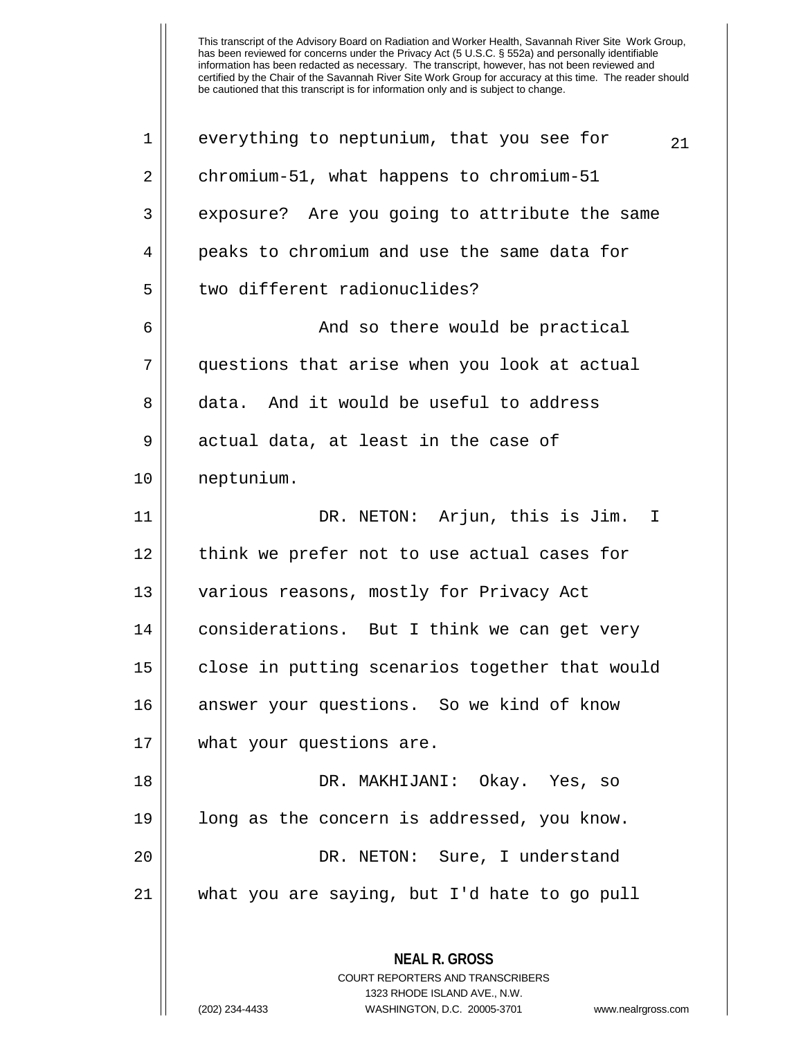everything to neptunium, that you see for chromium-51, what happens to chromium-51 exposure? Are you going to attribute the same peaks to chromium and use the same data for two different radionuclides?

And so there would be practical questions that arise when you look at actual data. And it would be useful to address actual data, at least in the case of neptunium.

DR. NETON: Arjun, this is Jim. I think we prefer not to use actual cases for various reasons, mostly for Privacy Act considerations. But I think we can get very close in putting scenarios together that would answer your questions. So we kind of know what your questions are.

DR. MAKHIJANI: Okay. Yes, so long as the concern is addressed, you know.

DR. NETON: Sure, I understand what you are saying, but I'd hate to go pull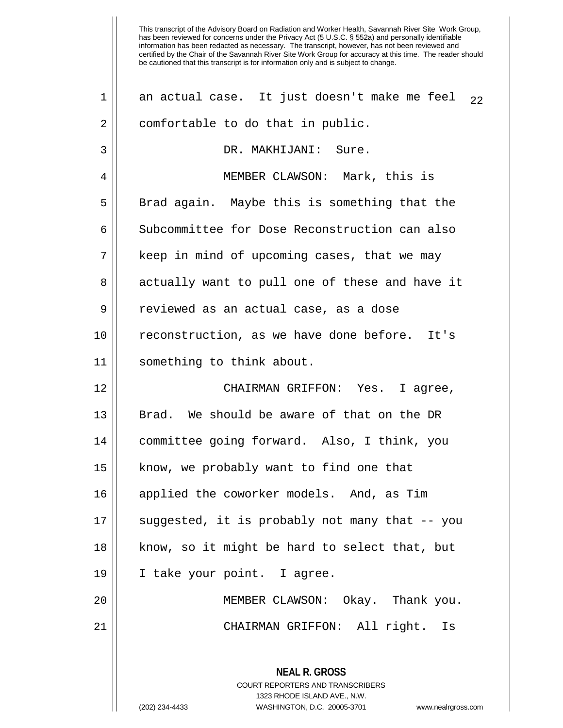an actual case. It just doesn't make me feel comfortable to do that in public.

DR. MAKHIJANI: Sure.

MEMBER CLAWSON: Mark, this is Brad again. Maybe this is something that the Subcommittee for Dose Reconstruction can also keep in mind of upcoming cases, that we may actually want to pull one of these and have it reviewed as an actual case, as a dose reconstruction, as we have done before. It's something to think about.

CHAIRMAN GRIFFON: Yes. I agree, Brad. We should be aware of that on the DR committee going forward. Also, I think, you know, we probably want to find one that applied the coworker models. And, as Tim suggested, it is probably not many that -- you know, so it might be hard to select that, but I take your point. I agree.

MEMBER CLAWSON: Okay. Thank you.

CHAIRMAN GRIFFON: All right. Is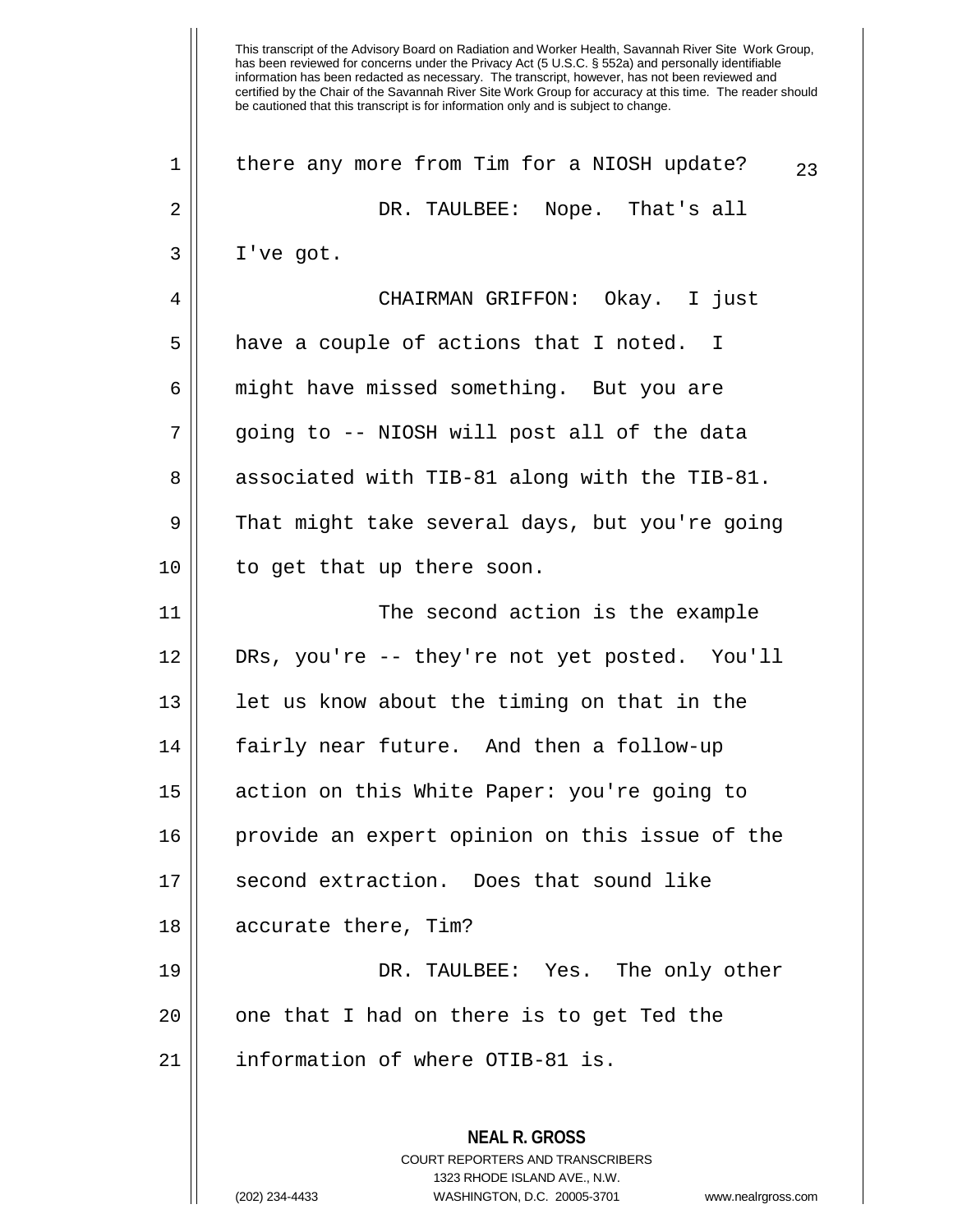there any more from Tim for a NIOSH update?

DR. TAULBEE: Nope. That's all I've got.

CHAIRMAN GRIFFON: Okay. I just have a couple of actions that I noted. I might have missed something. But you are going to -- NIOSH will post all of the data associated with TIB-81 along with the TIB-81. That might take several days, but you're going to get that up there soon.

The second action is the example DRs, you're -- they're not yet posted. You'll let us know about the timing on that in the fairly near future. And then a follow-up action on this White Paper: you're going to provide an expert opinion on this issue of the second extraction. Does that sound like accurate there, Tim?

DR. TAULBEE: Yes. The only other one that I had on there is to get Ted the information of where OTIB-81 is.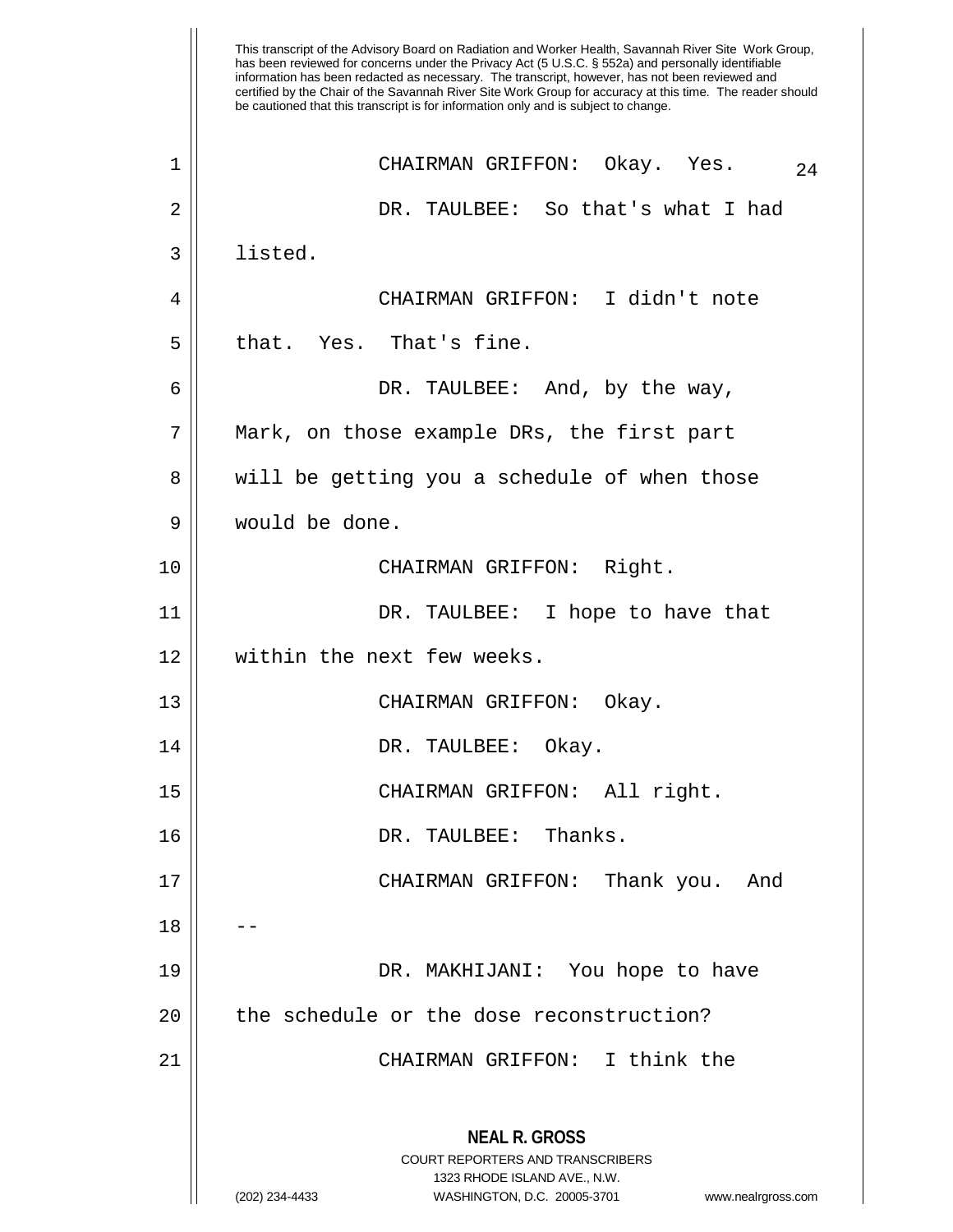This transcript of the Advisory Board on Radiation and Worker Health, Savannah River Site Work Group, has been reviewed for concerns under the Privacy Act (5 U.S.C. § 552a) and personally identifiable information has been redacted as necessary. The transcript, however, has not been reviewed and certified by the Chair of the Savannah River Site Work Group for accuracy at this time. The reader should be cautioned that this transcript is for information only and is subject to change.

CHAIRMAN GRIFFON: Okay. Yes.

DR. TAULBEE: So that's what I had listed.

CHAIRMAN GRIFFON: I didn't note that. Yes. That's fine.

DR. TAULBEE: And, by the way, Mark, on those example DRs, the first part will be getting you a schedule of when those would be done.

CHAIRMAN GRIFFON: Right.

DR. TAULBEE: I hope to have that within the next few weeks.

CHAIRMAN GRIFFON: Okay.

DR. TAULBEE: Okay.

CHAIRMAN GRIFFON: All right.

DR. TAULBEE: Thanks.

CHAIRMAN GRIFFON: Thank you. And --

DR. MAKHIJANI: You hope to have the schedule or the dose reconstruction?

CHAIRMAN GRIFFON: I think the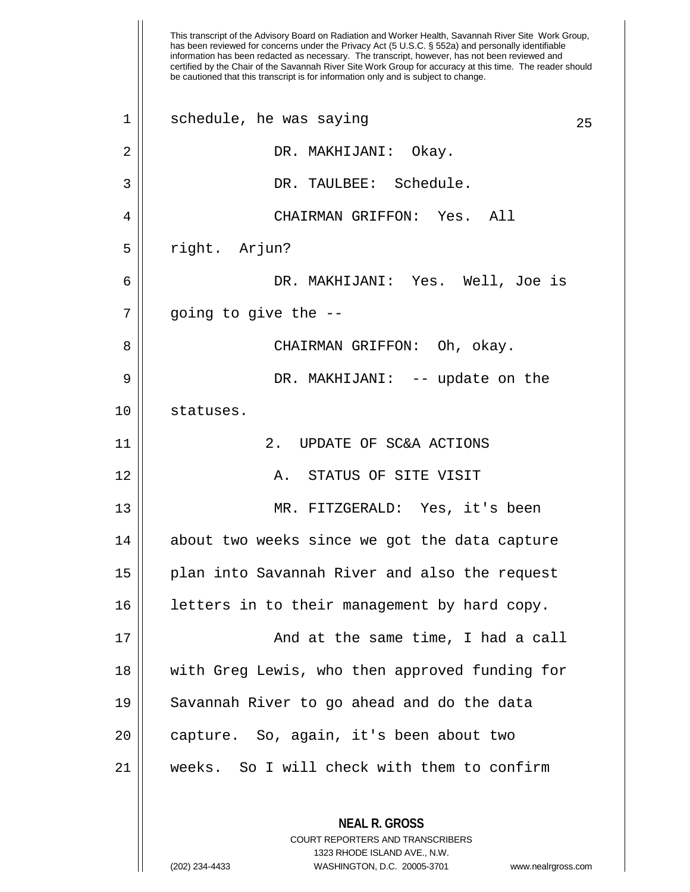This transcript of the Advisory Board on Radiation and Worker Health, Savannah River Site Work Group, has been reviewed for concerns under the Privacy Act (5 U.S.C. § 552a) and personally identifiable information has been redacted as necessary. The transcript, however, has not been reviewed and certified by the Chair of the Savannah River Site Work Group for accuracy at this time. The reader should be cautioned that this transcript is for information only and is subject to change.

schedule, he was saying

DR. MAKHIJANI: Okay.

DR. TAULBEE: Schedule.

CHAIRMAN GRIFFON: Yes. All right. Arjun?

DR. MAKHIJANI: Yes. Well, Joe is going to give the --

CHAIRMAN GRIFFON: Oh, okay.

DR. MAKHIJANI: -- update on the statuses.

2. UPDATE OF SC&A ACTIONS

A. STATUS OF SITE VISIT

MR. FITZGERALD: Yes, it's been about two weeks since we got the data capture plan into Savannah River and also the request letters in to their management by hard copy.

And at the same time, I had a call with Greg Lewis, who then approved funding for Savannah River to go ahead and do the data capture. So, again, it's been about two weeks. So I will check with them to confirm

**NEAL R. GROSS**
COURT REPORTERS AND TRANSCRIBERS
1323 RHODE ISLAND AVE., N.W.
(202) 234-4433 WASHINGTON, D.C. 20005-3701 www.nealrgross.com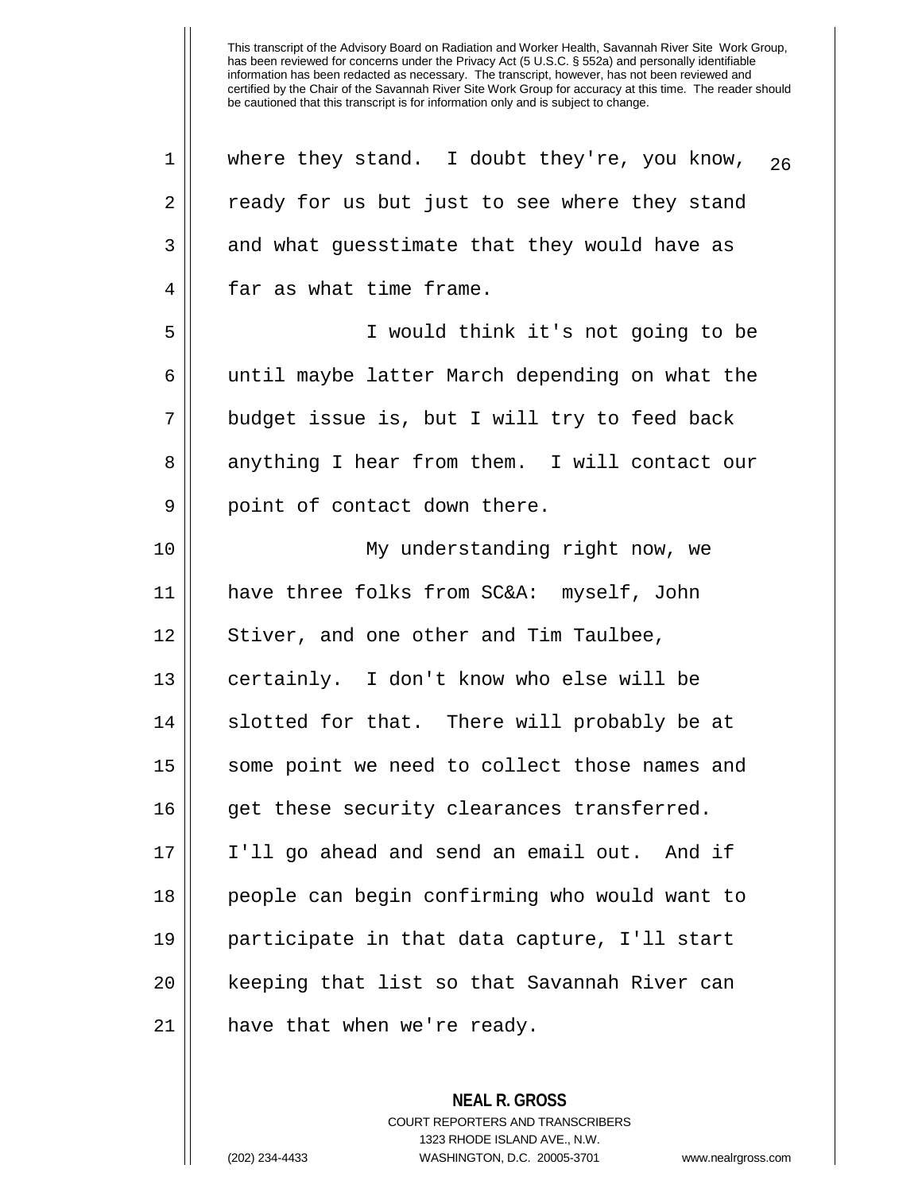where they stand. I doubt they're, you know, ready for us but just to see where they stand and what guesstimate that they would have as far as what time frame.

I would think it's not going to be until maybe latter March depending on what the budget issue is, but I will try to feed back anything I hear from them. I will contact our point of contact down there.

My understanding right now, we have three folks from SC&A: myself, John Stiver, and one other and Tim Taulbee, certainly. I don't know who else will be slotted for that. There will probably be at some point we need to collect those names and get these security clearances transferred. I'll go ahead and send an email out. And if people can begin confirming who would want to participate in that data capture, I'll start keeping that list so that Savannah River can have that when we're ready.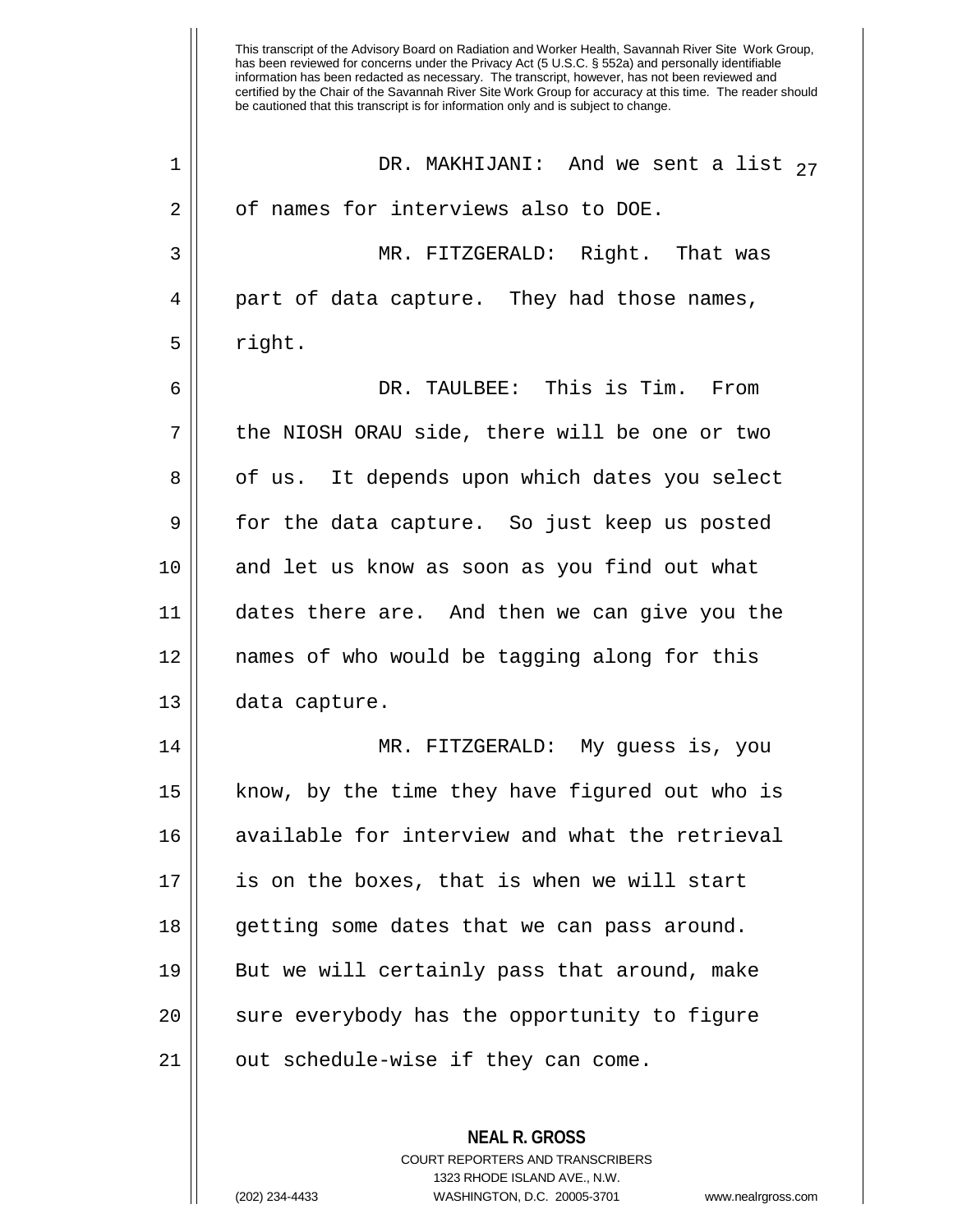This transcript of the Advisory Board on Radiation and Worker Health, Savannah River Site Work Group, has been reviewed for concerns under the Privacy Act (5 U.S.C. § 552a) and personally identifiable information has been redacted as necessary. The transcript, however, has not been reviewed and certified by the Chair of the Savannah River Site Work Group for accuracy at this time. The reader should be cautioned that this transcript is for information only and is subject to change.

DR. MAKHIJANI: And we sent a list of names for interviews also to DOE.

MR. FITZGERALD: Right. That was part of data capture. They had those names, right.

DR. TAULBEE: This is Tim. From the NIOSH ORAU side, there will be one or two of us. It depends upon which dates you select for the data capture. So just keep us posted and let us know as soon as you find out what dates there are. And then we can give you the names of who would be tagging along for this data capture.

MR. FITZGERALD: My guess is, you know, by the time they have figured out who is available for interview and what the retrieval is on the boxes, that is when we will start getting some dates that we can pass around. But we will certainly pass that around, make sure everybody has the opportunity to figure out schedule-wise if they can come.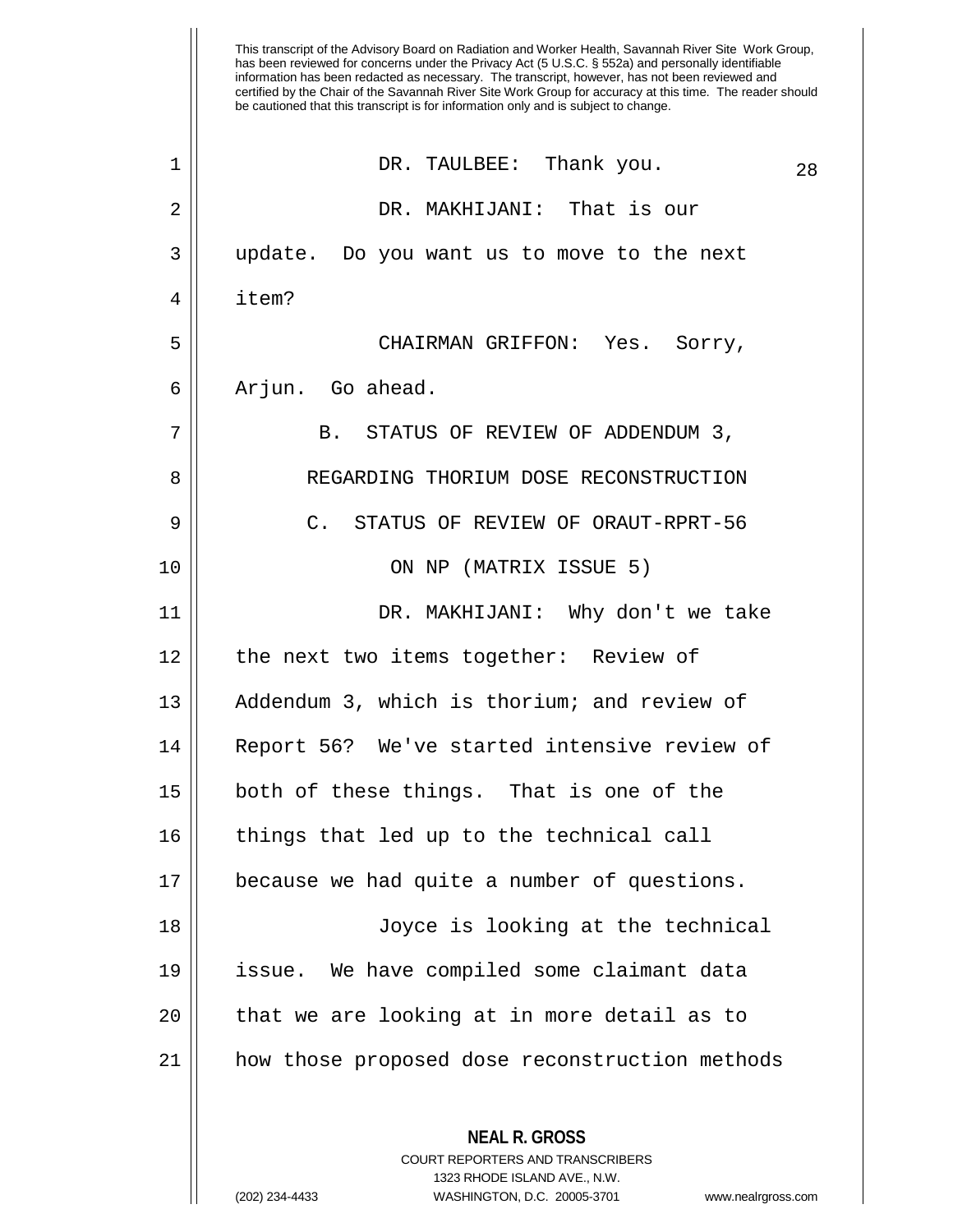This transcript of the Advisory Board on Radiation and Worker Health, Savannah River Site Work Group, has been reviewed for concerns under the Privacy Act (5 U.S.C. § 552a) and personally identifiable information has been redacted as necessary. The transcript, however, has not been reviewed and certified by the Chair of the Savannah River Site Work Group for accuracy at this time. The reader should be cautioned that this transcript is for information only and is subject to change.

DR. TAULBEE: Thank you.

DR. MAKHIJANI: That is our update. Do you want us to move to the next item?

CHAIRMAN GRIFFON: Yes. Sorry, Arjun. Go ahead.

B. STATUS OF REVIEW OF ADDENDUM 3, REGARDING THORIUM DOSE RECONSTRUCTION

C. STATUS OF REVIEW OF ORAUT-RPRT-56 ON NP (MATRIX ISSUE 5)

DR. MAKHIJANI: Why don't we take the next two items together: Review of Addendum 3, which is thorium; and review of Report 56? We've started intensive review of both of these things. That is one of the things that led up to the technical call because we had quite a number of questions.

Joyce is looking at the technical issue. We have compiled some claimant data that we are looking at in more detail as to how those proposed dose reconstruction methods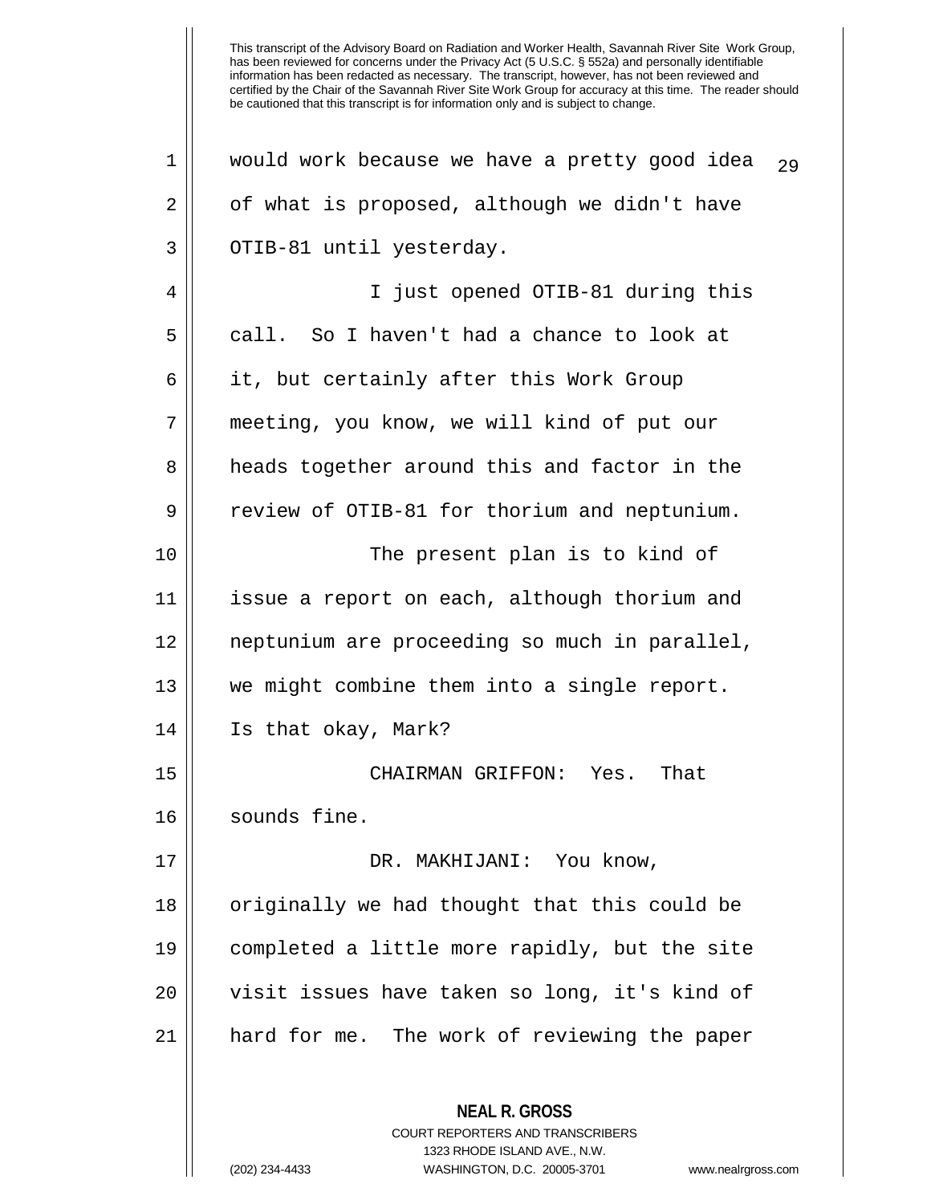would work because we have a pretty good idea of what is proposed, although we didn't have OTIB-81 until yesterday.

I just opened OTIB-81 during this call. So I haven't had a chance to look at it, but certainly after this Work Group meeting, you know, we will kind of put our heads together around this and factor in the review of OTIB-81 for thorium and neptunium.

The present plan is to kind of issue a report on each, although thorium and neptunium are proceeding so much in parallel, we might combine them into a single report. Is that okay, Mark?

CHAIRMAN GRIFFON: Yes. That sounds fine.

DR. MAKHIJANI: You know, originally we had thought that this could be completed a little more rapidly, but the site visit issues have taken so long, it's kind of hard for me. The work of reviewing the paper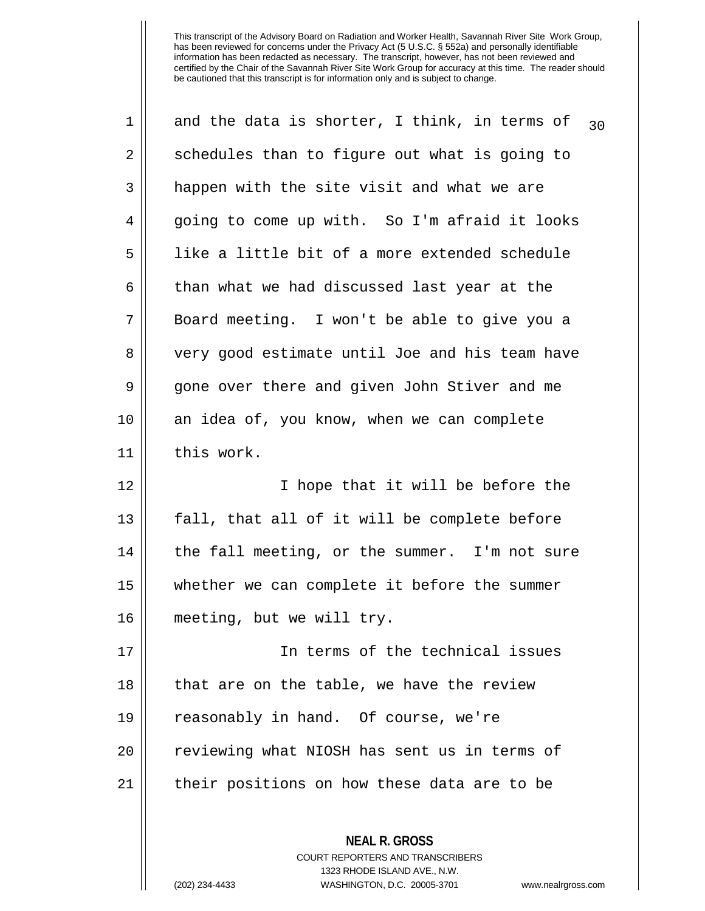and the data is shorter, I think, in terms of schedules than to figure out what is going to happen with the site visit and what we are going to come up with. So I'm afraid it looks like a little bit of a more extended schedule than what we had discussed last year at the Board meeting. I won't be able to give you a very good estimate until Joe and his team have gone over there and given John Stiver and me an idea of, you know, when we can complete this work.

I hope that it will be before the fall, that all of it will be complete before the fall meeting, or the summer. I'm not sure whether we can complete it before the summer meeting, but we will try.

In terms of the technical issues that are on the table, we have the review reasonably in hand. Of course, we're reviewing what NIOSH has sent us in terms of their positions on how these data are to be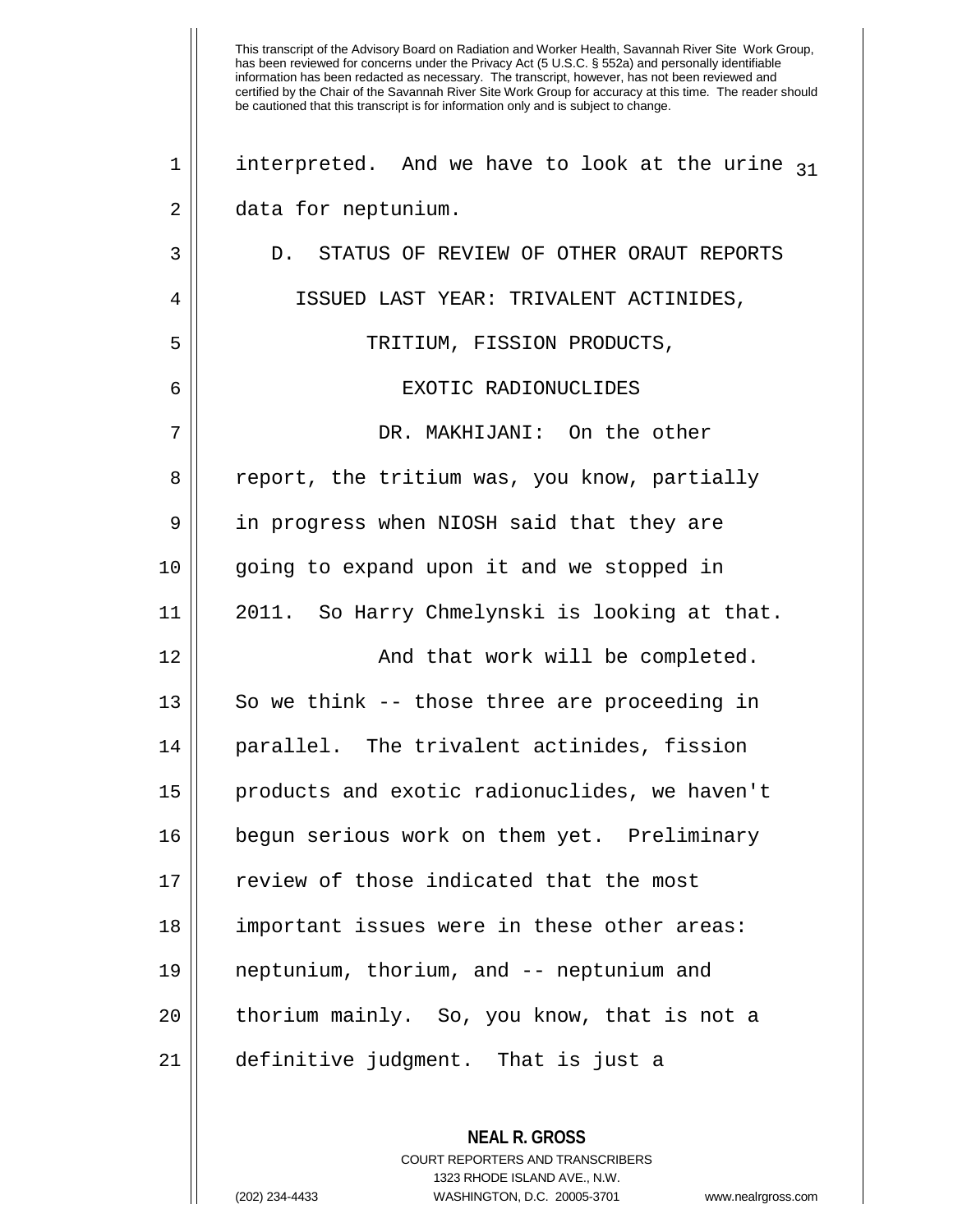interpreted. And we have to look at the urine data for neptunium.

D. STATUS OF REVIEW OF OTHER ORAUT REPORTS ISSUED LAST YEAR: TRIVALENT ACTINIDES, TRITIUM, FISSION PRODUCTS, EXOTIC RADIONUCLIDES

DR. MAKHIJANI: On the other report, the tritium was, you know, partially in progress when NIOSH said that they are going to expand upon it and we stopped in 2011. So Harry Chmelynski is looking at that.

And that work will be completed. So we think -- those three are proceeding in parallel. The trivalent actinides, fission products and exotic radionuclides, we haven't begun serious work on them yet. Preliminary review of those indicated that the most important issues were in these other areas: neptunium, thorium, and -- neptunium and thorium mainly. So, you know, that is not a definitive judgment. That is just a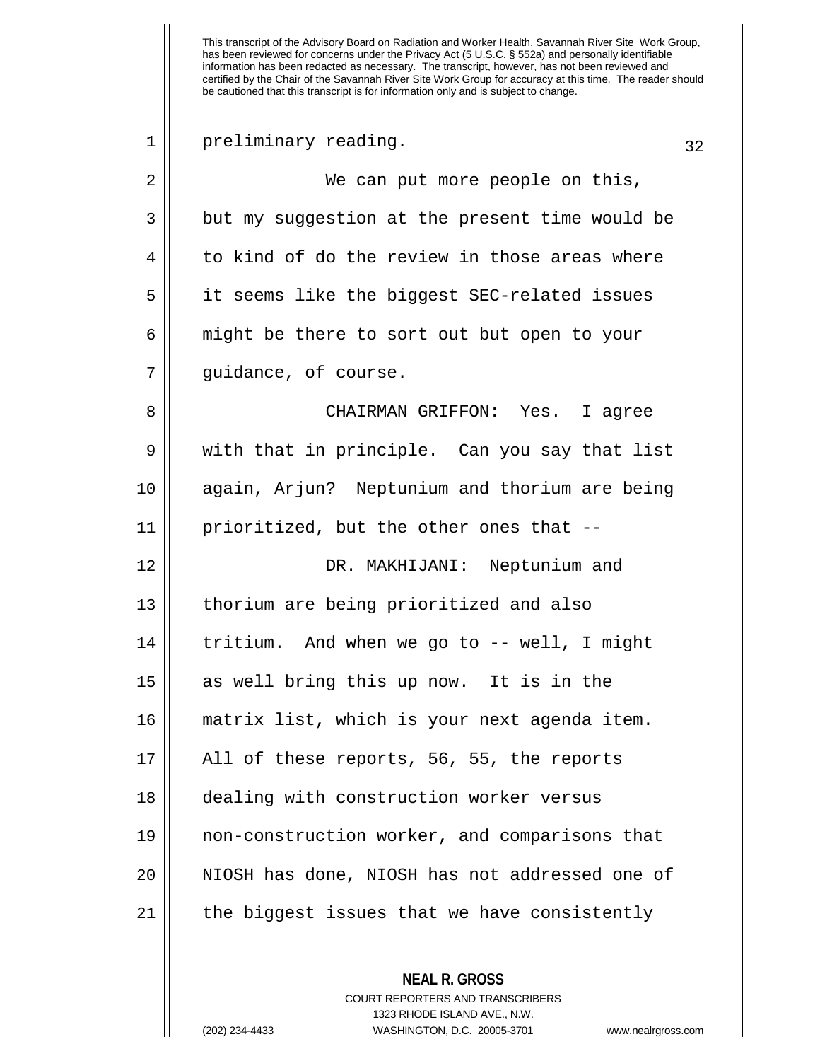preliminary reading.

We can put more people on this, but my suggestion at the present time would be to kind of do the review in those areas where it seems like the biggest SEC-related issues might be there to sort out but open to your guidance, of course.

CHAIRMAN GRIFFON: Yes. I agree with that in principle. Can you say that list again, Arjun? Neptunium and thorium are being prioritized, but the other ones that --

DR. MAKHIJANI: Neptunium and thorium are being prioritized and also tritium. And when we go to -- well, I might as well bring this up now. It is in the matrix list, which is your next agenda item. All of these reports, 56, 55, the reports dealing with construction worker versus non-construction worker, and comparisons that NIOSH has done, NIOSH has not addressed one of the biggest issues that we have consistently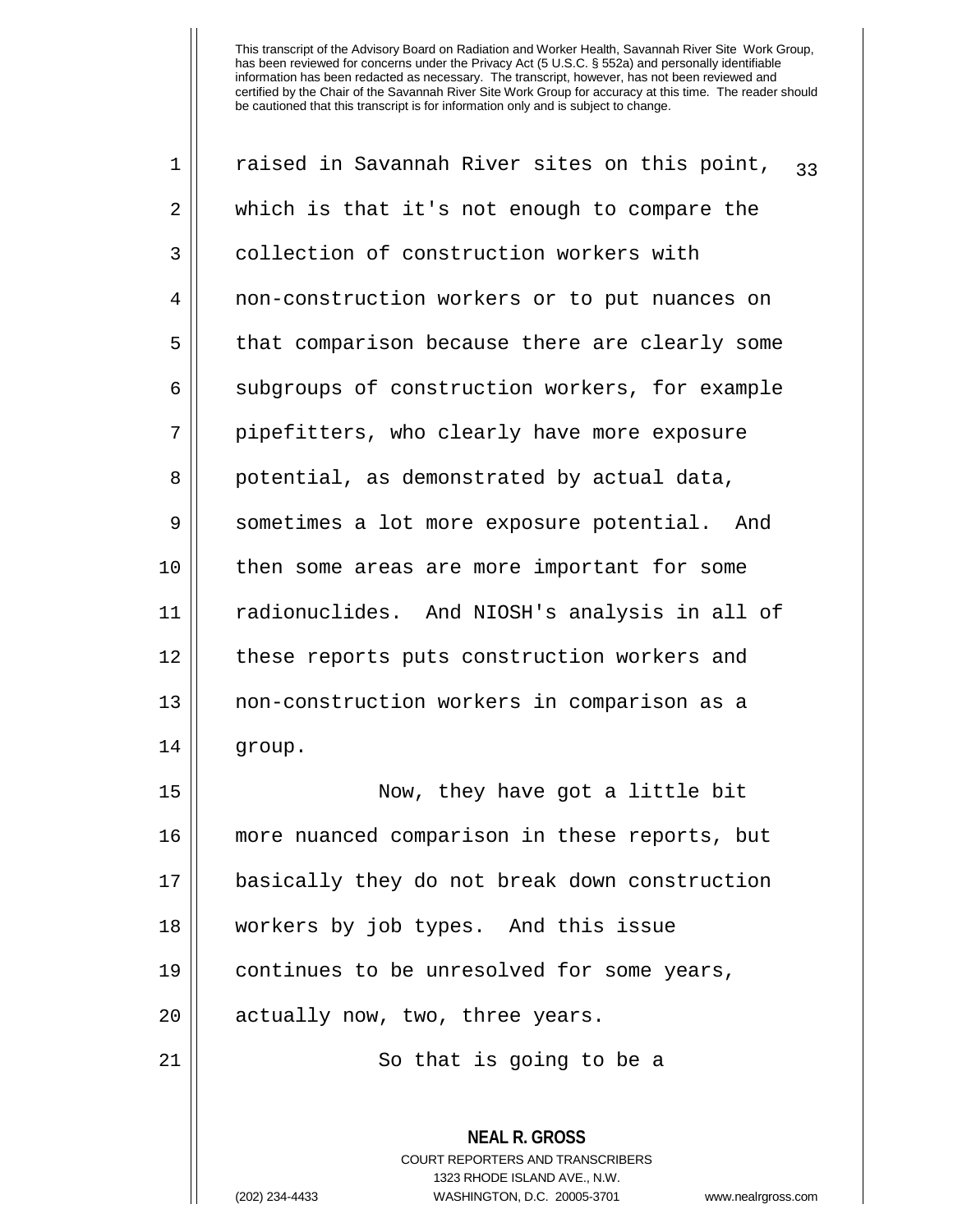raised in Savannah River sites on this point, which is that it's not enough to compare the collection of construction workers with non-construction workers or to put nuances on that comparison because there are clearly some subgroups of construction workers, for example pipefitters, who clearly have more exposure potential, as demonstrated by actual data, sometimes a lot more exposure potential. And then some areas are more important for some radionuclides. And NIOSH's analysis in all of these reports puts construction workers and non-construction workers in comparison as a group.

Now, they have got a little bit more nuanced comparison in these reports, but basically they do not break down construction workers by job types. And this issue continues to be unresolved for some years, actually now, two, three years.

So that is going to be a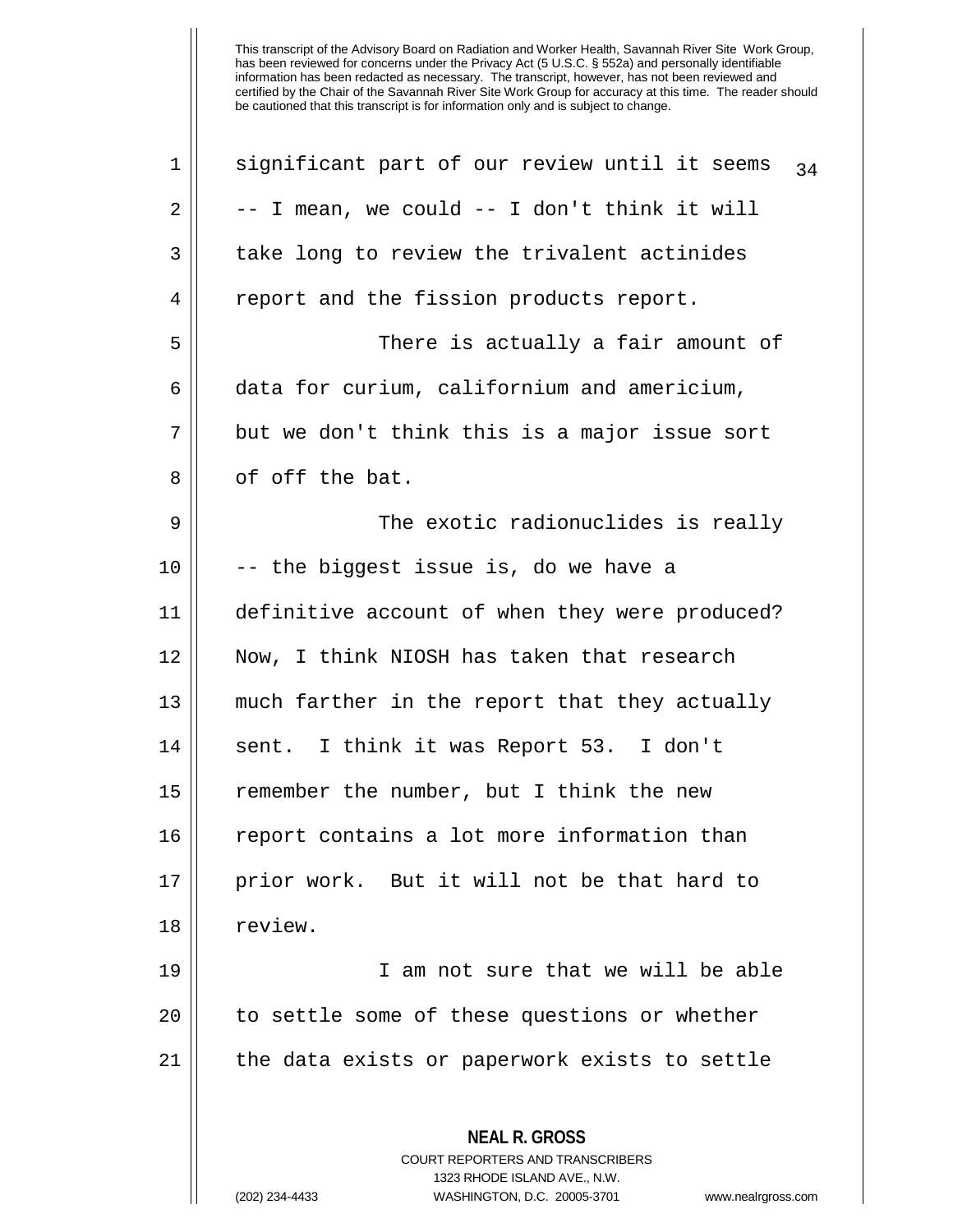significant part of our review until it seems -- I mean, we could -- I don't think it will take long to review the trivalent actinides report and the fission products report.

There is actually a fair amount of data for curium, californium and americium, but we don't think this is a major issue sort of off the bat.

The exotic radionuclides is really -- the biggest issue is, do we have a definitive account of when they were produced? Now, I think NIOSH has taken that research much farther in the report that they actually sent. I think it was Report 53. I don't remember the number, but I think the new report contains a lot more information than prior work. But it will not be that hard to review.

I am not sure that we will be able to settle some of these questions or whether the data exists or paperwork exists to settle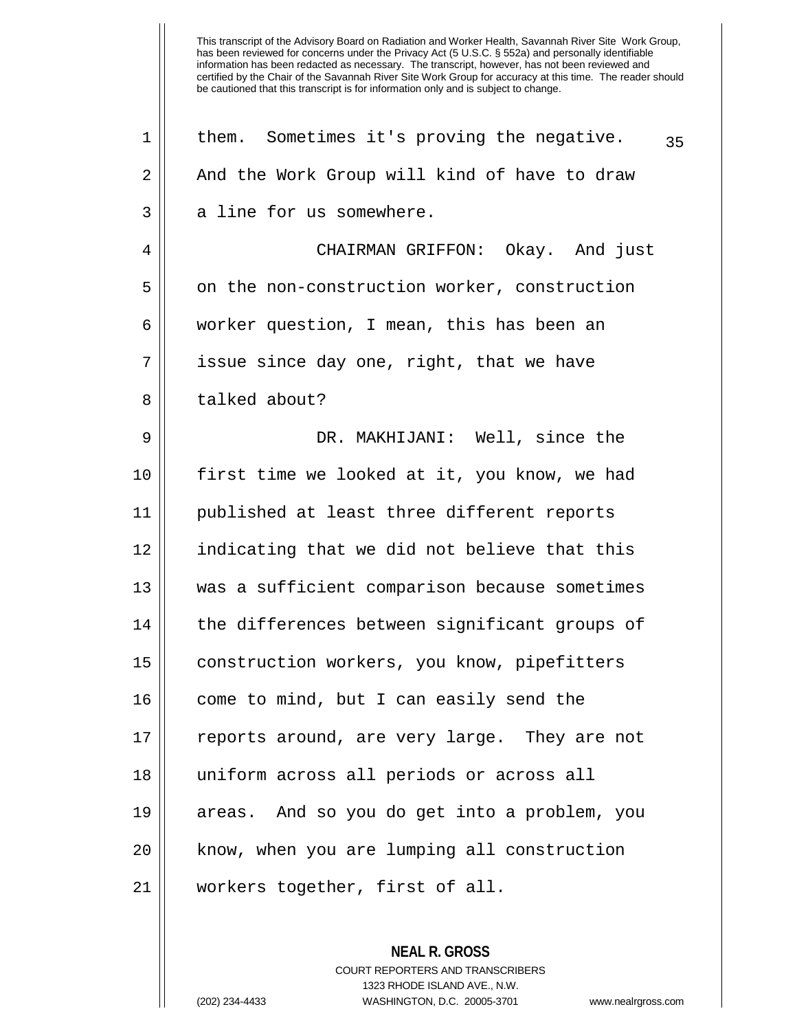them. Sometimes it's proving the negative. And the Work Group will kind of have to draw a line for us somewhere.

CHAIRMAN GRIFFON: Okay. And just on the non-construction worker, construction worker question, I mean, this has been an issue since day one, right, that we have talked about?

DR. MAKHIJANI: Well, since the first time we looked at it, you know, we had published at least three different reports indicating that we did not believe that this was a sufficient comparison because sometimes the differences between significant groups of construction workers, you know, pipefitters come to mind, but I can easily send the reports around, are very large. They are not uniform across all periods or across all areas. And so you do get into a problem, you know, when you are lumping all construction workers together, first of all.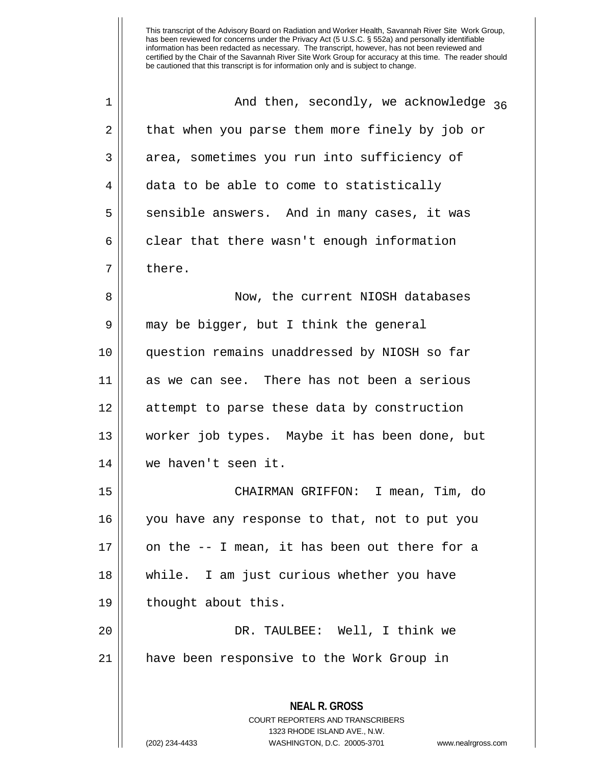And then, secondly, we acknowledge that when you parse them more finely by job or area, sometimes you run into sufficiency of data to be able to come to statistically sensible answers. And in many cases, it was clear that there wasn't enough information there.

Now, the current NIOSH databases may be bigger, but I think the general question remains unaddressed by NIOSH so far as we can see. There has not been a serious attempt to parse these data by construction worker job types. Maybe it has been done, but we haven't seen it.

CHAIRMAN GRIFFON: I mean, Tim, do you have any response to that, not to put you on the -- I mean, it has been out there for a while. I am just curious whether you have thought about this.

DR. TAULBEE: Well, I think we have been responsive to the Work Group in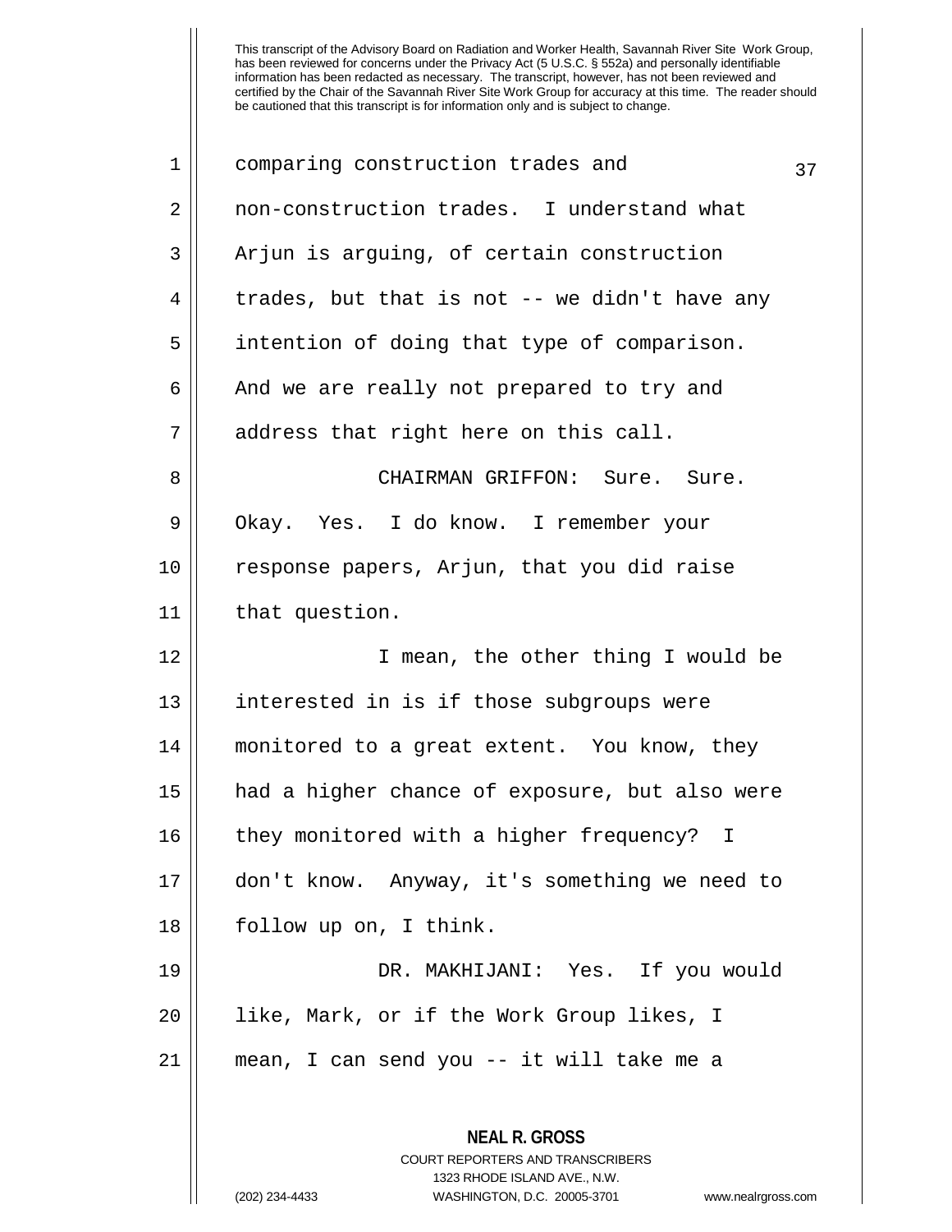This transcript of the Advisory Board on Radiation and Worker Health, Savannah River Site Work Group, has been reviewed for concerns under the Privacy Act (5 U.S.C. § 552a) and personally identifiable information has been redacted as necessary. The transcript, however, has not been reviewed and certified by the Chair of the Savannah River Site Work Group for accuracy at this time. The reader should be cautioned that this transcript is for information only and is subject to change.

comparing construction trades and non-construction trades. I understand what Arjun is arguing, of certain construction trades, but that is not -- we didn't have any intention of doing that type of comparison. And we are really not prepared to try and address that right here on this call.

CHAIRMAN GRIFFON: Sure. Sure. Okay. Yes. I do know. I remember your response papers, Arjun, that you did raise that question.

I mean, the other thing I would be interested in is if those subgroups were monitored to a great extent. You know, they had a higher chance of exposure, but also were they monitored with a higher frequency? I don't know. Anyway, it's something we need to follow up on, I think.

DR. MAKHIJANI: Yes. If you would like, Mark, or if the Work Group likes, I mean, I can send you -- it will take me a

**NEAL R. GROSS**
COURT REPORTERS AND TRANSCRIBERS
1323 RHODE ISLAND AVE., N.W.
(202) 234-4433 WASHINGTON, D.C. 20005-3701 www.nealrgross.com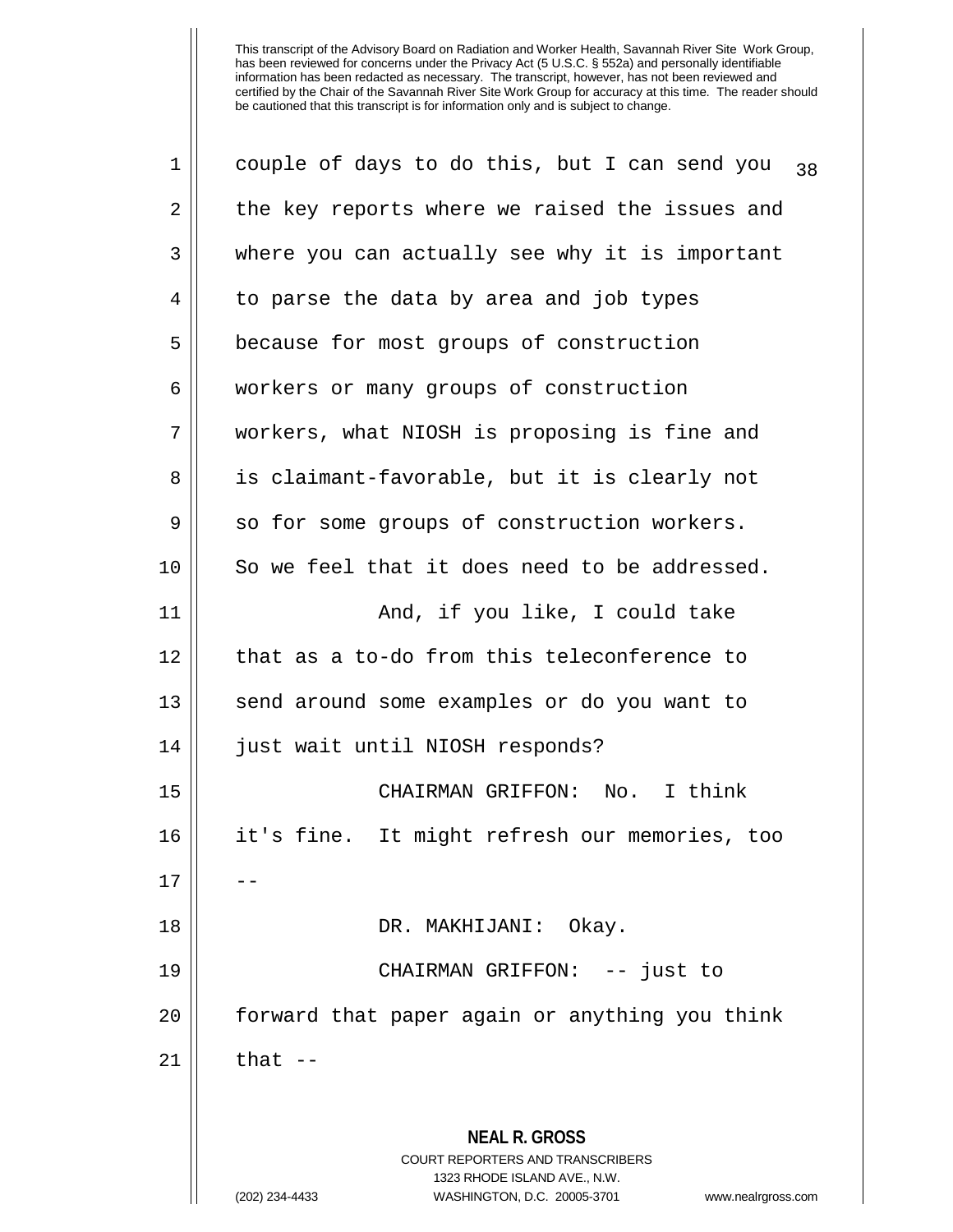couple of days to do this, but I can send you the key reports where we raised the issues and where you can actually see why it is important to parse the data by area and job types because for most groups of construction workers or many groups of construction workers, what NIOSH is proposing is fine and is claimant-favorable, but it is clearly not so for some groups of construction workers. So we feel that it does need to be addressed.

And, if you like, I could take that as a to-do from this teleconference to send around some examples or do you want to just wait until NIOSH responds?

CHAIRMAN GRIFFON: No. I think it's fine. It might refresh our memories, too --

DR. MAKHIJANI: Okay.

CHAIRMAN GRIFFON: -- just to forward that paper again or anything you think that --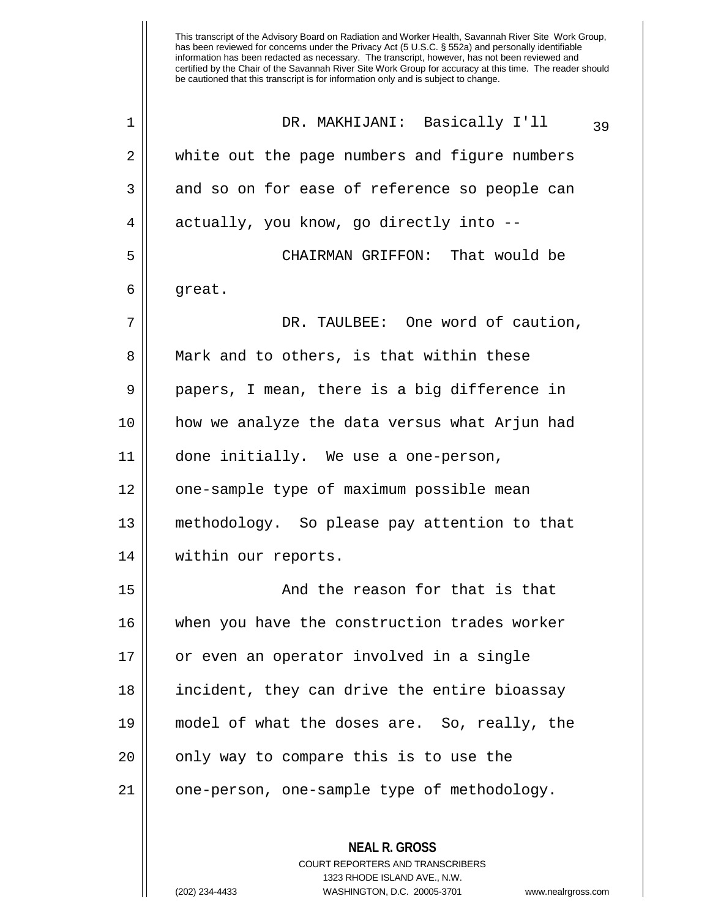This transcript of the Advisory Board on Radiation and Worker Health, Savannah River Site Work Group, has been reviewed for concerns under the Privacy Act (5 U.S.C. § 552a) and personally identifiable information has been redacted as necessary. The transcript, however, has not been reviewed and certified by the Chair of the Savannah River Site Work Group for accuracy at this time. The reader should be cautioned that this transcript is for information only and is subject to change.

DR. MAKHIJANI: Basically I'll white out the page numbers and figure numbers and so on for ease of reference so people can actually, you know, go directly into --

CHAIRMAN GRIFFON: That would be great.

DR. TAULBEE: One word of caution, Mark and to others, is that within these papers, I mean, there is a big difference in how we analyze the data versus what Arjun had done initially. We use a one-person, one-sample type of maximum possible mean methodology. So please pay attention to that within our reports.

And the reason for that is that when you have the construction trades worker or even an operator involved in a single incident, they can drive the entire bioassay model of what the doses are. So, really, the only way to compare this is to use the one-person, one-sample type of methodology.

**NEAL R. GROSS**
COURT REPORTERS AND TRANSCRIBERS
1323 RHODE ISLAND AVE., N.W.
(202) 234-4433 WASHINGTON, D.C. 20005-3701 www.nealrgross.com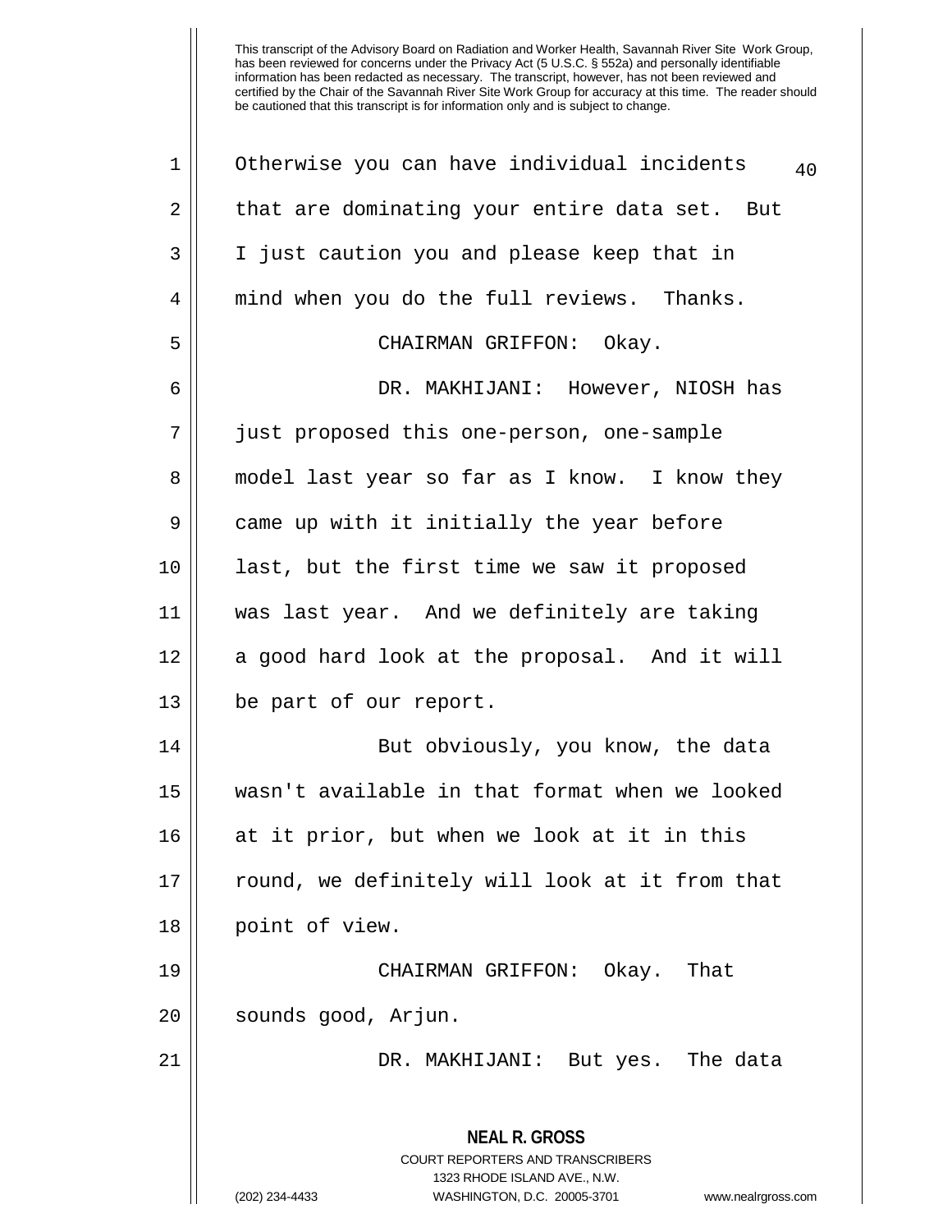Otherwise you can have individual incidents that are dominating your entire data set. But I just caution you and please keep that in mind when you do the full reviews. Thanks.

CHAIRMAN GRIFFON: Okay.

DR. MAKHIJANI: However, NIOSH has just proposed this one-person, one-sample model last year so far as I know. I know they came up with it initially the year before last, but the first time we saw it proposed was last year. And we definitely are taking a good hard look at the proposal. And it will be part of our report.

But obviously, you know, the data wasn't available in that format when we looked at it prior, but when we look at it in this round, we definitely will look at it from that point of view.

CHAIRMAN GRIFFON: Okay. That sounds good, Arjun.

DR. MAKHIJANI: But yes. The data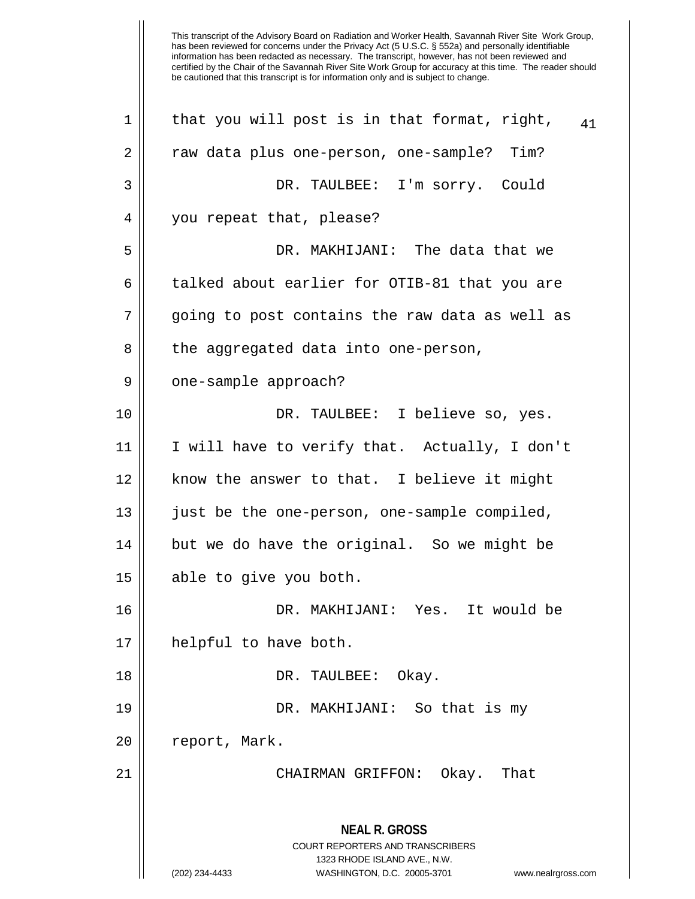that you will post is in that format, right, raw data plus one-person, one-sample? Tim?

DR. TAULBEE: I'm sorry. Could you repeat that, please?

DR. MAKHIJANI: The data that we talked about earlier for OTIB-81 that you are going to post contains the raw data as well as the aggregated data into one-person, one-sample approach?

DR. TAULBEE: I believe so, yes. I will have to verify that. Actually, I don't know the answer to that. I believe it might just be the one-person, one-sample compiled, but we do have the original. So we might be able to give you both.

DR. MAKHIJANI: Yes. It would be helpful to have both.

DR. TAULBEE: Okay.

DR. MAKHIJANI: So that is my report, Mark.

CHAIRMAN GRIFFON: Okay. That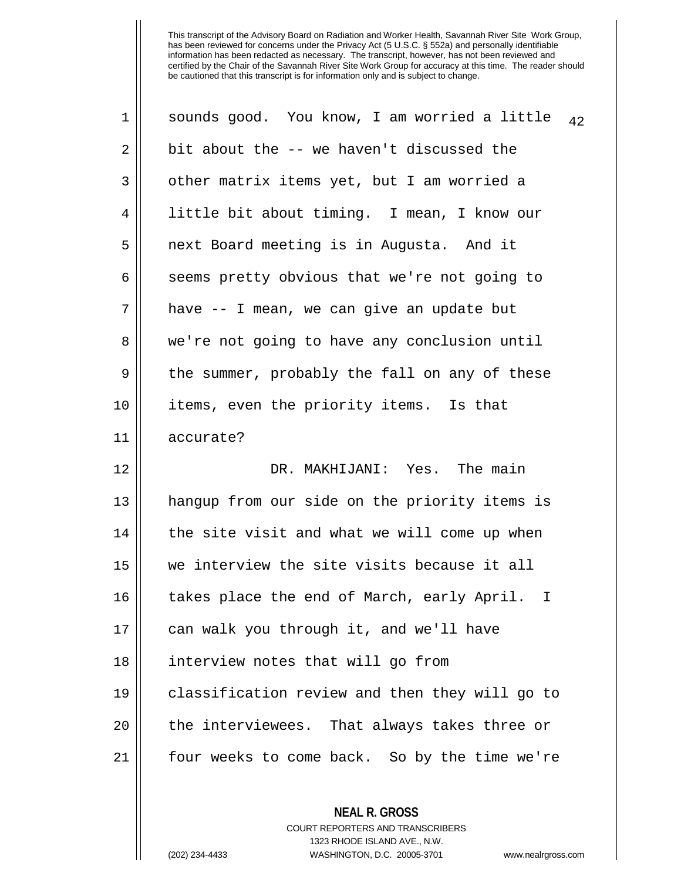sounds good. You know, I am worried a little bit about the -- we haven't discussed the other matrix items yet, but I am worried a little bit about timing. I mean, I know our next Board meeting is in Augusta. And it seems pretty obvious that we're not going to have -- I mean, we can give an update but we're not going to have any conclusion until the summer, probably the fall on any of these items, even the priority items. Is that accurate?

DR. MAKHIJANI: Yes. The main hangup from our side on the priority items is the site visit and what we will come up when we interview the site visits because it all takes place the end of March, early April. I can walk you through it, and we'll have interview notes that will go from classification review and then they will go to the interviewees. That always takes three or four weeks to come back. So by the time we're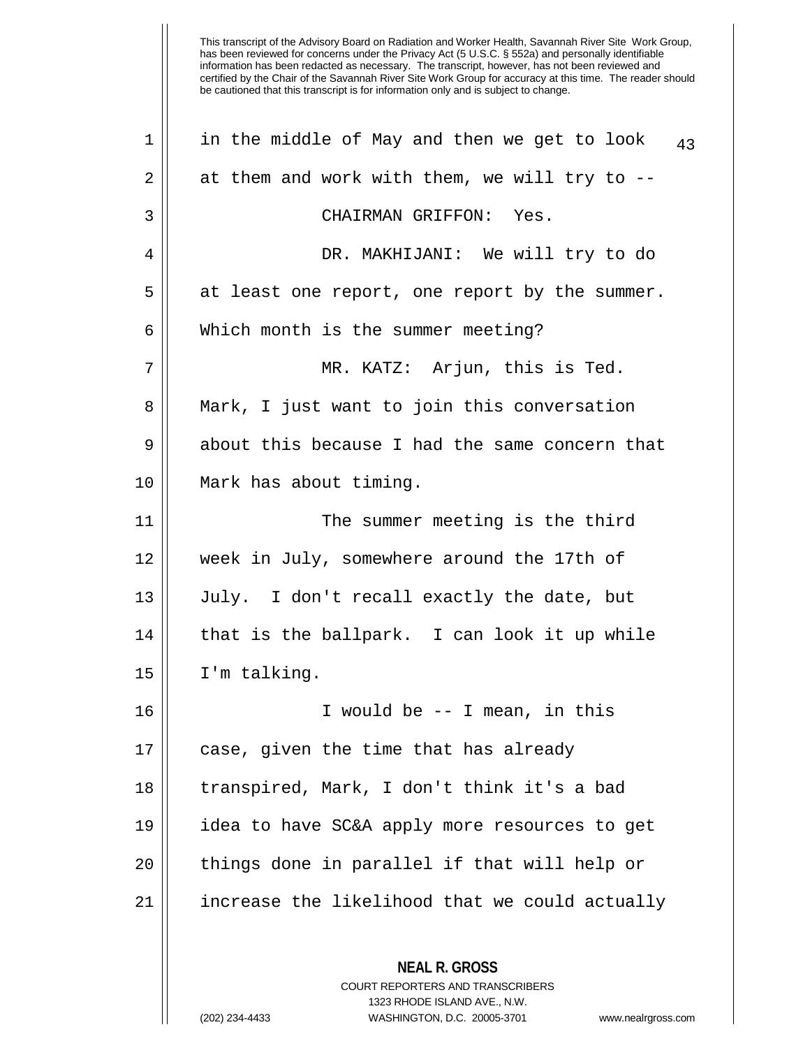This transcript of the Advisory Board on Radiation and Worker Health, Savannah River Site Work Group, has been reviewed for concerns under the Privacy Act (5 U.S.C. § 552a) and personally identifiable information has been redacted as necessary. The transcript, however, has not been reviewed and certified by the Chair of the Savannah River Site Work Group for accuracy at this time. The reader should be cautioned that this transcript is for information only and is subject to change.

in the middle of May and then we get to look at them and work with them, we will try to --

CHAIRMAN GRIFFON: Yes.

DR. MAKHIJANI: We will try to do at least one report, one report by the summer. Which month is the summer meeting?

MR. KATZ: Arjun, this is Ted. Mark, I just want to join this conversation about this because I had the same concern that Mark has about timing.

The summer meeting is the third week in July, somewhere around the 17th of July. I don't recall exactly the date, but that is the ballpark. I can look it up while I'm talking.

I would be -- I mean, in this case, given the time that has already transpired, Mark, I don't think it's a bad idea to have SC&A apply more resources to get things done in parallel if that will help or increase the likelihood that we could actually

**NEAL R. GROSS**
COURT REPORTERS AND TRANSCRIBERS
1323 RHODE ISLAND AVE., N.W.
(202) 234-4433 WASHINGTON, D.C. 20005-3701 www.nealrgross.com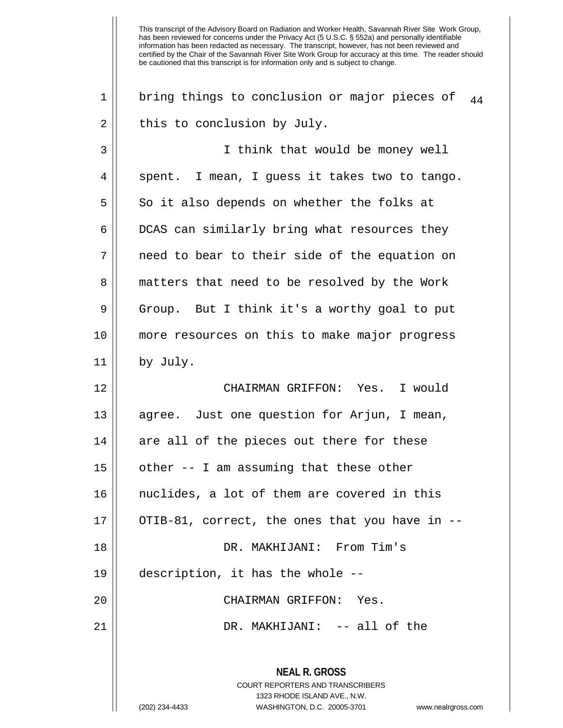This transcript of the Advisory Board on Radiation and Worker Health, Savannah River Site Work Group, has been reviewed for concerns under the Privacy Act (5 U.S.C. § 552a) and personally identifiable information has been redacted as necessary. The transcript, however, has not been reviewed and certified by the Chair of the Savannah River Site Work Group for accuracy at this time. The reader should be cautioned that this transcript is for information only and is subject to change.

bring things to conclusion or major pieces of this to conclusion by July.

I think that would be money well spent. I mean, I guess it takes two to tango. So it also depends on whether the folks at DCAS can similarly bring what resources they need to bear to their side of the equation on matters that need to be resolved by the Work Group. But I think it's a worthy goal to put more resources on this to make major progress by July.

CHAIRMAN GRIFFON: Yes. I would agree. Just one question for Arjun, I mean, are all of the pieces out there for these other -- I am assuming that these other nuclides, a lot of them are covered in this OTIB-81, correct, the ones that you have in --

DR. MAKHIJANI: From Tim's description, it has the whole --

CHAIRMAN GRIFFON: Yes.

DR. MAKHIJANI: -- all of the

**NEAL R. GROSS**
COURT REPORTERS AND TRANSCRIBERS
1323 RHODE ISLAND AVE., N.W.
(202) 234-4433 WASHINGTON, D.C. 20005-3701 www.nealrgross.com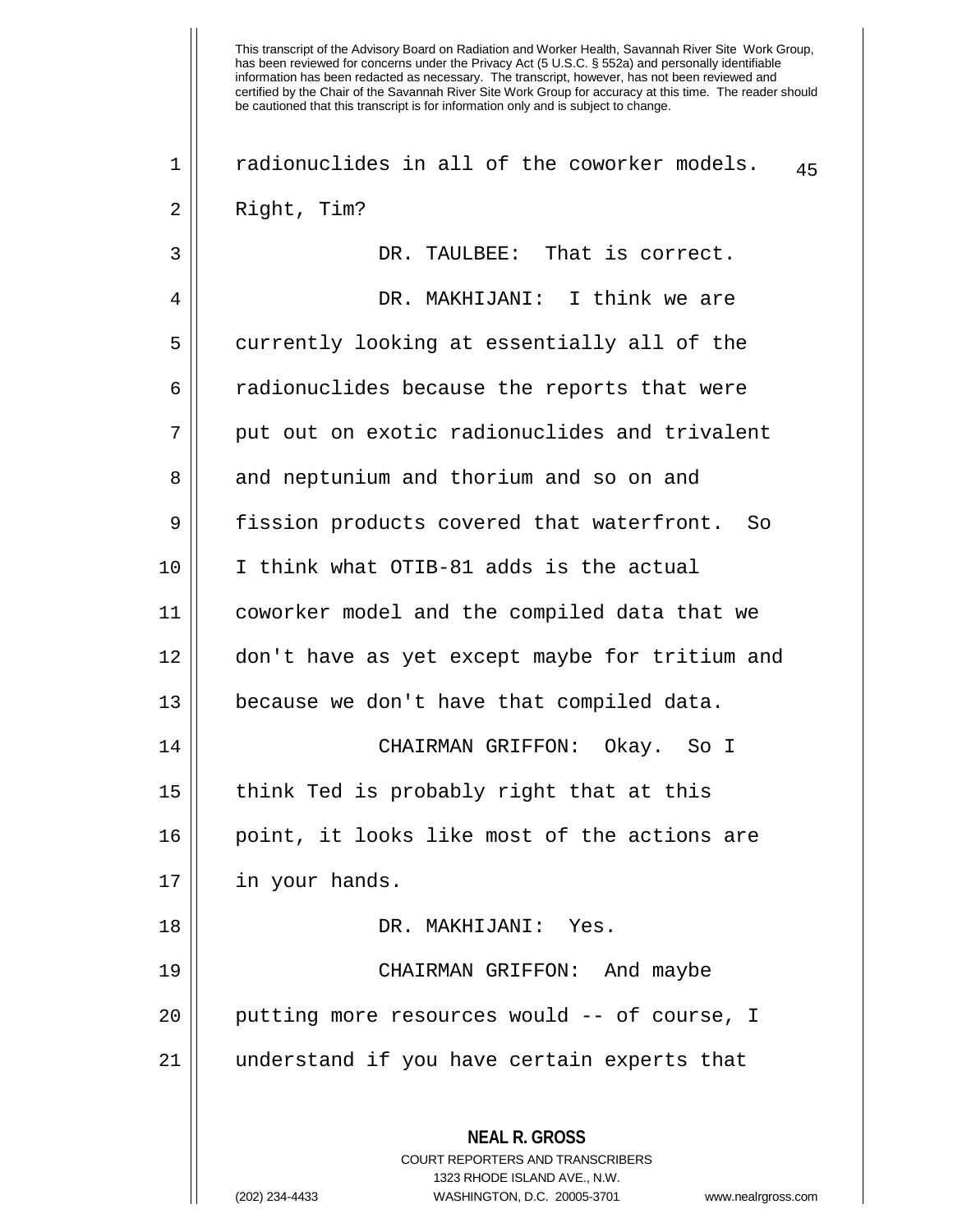This transcript of the Advisory Board on Radiation and Worker Health, Savannah River Site Work Group, has been reviewed for concerns under the Privacy Act (5 U.S.C. § 552a) and personally identifiable information has been redacted as necessary. The transcript, however, has not been reviewed and certified by the Chair of the Savannah River Site Work Group for accuracy at this time. The reader should be cautioned that this transcript is for information only and is subject to change.

radionuclides in all of the coworker models. Right, Tim?

DR. TAULBEE: That is correct.

DR. MAKHIJANI: I think we are currently looking at essentially all of the radionuclides because the reports that were put out on exotic radionuclides and trivalent and neptunium and thorium and so on and fission products covered that waterfront. So I think what OTIB-81 adds is the actual coworker model and the compiled data that we don't have as yet except maybe for tritium and because we don't have that compiled data.

CHAIRMAN GRIFFON: Okay. So I think Ted is probably right that at this point, it looks like most of the actions are in your hands.

DR. MAKHIJANI: Yes.

CHAIRMAN GRIFFON: And maybe putting more resources would -- of course, I understand if you have certain experts that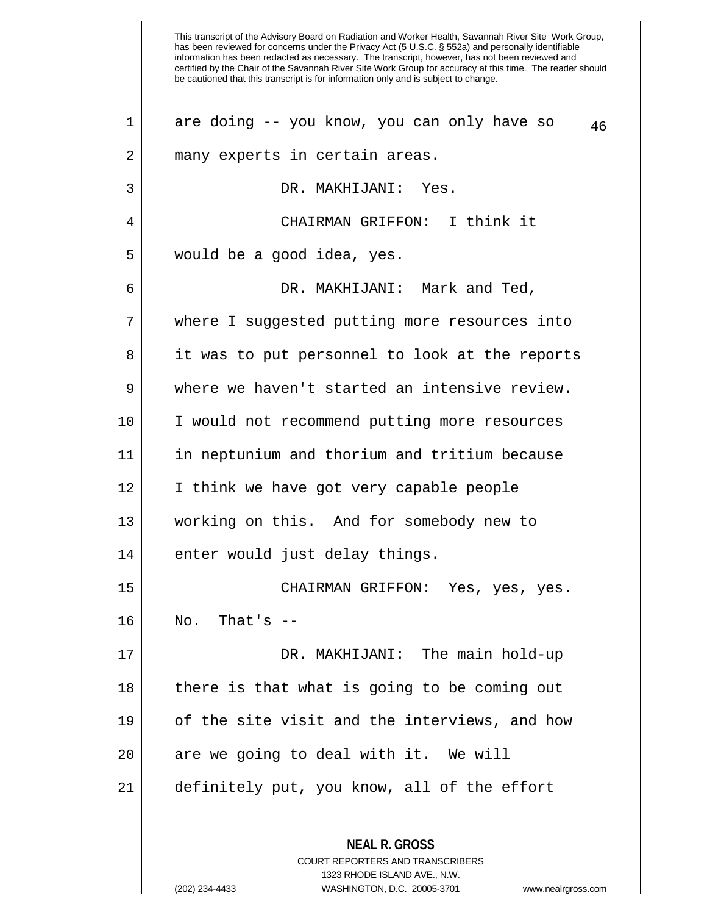This transcript of the Advisory Board on Radiation and Worker Health, Savannah River Site Work Group, has been reviewed for concerns under the Privacy Act (5 U.S.C. § 552a) and personally identifiable information has been redacted as necessary. The transcript, however, has not been reviewed and certified by the Chair of the Savannah River Site Work Group for accuracy at this time. The reader should be cautioned that this transcript is for information only and is subject to change.

are doing -- you know, you can only have so many experts in certain areas.

DR. MAKHIJANI: Yes.

CHAIRMAN GRIFFON: I think it would be a good idea, yes.

DR. MAKHIJANI: Mark and Ted, where I suggested putting more resources into it was to put personnel to look at the reports where we haven't started an intensive review. I would not recommend putting more resources in neptunium and thorium and tritium because I think we have got very capable people working on this. And for somebody new to enter would just delay things.

CHAIRMAN GRIFFON: Yes, yes, yes. No. That's --

DR. MAKHIJANI: The main hold-up there is that what is going to be coming out of the site visit and the interviews, and how are we going to deal with it. We will definitely put, you know, all of the effort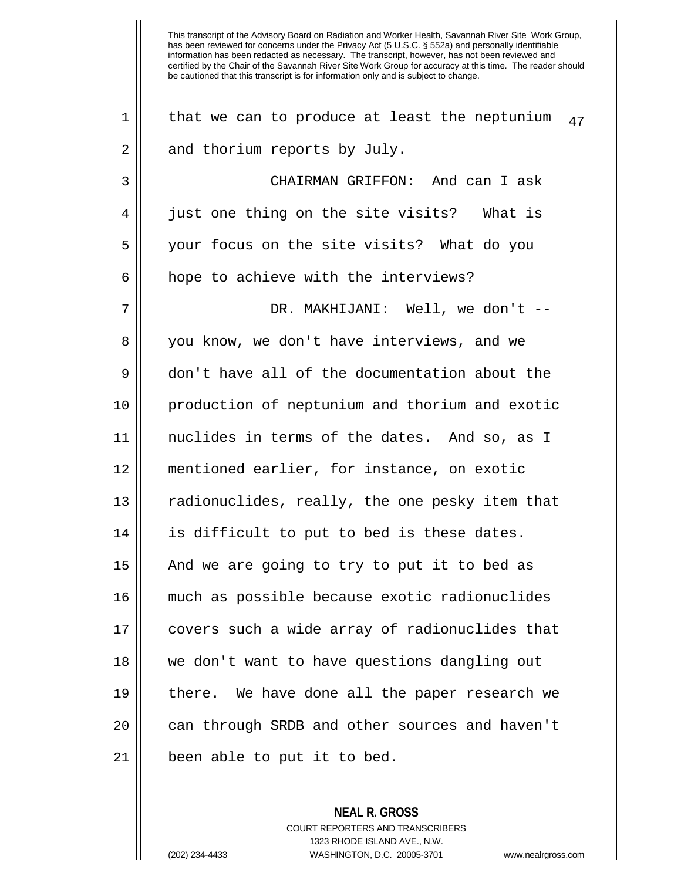This transcript of the Advisory Board on Radiation and Worker Health, Savannah River Site Work Group, has been reviewed for concerns under the Privacy Act (5 U.S.C. § 552a) and personally identifiable information has been redacted as necessary. The transcript, however, has not been reviewed and certified by the Chair of the Savannah River Site Work Group for accuracy at this time. The reader should be cautioned that this transcript is for information only and is subject to change.

that we can to produce at least the neptunium and thorium reports by July.

CHAIRMAN GRIFFON: And can I ask just one thing on the site visits? What is your focus on the site visits? What do you hope to achieve with the interviews?

DR. MAKHIJANI: Well, we don't -- you know, we don't have interviews, and we don't have all of the documentation about the production of neptunium and thorium and exotic nuclides in terms of the dates. And so, as I mentioned earlier, for instance, on exotic radionuclides, really, the one pesky item that is difficult to put to bed is these dates. And we are going to try to put it to bed as much as possible because exotic radionuclides covers such a wide array of radionuclides that we don't want to have questions dangling out there. We have done all the paper research we can through SRDB and other sources and haven't been able to put it to bed.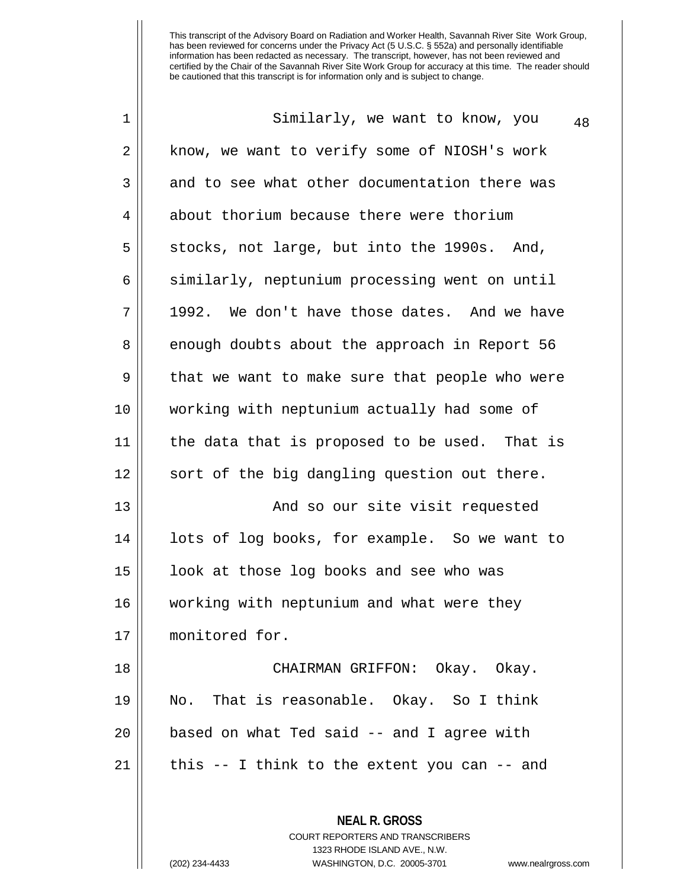This transcript of the Advisory Board on Radiation and Worker Health, Savannah River Site Work Group, has been reviewed for concerns under the Privacy Act (5 U.S.C. § 552a) and personally identifiable information has been redacted as necessary. The transcript, however, has not been reviewed and certified by the Chair of the Savannah River Site Work Group for accuracy at this time. The reader should be cautioned that this transcript is for information only and is subject to change.

Similarly, we want to know, you know, we want to verify some of NIOSH's work and to see what other documentation there was about thorium because there were thorium stocks, not large, but into the 1990s. And, similarly, neptunium processing went on until 1992. We don't have those dates. And we have enough doubts about the approach in Report 56 that we want to make sure that people who were working with neptunium actually had some of the data that is proposed to be used. That is sort of the big dangling question out there.

And so our site visit requested lots of log books, for example. So we want to look at those log books and see who was working with neptunium and what were they monitored for.

CHAIRMAN GRIFFON: Okay. Okay. No. That is reasonable. Okay. So I think based on what Ted said -- and I agree with this -- I think to the extent you can -- and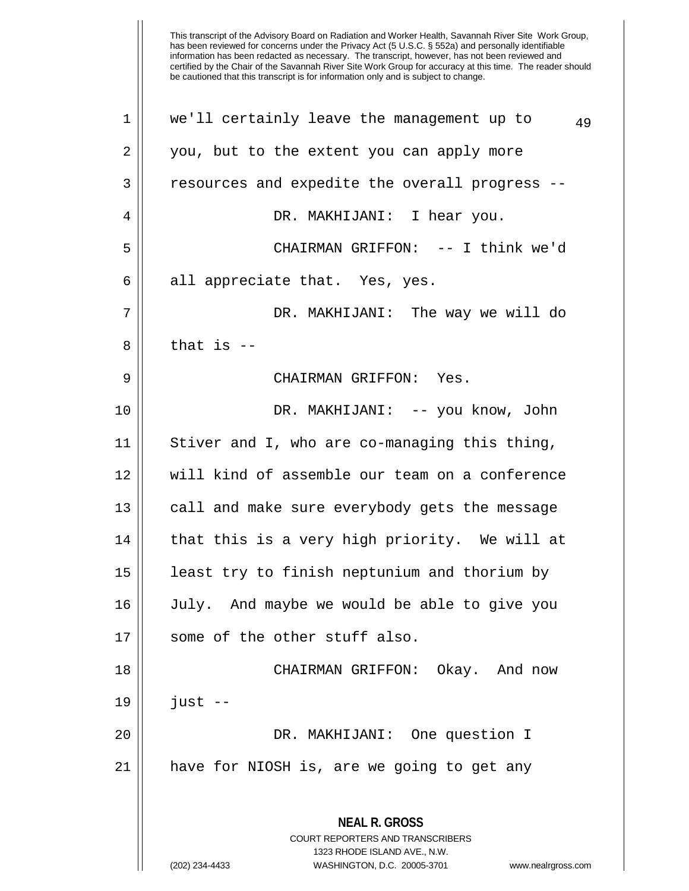we'll certainly leave the management up to you, but to the extent you can apply more resources and expedite the overall progress --

DR. MAKHIJANI: I hear you.

CHAIRMAN GRIFFON: -- I think we'd all appreciate that. Yes, yes.

DR. MAKHIJANI: The way we will do that is --

CHAIRMAN GRIFFON: Yes.

DR. MAKHIJANI: -- you know, John Stiver and I, who are co-managing this thing, will kind of assemble our team on a conference call and make sure everybody gets the message that this is a very high priority. We will at least try to finish neptunium and thorium by July. And maybe we would be able to give you some of the other stuff also.

CHAIRMAN GRIFFON: Okay. And now just --

DR. MAKHIJANI: One question I have for NIOSH is, are we going to get any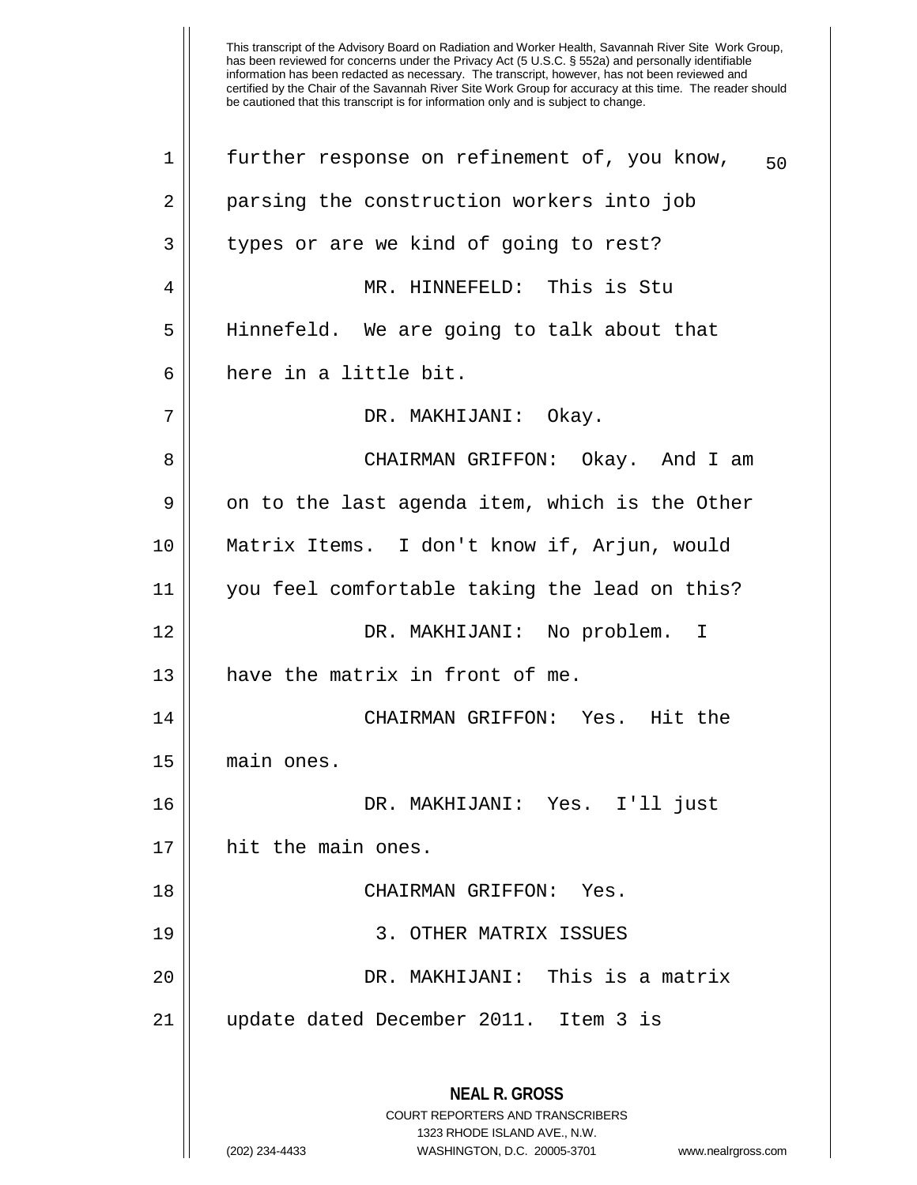This transcript of the Advisory Board on Radiation and Worker Health, Savannah River Site Work Group, has been reviewed for concerns under the Privacy Act (5 U.S.C. § 552a) and personally identifiable information has been redacted as necessary. The transcript, however, has not been reviewed and certified by the Chair of the Savannah River Site Work Group for accuracy at this time. The reader should be cautioned that this transcript is for information only and is subject to change.

further response on refinement of, you know, parsing the construction workers into job types or are we kind of going to rest?

MR. HINNEFELD: This is Stu Hinnefeld. We are going to talk about that here in a little bit.

DR. MAKHIJANI: Okay.

CHAIRMAN GRIFFON: Okay. And I am on to the last agenda item, which is the Other Matrix Items. I don't know if, Arjun, would you feel comfortable taking the lead on this?

DR. MAKHIJANI: No problem. I have the matrix in front of me.

CHAIRMAN GRIFFON: Yes. Hit the main ones.

DR. MAKHIJANI: Yes. I'll just hit the main ones.

CHAIRMAN GRIFFON: Yes.

## 3. OTHER MATRIX ISSUES

DR. MAKHIJANI: This is a matrix update dated December 2011. Item 3 is

**NEAL R. GROSS**
COURT REPORTERS AND TRANSCRIBERS
1323 RHODE ISLAND AVE., N.W.
(202) 234-4433 WASHINGTON, D.C. 20005-3701 www.nealrgross.com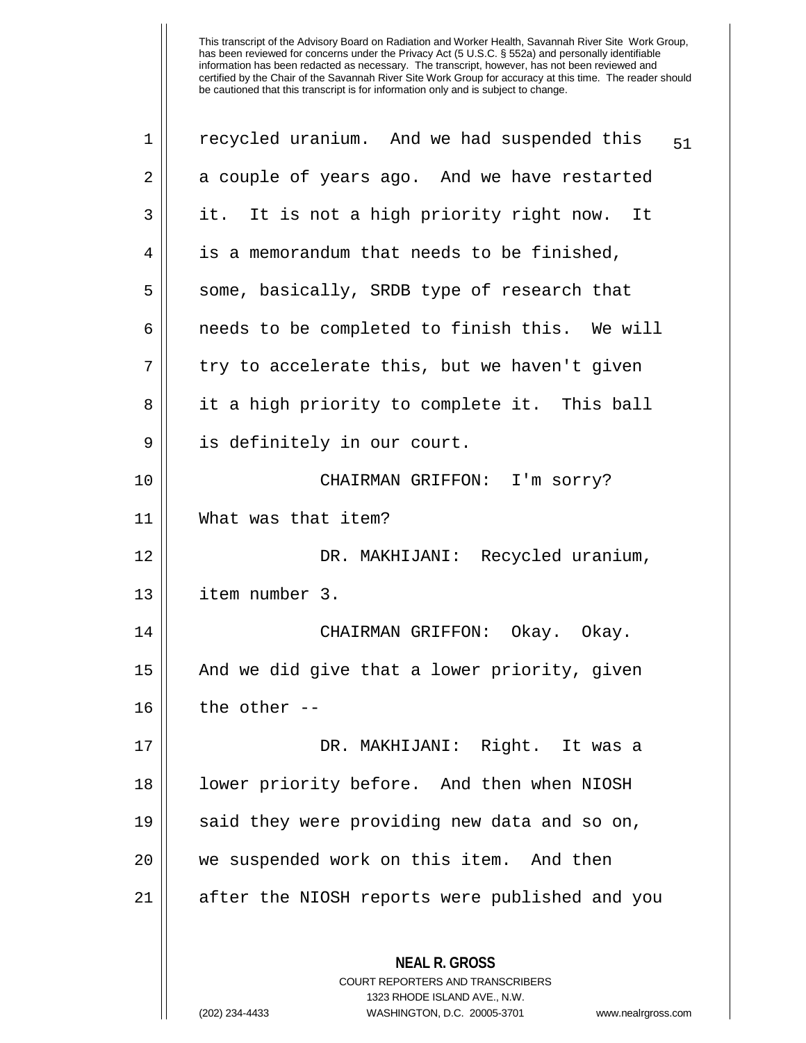recycled uranium. And we had suspended this a couple of years ago. And we have restarted it. It is not a high priority right now. It is a memorandum that needs to be finished, some, basically, SRDB type of research that needs to be completed to finish this. We will try to accelerate this, but we haven't given it a high priority to complete it. This ball is definitely in our court.

CHAIRMAN GRIFFON: I'm sorry? What was that item?

DR. MAKHIJANI: Recycled uranium, item number 3.

CHAIRMAN GRIFFON: Okay. Okay. And we did give that a lower priority, given the other --

DR. MAKHIJANI: Right. It was a lower priority before. And then when NIOSH said they were providing new data and so on, we suspended work on this item. And then after the NIOSH reports were published and you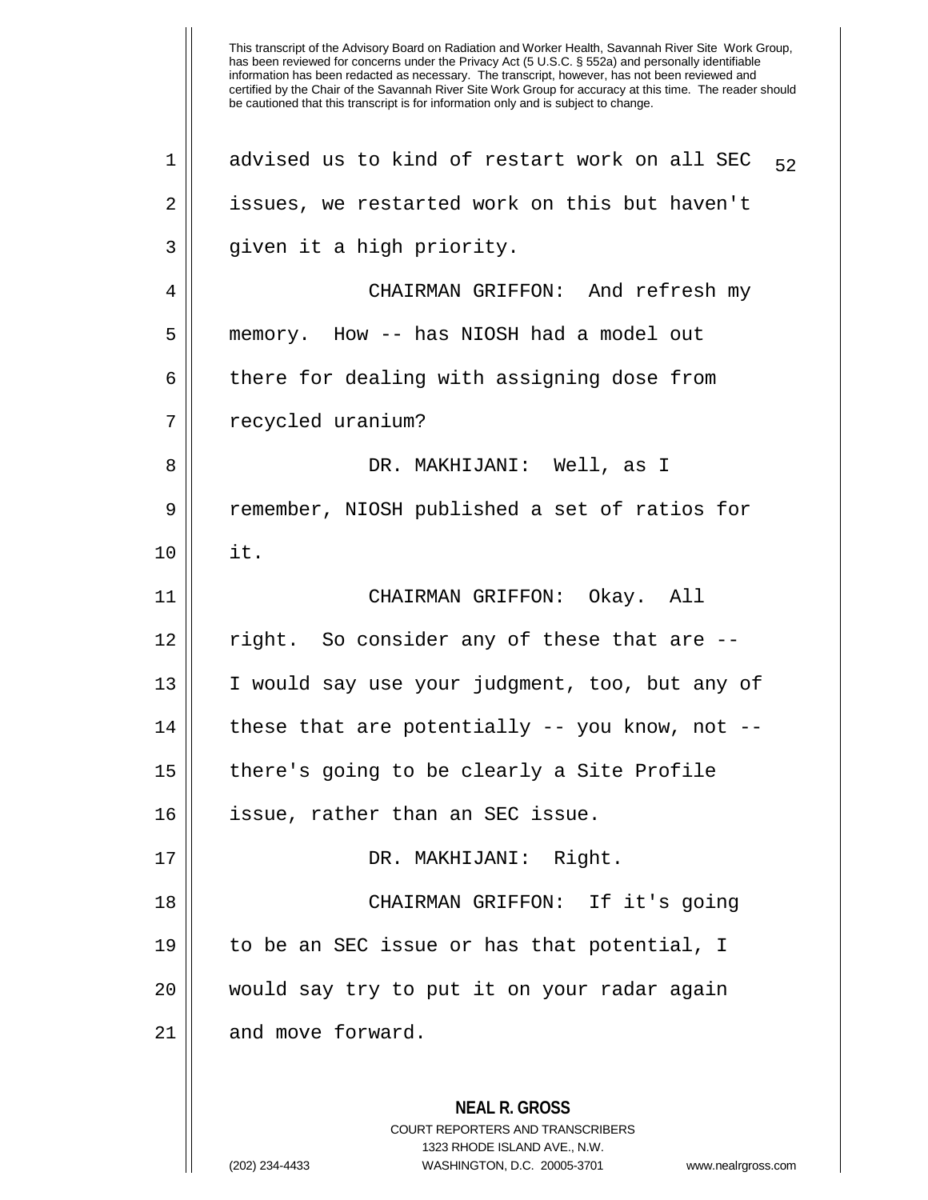This transcript of the Advisory Board on Radiation and Worker Health, Savannah River Site Work Group, has been reviewed for concerns under the Privacy Act (5 U.S.C. § 552a) and personally identifiable information has been redacted as necessary. The transcript, however, has not been reviewed and certified by the Chair of the Savannah River Site Work Group for accuracy at this time. The reader should be cautioned that this transcript is for information only and is subject to change.

advised us to kind of restart work on all SEC issues, we restarted work on this but haven't given it a high priority.

CHAIRMAN GRIFFON: And refresh my memory. How -- has NIOSH had a model out there for dealing with assigning dose from recycled uranium?

DR. MAKHIJANI: Well, as I remember, NIOSH published a set of ratios for it.

CHAIRMAN GRIFFON: Okay. All right. So consider any of these that are -- I would say use your judgment, too, but any of these that are potentially -- you know, not -- there's going to be clearly a Site Profile issue, rather than an SEC issue.

DR. MAKHIJANI: Right.

CHAIRMAN GRIFFON: If it's going to be an SEC issue or has that potential, I would say try to put it on your radar again and move forward.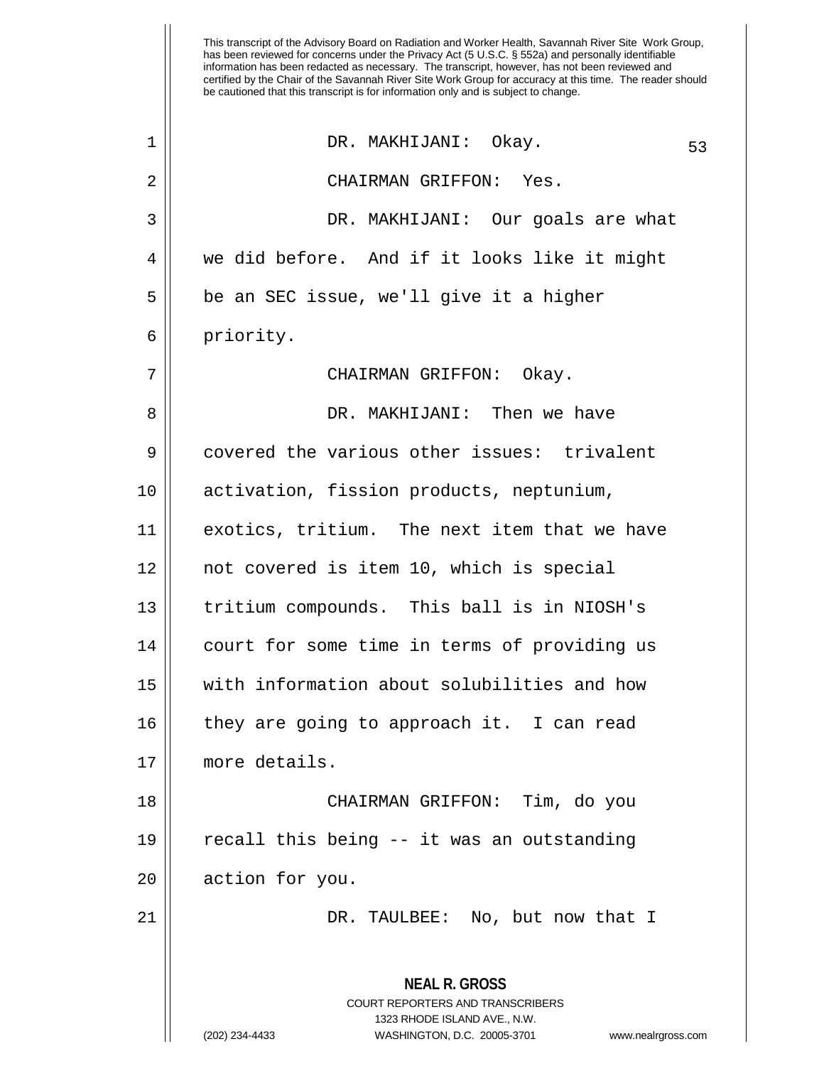DR. MAKHIJANI: Okay.

CHAIRMAN GRIFFON: Yes.

DR. MAKHIJANI: Our goals are what we did before. And if it looks like it might be an SEC issue, we'll give it a higher priority.

CHAIRMAN GRIFFON: Okay.

DR. MAKHIJANI: Then we have covered the various other issues: trivalent activation, fission products, neptunium, exotics, tritium. The next item that we have not covered is item 10, which is special tritium compounds. This ball is in NIOSH's court for some time in terms of providing us with information about solubilities and how they are going to approach it. I can read more details.

CHAIRMAN GRIFFON: Tim, do you recall this being -- it was an outstanding action for you.

DR. TAULBEE: No, but now that I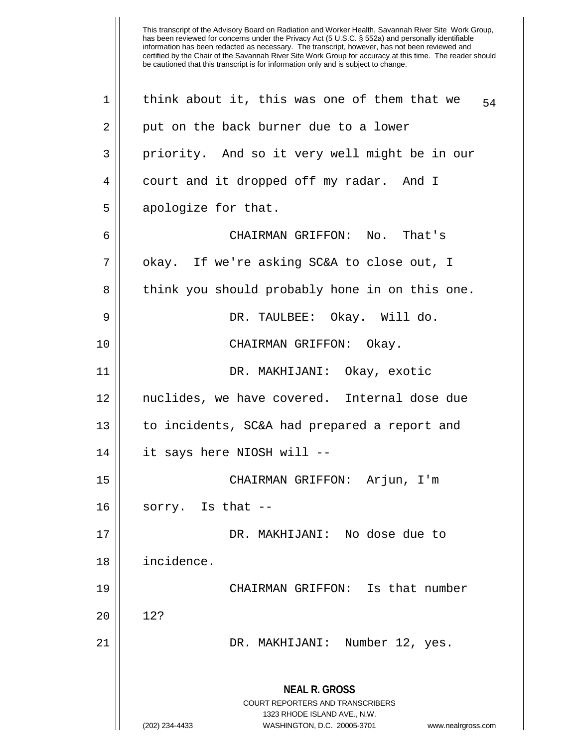think about it, this was one of them that we put on the back burner due to a lower priority. And so it very well might be in our court and it dropped off my radar. And I apologize for that.

CHAIRMAN GRIFFON: No. That's okay. If we're asking SC&A to close out, I think you should probably hone in on this one.

DR. TAULBEE: Okay. Will do.

CHAIRMAN GRIFFON: Okay.

DR. MAKHIJANI: Okay, exotic nuclides, we have covered. Internal dose due to incidents, SC&A had prepared a report and it says here NIOSH will --

CHAIRMAN GRIFFON: Arjun, I'm sorry. Is that --

DR. MAKHIJANI: No dose due to incidence.

CHAIRMAN GRIFFON: Is that number 12?

DR. MAKHIJANI: Number 12, yes.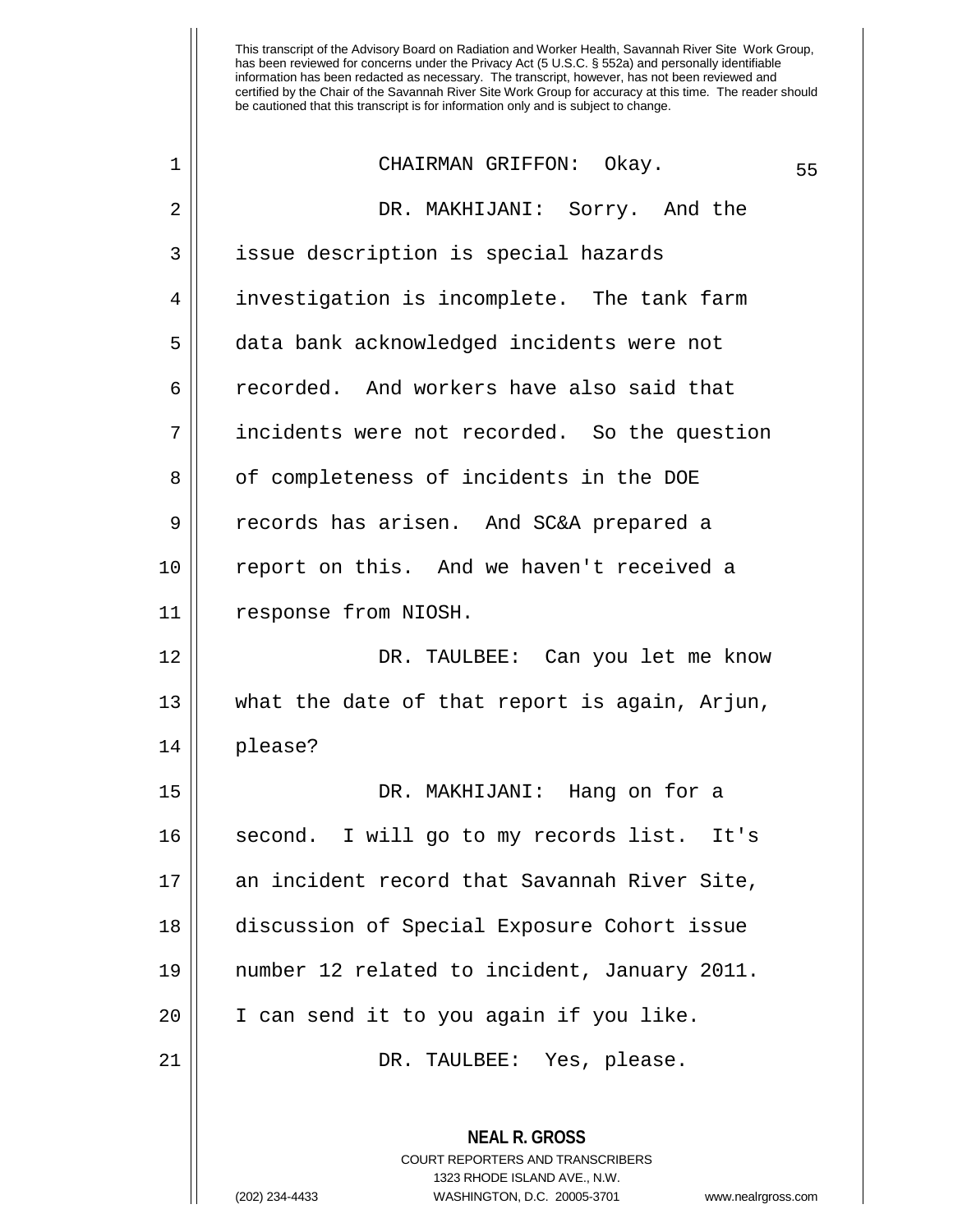CHAIRMAN GRIFFON: Okay.

DR. MAKHIJANI: Sorry. And the issue description is special hazards investigation is incomplete. The tank farm data bank acknowledged incidents were not recorded. And workers have also said that incidents were not recorded. So the question of completeness of incidents in the DOE records has arisen. And SC&A prepared a report on this. And we haven't received a response from NIOSH.

DR. TAULBEE: Can you let me know what the date of that report is again, Arjun, please?

DR. MAKHIJANI: Hang on for a second. I will go to my records list. It's an incident record that Savannah River Site, discussion of Special Exposure Cohort issue number 12 related to incident, January 2011. I can send it to you again if you like.

DR. TAULBEE: Yes, please.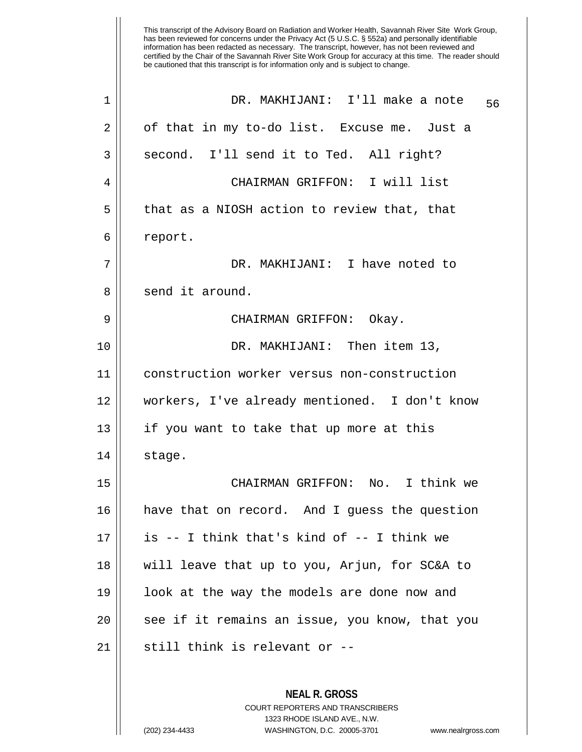DR. MAKHIJANI: I'll make a note of that in my to-do list. Excuse me. Just a second. I'll send it to Ted. All right?

CHAIRMAN GRIFFON: I will list that as a NIOSH action to review that, that report.

DR. MAKHIJANI: I have noted to send it around.

CHAIRMAN GRIFFON: Okay.

DR. MAKHIJANI: Then item 13, construction worker versus non-construction workers, I've already mentioned. I don't know if you want to take that up more at this stage.

CHAIRMAN GRIFFON: No. I think we have that on record. And I guess the question is -- I think that's kind of -- I think we will leave that up to you, Arjun, for SC&A to look at the way the models are done now and see if it remains an issue, you know, that you still think is relevant or --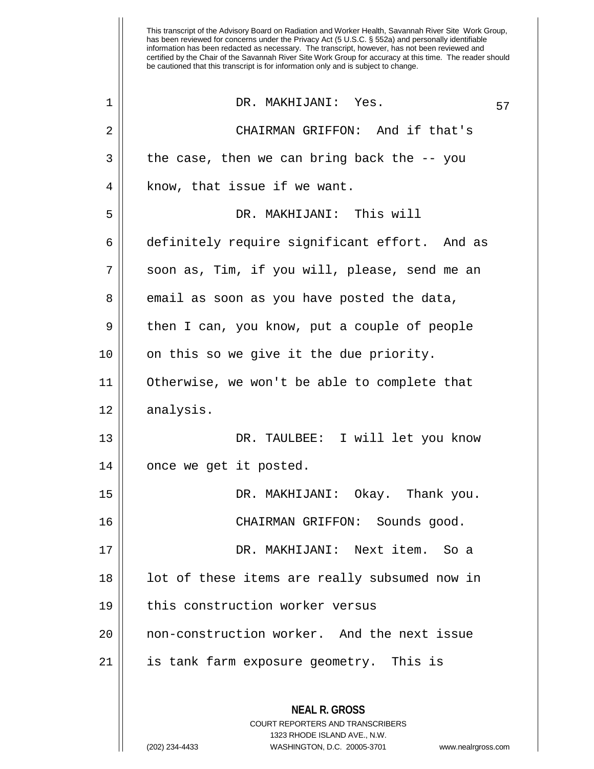DR. MAKHIJANI: Yes.

CHAIRMAN GRIFFON: And if that's the case, then we can bring back the -- you know, that issue if we want.

DR. MAKHIJANI: This will definitely require significant effort. And as soon as, Tim, if you will, please, send me an email as soon as you have posted the data, then I can, you know, put a couple of people on this so we give it the due priority. Otherwise, we won't be able to complete that analysis.

DR. TAULBEE: I will let you know once we get it posted.

DR. MAKHIJANI: Okay. Thank you.

CHAIRMAN GRIFFON: Sounds good.

DR. MAKHIJANI: Next item. So a lot of these items are really subsumed now in this construction worker versus non-construction worker. And the next issue is tank farm exposure geometry. This is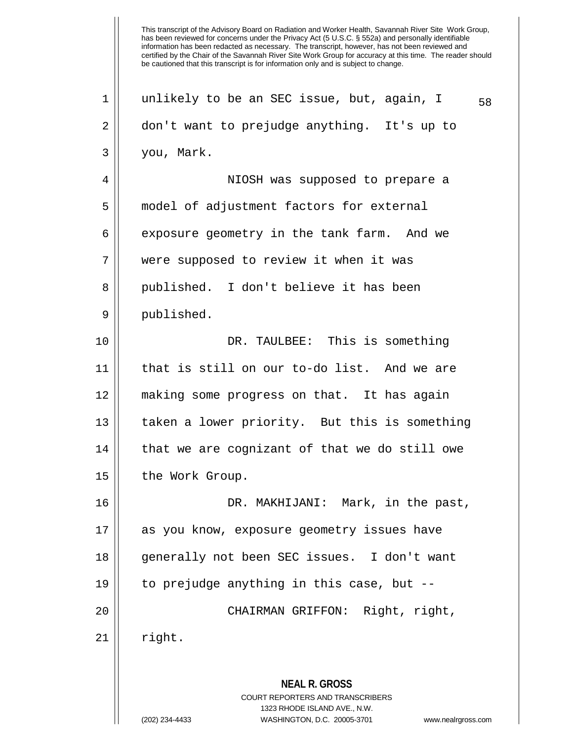unlikely to be an SEC issue, but, again, I don't want to prejudge anything. It's up to you, Mark.

NIOSH was supposed to prepare a model of adjustment factors for external exposure geometry in the tank farm. And we were supposed to review it when it was published. I don't believe it has been published.

DR. TAULBEE: This is something that is still on our to-do list. And we are making some progress on that. It has again taken a lower priority. But this is something that we are cognizant of that we do still owe the Work Group.

DR. MAKHIJANI: Mark, in the past, as you know, exposure geometry issues have generally not been SEC issues. I don't want to prejudge anything in this case, but --

CHAIRMAN GRIFFON: Right, right, right.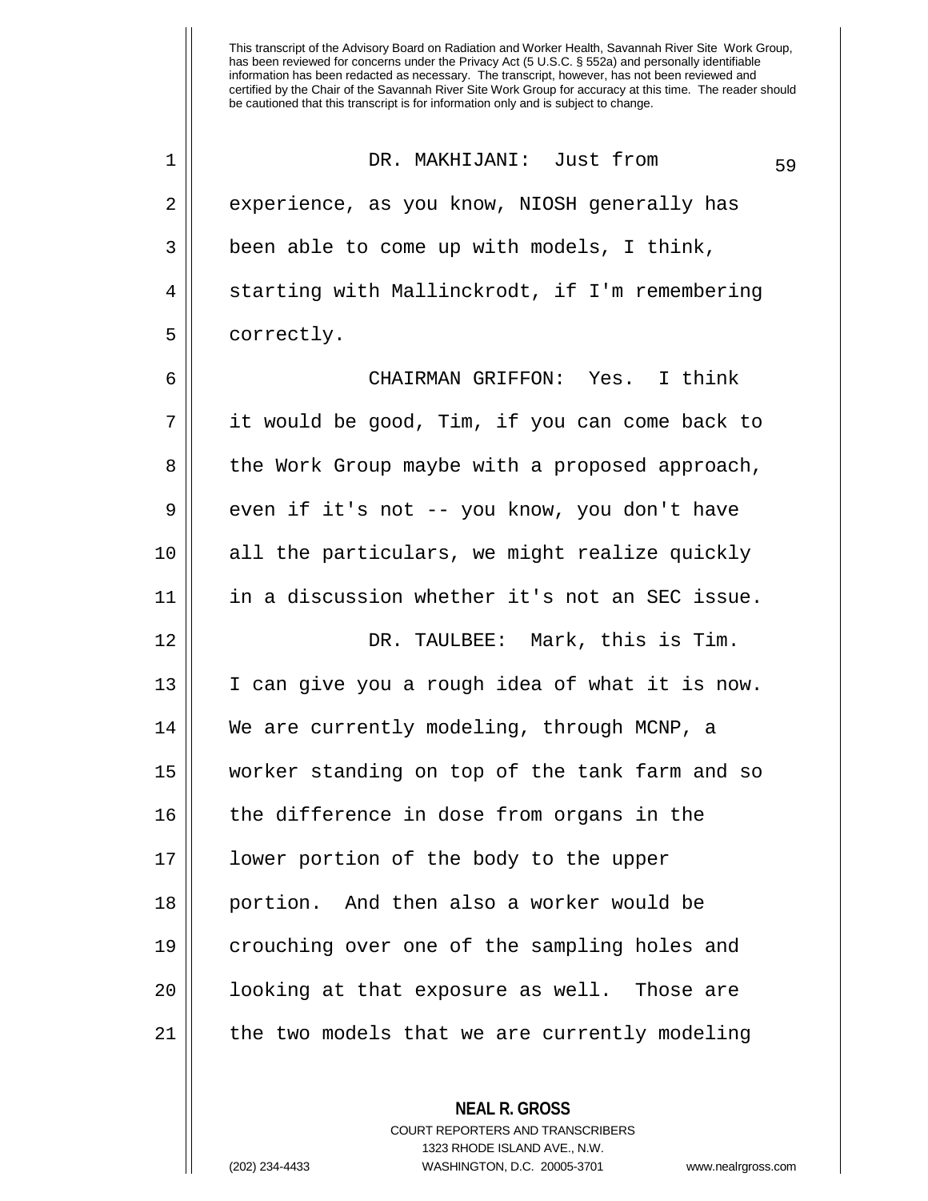This transcript of the Advisory Board on Radiation and Worker Health, Savannah River Site Work Group, has been reviewed for concerns under the Privacy Act (5 U.S.C. § 552a) and personally identifiable information has been redacted as necessary. The transcript, however, has not been reviewed and certified by the Chair of the Savannah River Site Work Group for accuracy at this time. The reader should be cautioned that this transcript is for information only and is subject to change.

DR. MAKHIJANI: Just from experience, as you know, NIOSH generally has been able to come up with models, I think, starting with Mallinckrodt, if I'm remembering correctly.

CHAIRMAN GRIFFON: Yes. I think it would be good, Tim, if you can come back to the Work Group maybe with a proposed approach, even if it's not -- you know, you don't have all the particulars, we might realize quickly in a discussion whether it's not an SEC issue.

DR. TAULBEE: Mark, this is Tim. I can give you a rough idea of what it is now. We are currently modeling, through MCNP, a worker standing on top of the tank farm and so the difference in dose from organs in the lower portion of the body to the upper portion. And then also a worker would be crouching over one of the sampling holes and looking at that exposure as well. Those are the two models that we are currently modeling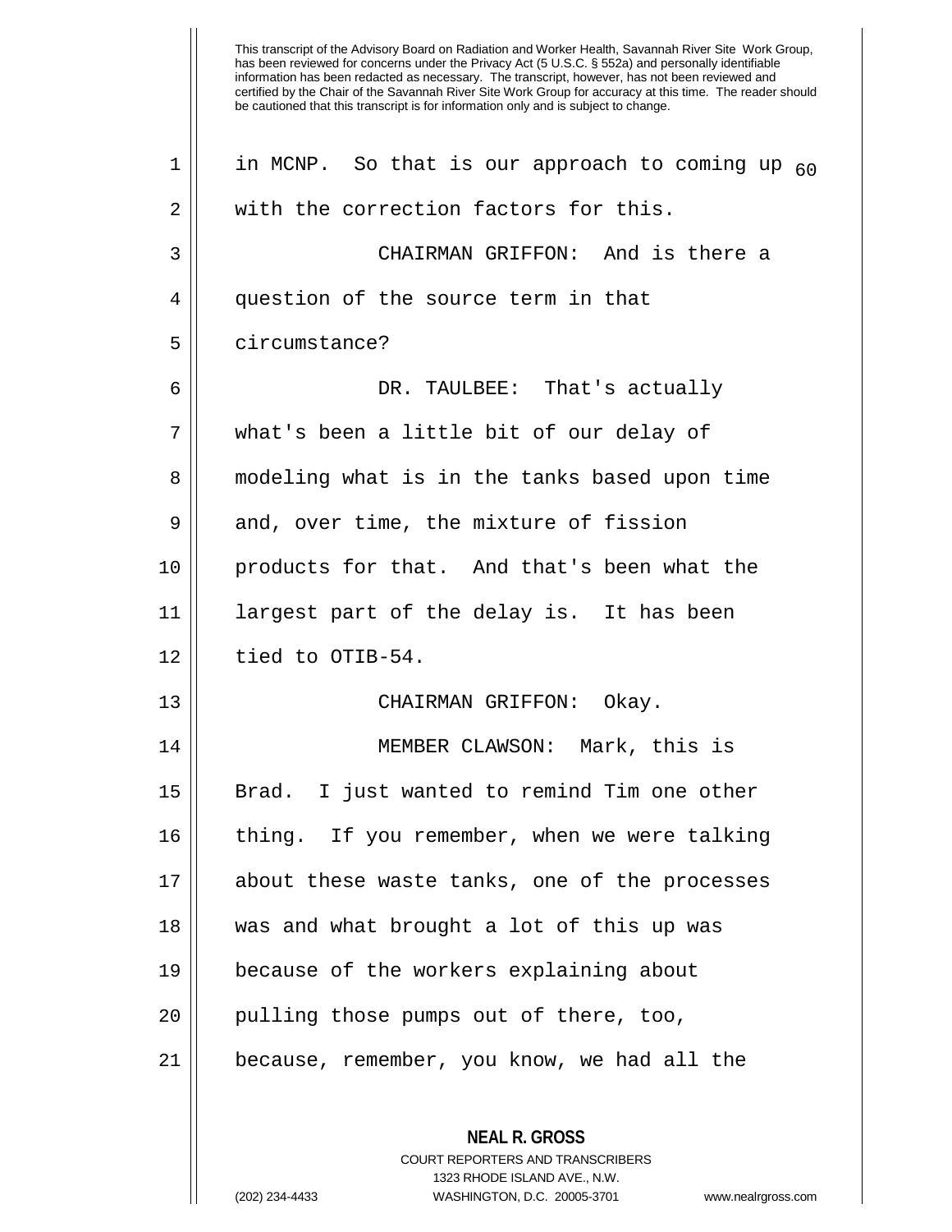in MCNP. So that is our approach to coming up with the correction factors for this.

CHAIRMAN GRIFFON: And is there a question of the source term in that circumstance?

DR. TAULBEE: That's actually what's been a little bit of our delay of modeling what is in the tanks based upon time and, over time, the mixture of fission products for that. And that's been what the largest part of the delay is. It has been tied to OTIB-54.

CHAIRMAN GRIFFON: Okay.

MEMBER CLAWSON: Mark, this is Brad. I just wanted to remind Tim one other thing. If you remember, when we were talking about these waste tanks, one of the processes was and what brought a lot of this up was because of the workers explaining about pulling those pumps out of there, too, because, remember, you know, we had all the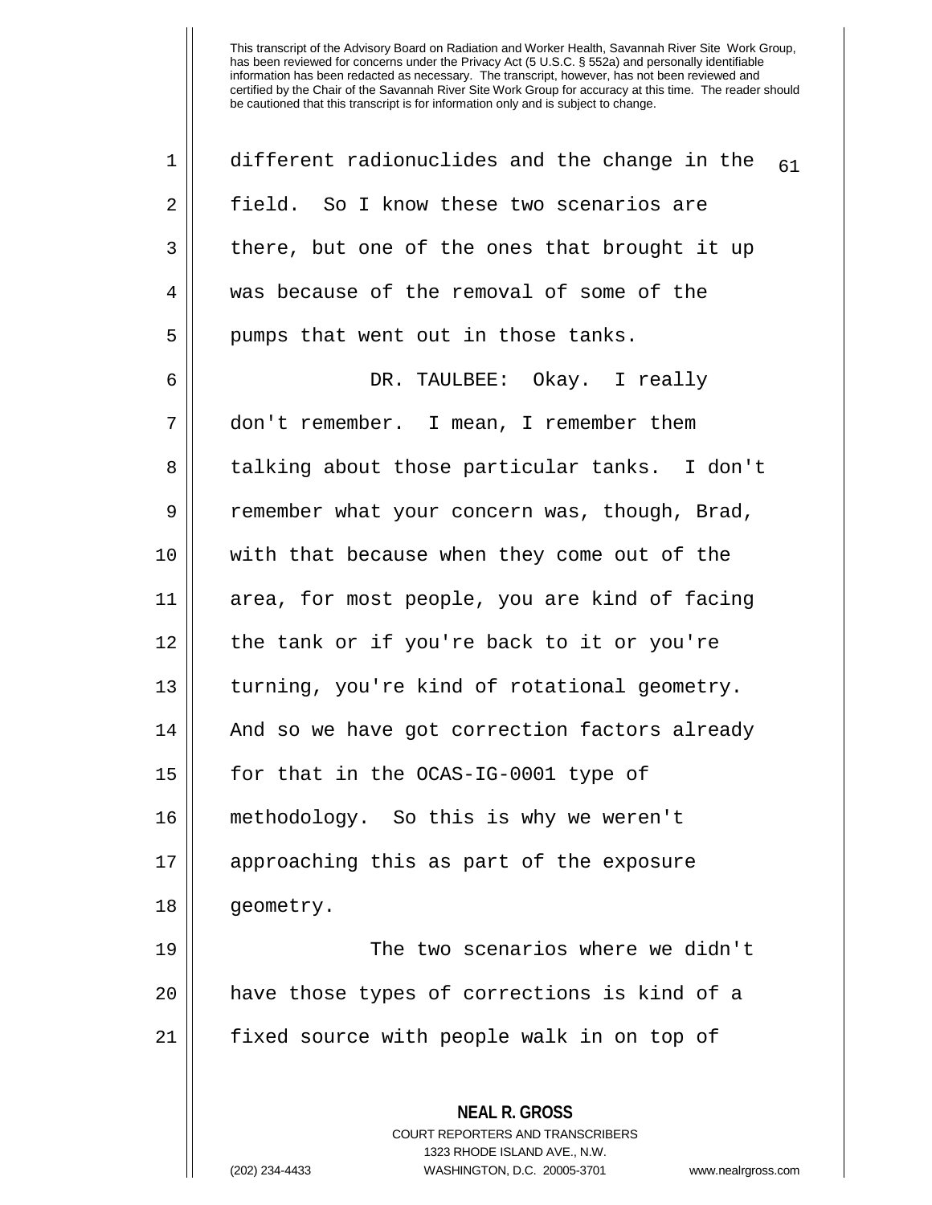different radionuclides and the change in the field. So I know these two scenarios are there, but one of the ones that brought it up was because of the removal of some of the pumps that went out in those tanks.

DR. TAULBEE: Okay. I really don't remember. I mean, I remember them talking about those particular tanks. I don't remember what your concern was, though, Brad, with that because when they come out of the area, for most people, you are kind of facing the tank or if you're back to it or you're turning, you're kind of rotational geometry. And so we have got correction factors already for that in the OCAS-IG-0001 type of methodology. So this is why we weren't approaching this as part of the exposure geometry.

The two scenarios where we didn't have those types of corrections is kind of a fixed source with people walk in on top of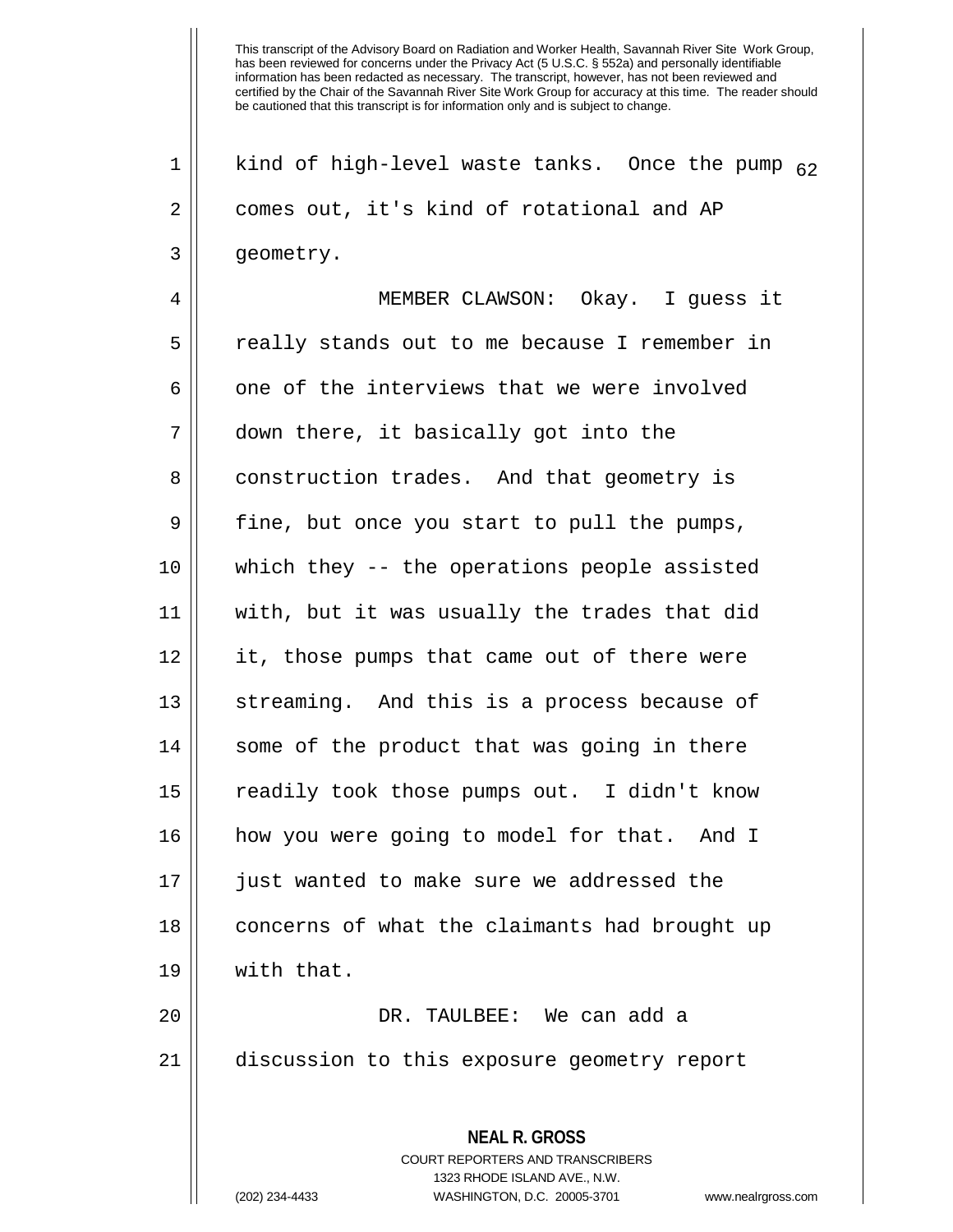kind of high-level waste tanks. Once the pump comes out, it's kind of rotational and AP geometry.

MEMBER CLAWSON: Okay. I guess it really stands out to me because I remember in one of the interviews that we were involved down there, it basically got into the construction trades. And that geometry is fine, but once you start to pull the pumps, which they -- the operations people assisted with, but it was usually the trades that did it, those pumps that came out of there were streaming. And this is a process because of some of the product that was going in there readily took those pumps out. I didn't know how you were going to model for that. And I just wanted to make sure we addressed the concerns of what the claimants had brought up with that.

DR. TAULBEE: We can add a discussion to this exposure geometry report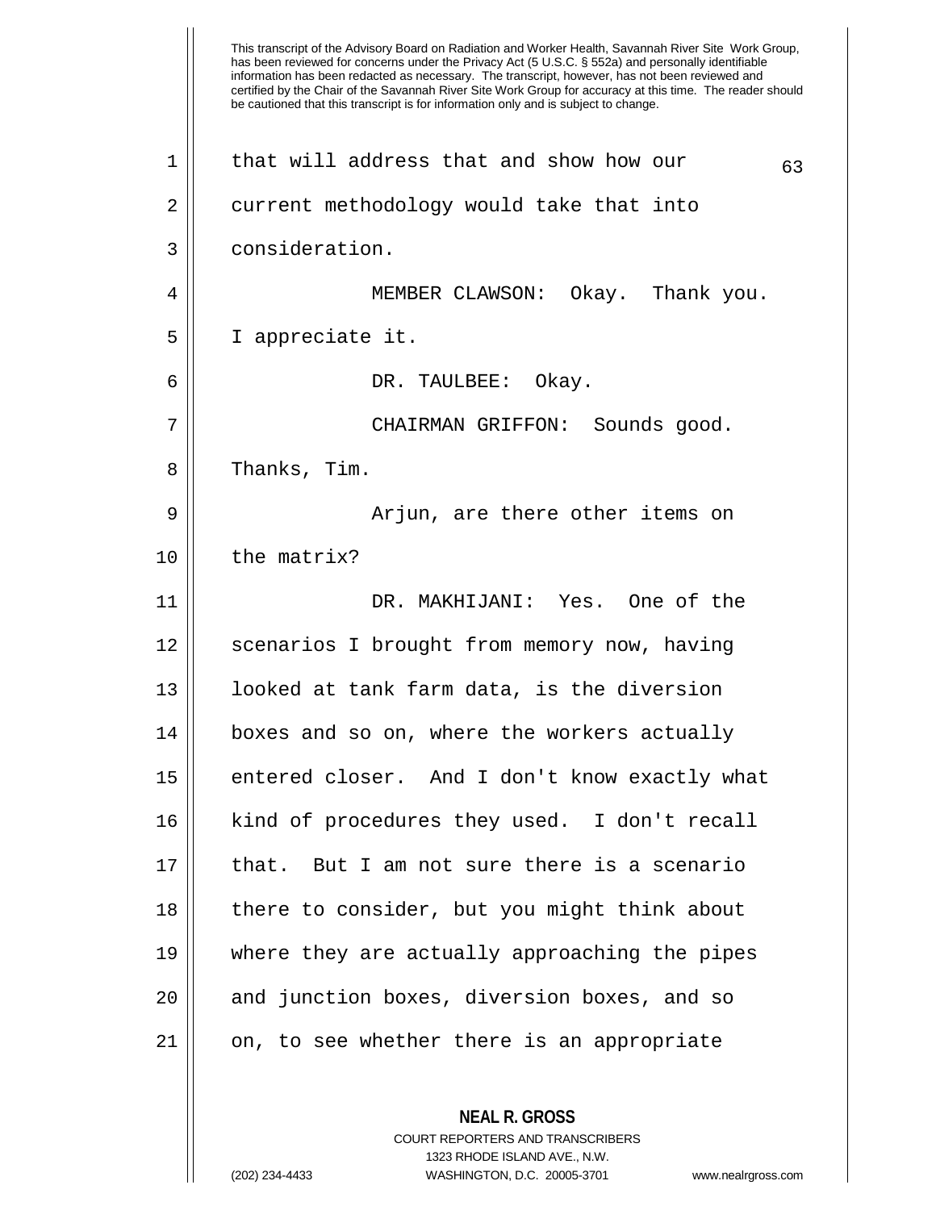that will address that and show how our current methodology would take that into consideration.

MEMBER CLAWSON: Okay. Thank you. I appreciate it.

DR. TAULBEE: Okay.

CHAIRMAN GRIFFON: Sounds good. Thanks, Tim.

Arjun, are there other items on the matrix?

DR. MAKHIJANI: Yes. One of the scenarios I brought from memory now, having looked at tank farm data, is the diversion boxes and so on, where the workers actually entered closer. And I don't know exactly what kind of procedures they used. I don't recall that. But I am not sure there is a scenario there to consider, but you might think about where they are actually approaching the pipes and junction boxes, diversion boxes, and so on, to see whether there is an appropriate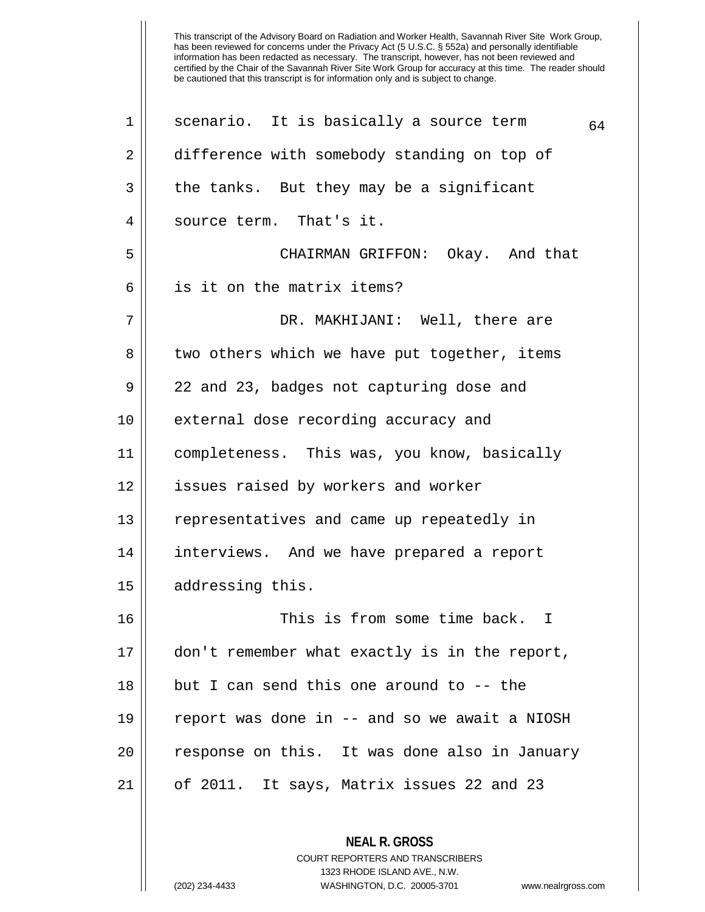This transcript of the Advisory Board on Radiation and Worker Health, Savannah River Site Work Group, has been reviewed for concerns under the Privacy Act (5 U.S.C. § 552a) and personally identifiable information has been redacted as necessary. The transcript, however, has not been reviewed and certified by the Chair of the Savannah River Site Work Group for accuracy at this time. The reader should be cautioned that this transcript is for information only and is subject to change.

scenario. It is basically a source term difference with somebody standing on top of the tanks. But they may be a significant source term. That's it.

CHAIRMAN GRIFFON: Okay. And that is it on the matrix items?

DR. MAKHIJANI: Well, there are two others which we have put together, items 22 and 23, badges not capturing dose and external dose recording accuracy and completeness. This was, you know, basically issues raised by workers and worker representatives and came up repeatedly in interviews. And we have prepared a report addressing this.

This is from some time back. I don't remember what exactly is in the report, but I can send this one around to -- the report was done in -- and so we await a NIOSH response on this. It was done also in January of 2011. It says, Matrix issues 22 and 23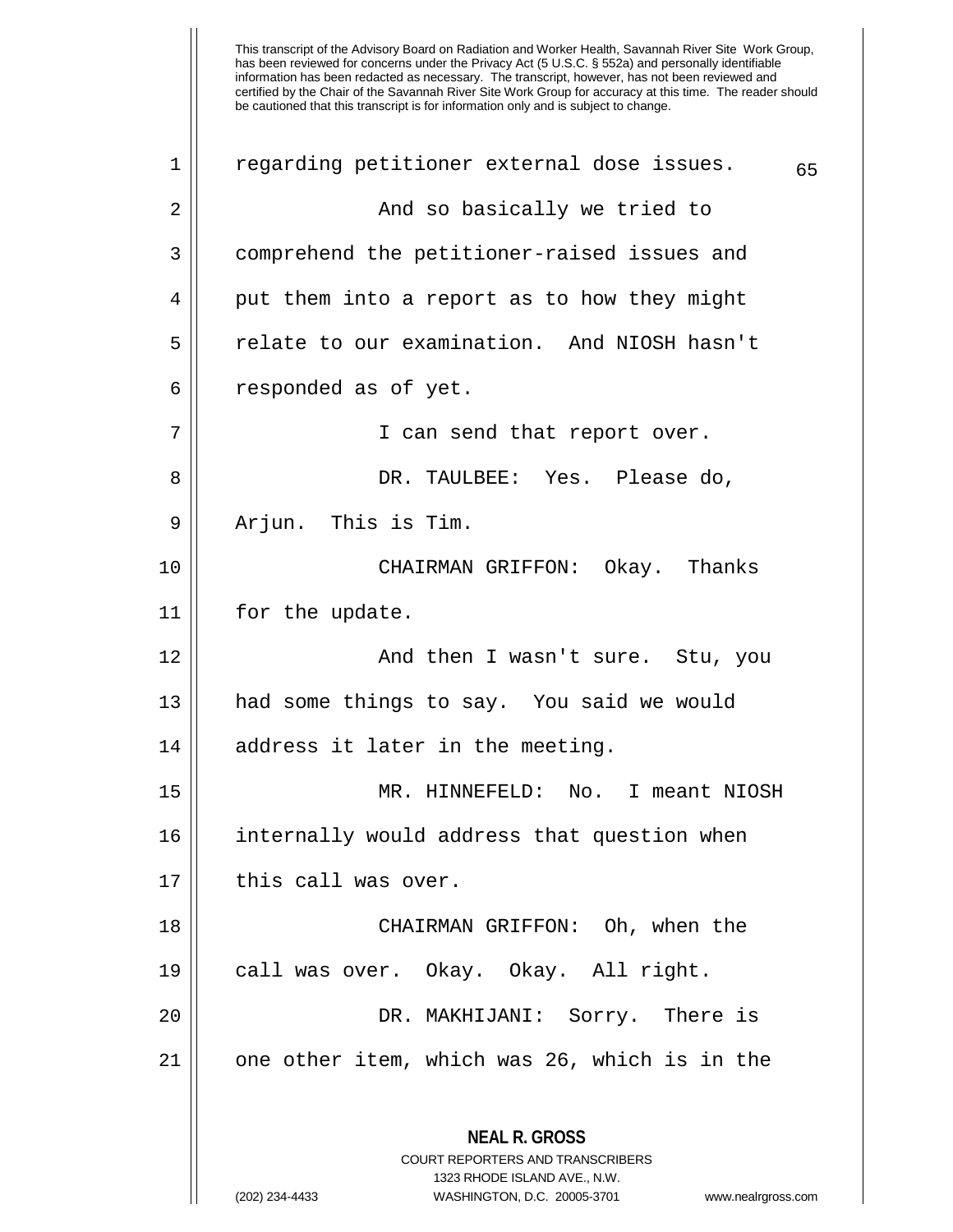regarding petitioner external dose issues.

And so basically we tried to comprehend the petitioner-raised issues and put them into a report as to how they might relate to our examination. And NIOSH hasn't responded as of yet.

I can send that report over.

DR. TAULBEE: Yes. Please do, Arjun. This is Tim.

CHAIRMAN GRIFFON: Okay. Thanks for the update.

And then I wasn't sure. Stu, you had some things to say. You said we would address it later in the meeting.

MR. HINNEFELD: No. I meant NIOSH internally would address that question when this call was over.

CHAIRMAN GRIFFON: Oh, when the call was over. Okay. Okay. All right.

DR. MAKHIJANI: Sorry. There is one other item, which was 26, which is in the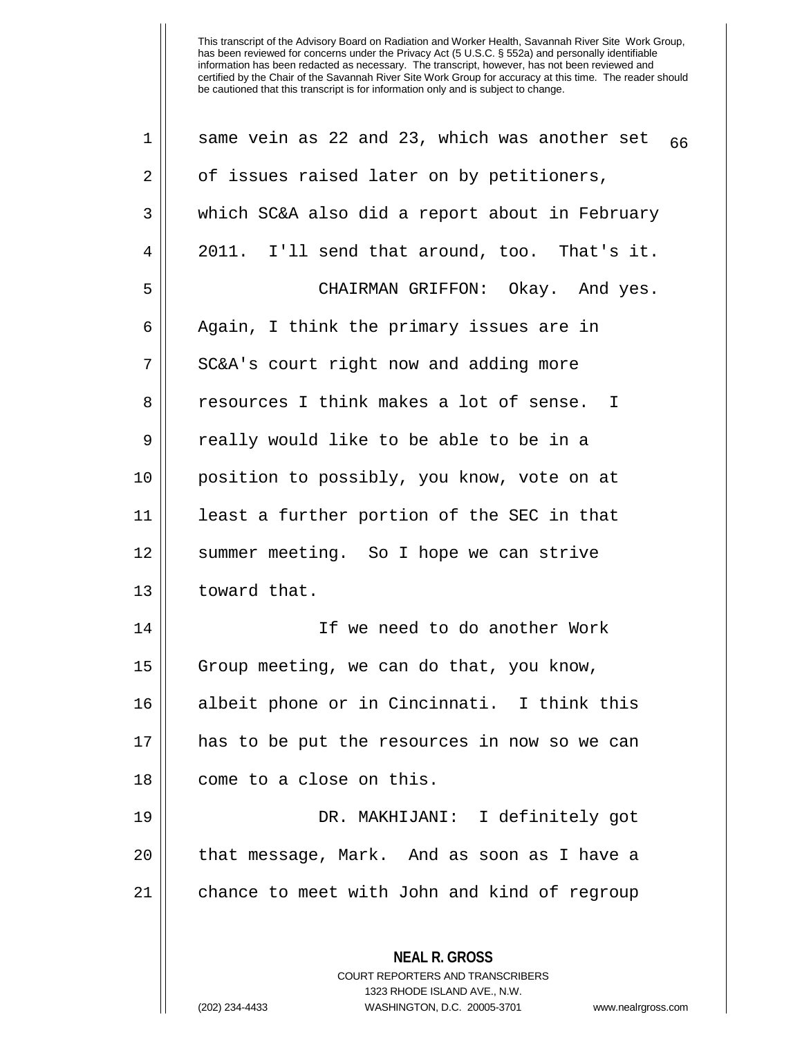This transcript of the Advisory Board on Radiation and Worker Health, Savannah River Site Work Group, has been reviewed for concerns under the Privacy Act (5 U.S.C. § 552a) and personally identifiable information has been redacted as necessary. The transcript, however, has not been reviewed and certified by the Chair of the Savannah River Site Work Group for accuracy at this time. The reader should be cautioned that this transcript is for information only and is subject to change.

same vein as 22 and 23, which was another set of issues raised later on by petitioners, which SC&A also did a report about in February 2011. I'll send that around, too. That's it.

CHAIRMAN GRIFFON: Okay. And yes. Again, I think the primary issues are in SC&A's court right now and adding more resources I think makes a lot of sense. I really would like to be able to be in a position to possibly, you know, vote on at least a further portion of the SEC in that summer meeting. So I hope we can strive toward that.

If we need to do another Work Group meeting, we can do that, you know, albeit phone or in Cincinnati. I think this has to be put the resources in now so we can come to a close on this.

DR. MAKHIJANI: I definitely got that message, Mark. And as soon as I have a chance to meet with John and kind of regroup

**NEAL R. GROSS**
COURT REPORTERS AND TRANSCRIBERS
1323 RHODE ISLAND AVE., N.W.
(202) 234-4433 WASHINGTON, D.C. 20005-3701 www.nealrgross.com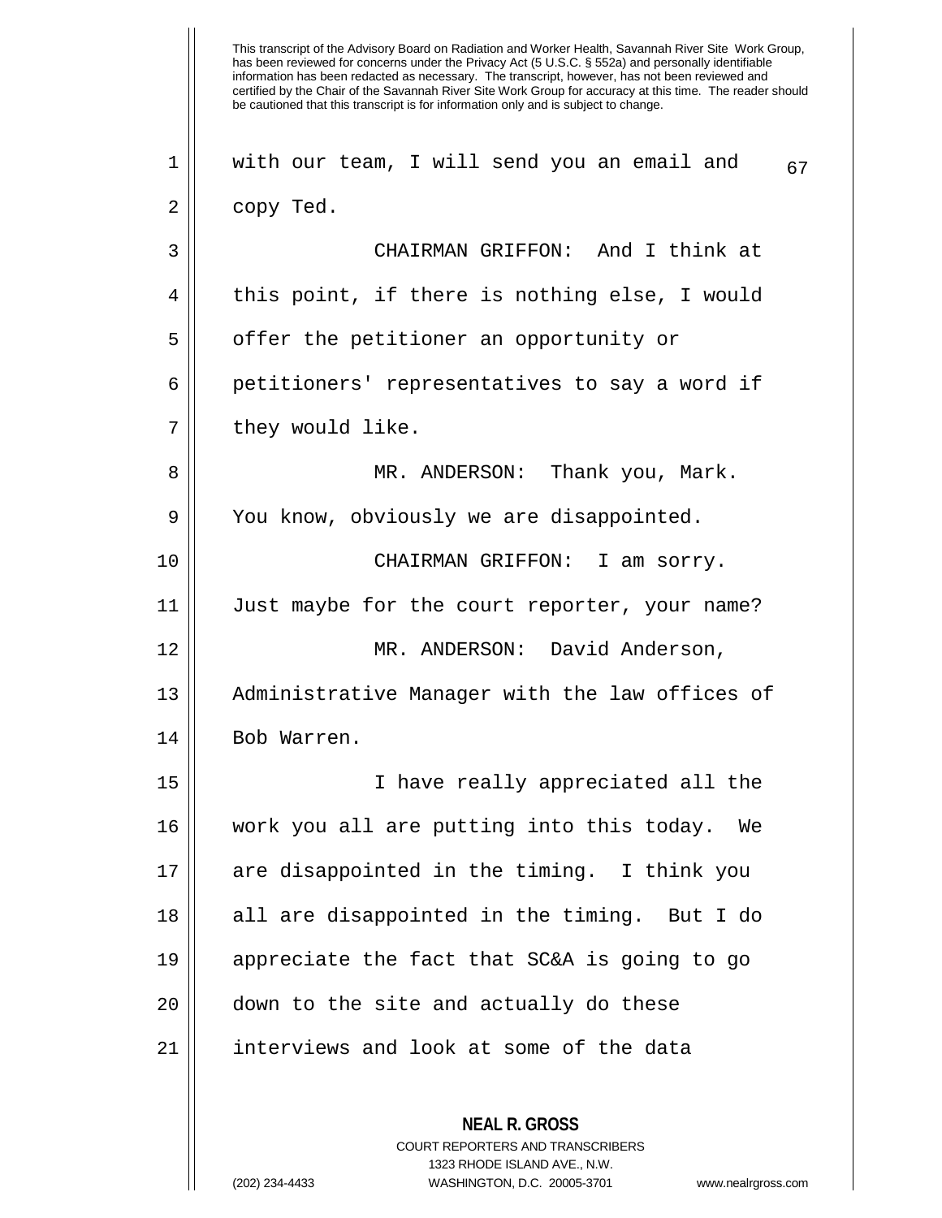with our team, I will send you an email and copy Ted.

CHAIRMAN GRIFFON: And I think at this point, if there is nothing else, I would offer the petitioner an opportunity or petitioners' representatives to say a word if they would like.

MR. ANDERSON: Thank you, Mark. You know, obviously we are disappointed.

CHAIRMAN GRIFFON: I am sorry. Just maybe for the court reporter, your name?

MR. ANDERSON: David Anderson, Administrative Manager with the law offices of Bob Warren.

I have really appreciated all the work you all are putting into this today. We are disappointed in the timing. I think you all are disappointed in the timing. But I do appreciate the fact that SC&A is going to go down to the site and actually do these interviews and look at some of the data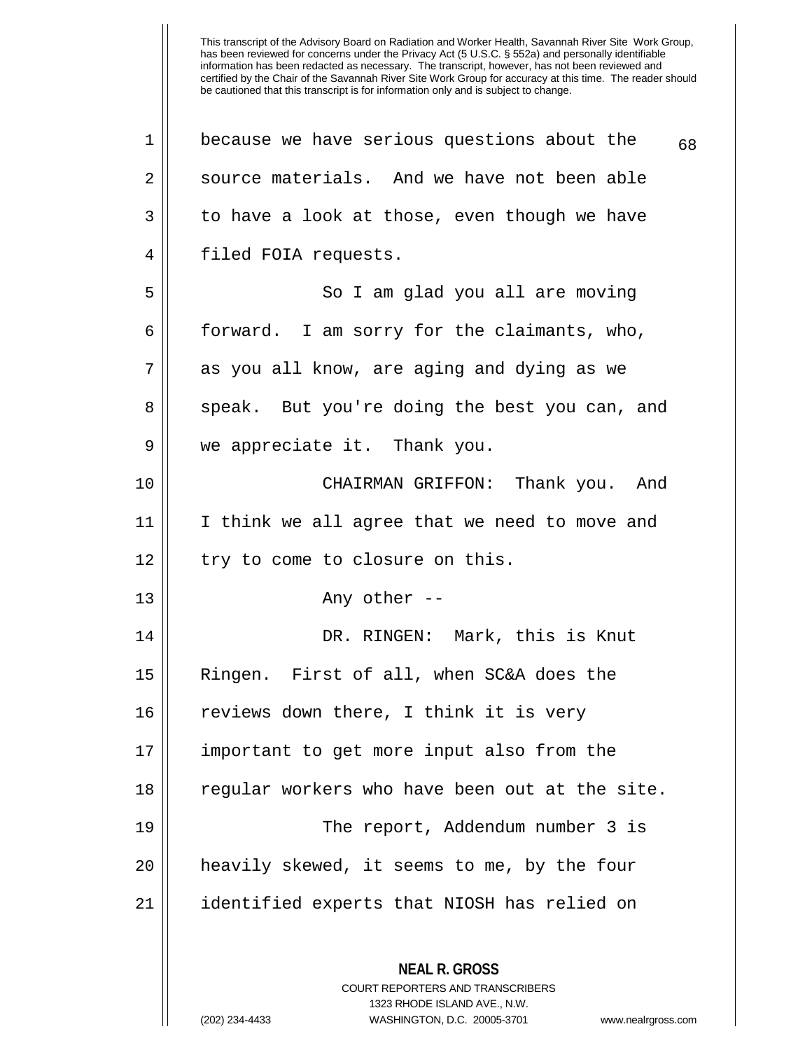because we have serious questions about the source materials. And we have not been able to have a look at those, even though we have filed FOIA requests.

So I am glad you all are moving forward. I am sorry for the claimants, who, as you all know, are aging and dying as we speak. But you're doing the best you can, and we appreciate it. Thank you.

CHAIRMAN GRIFFON: Thank you. And I think we all agree that we need to move and try to come to closure on this.

Any other --

DR. RINGEN: Mark, this is Knut Ringen. First of all, when SC&A does the reviews down there, I think it is very important to get more input also from the regular workers who have been out at the site.

The report, Addendum number 3 is heavily skewed, it seems to me, by the four identified experts that NIOSH has relied on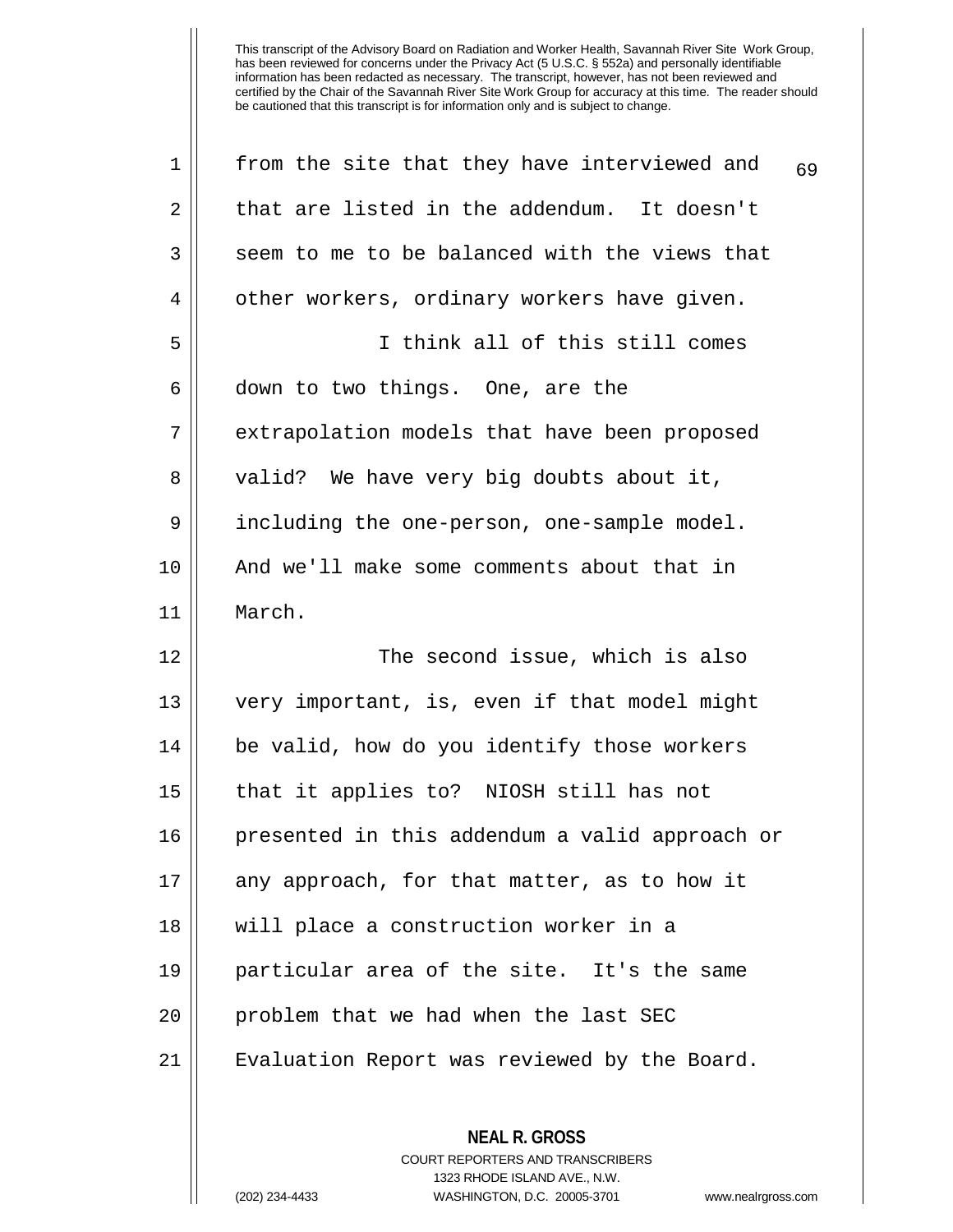from the site that they have interviewed and that are listed in the addendum. It doesn't seem to me to be balanced with the views that other workers, ordinary workers have given.

I think all of this still comes down to two things. One, are the extrapolation models that have been proposed valid? We have very big doubts about it, including the one-person, one-sample model. And we'll make some comments about that in March.

The second issue, which is also very important, is, even if that model might be valid, how do you identify those workers that it applies to? NIOSH still has not presented in this addendum a valid approach or any approach, for that matter, as to how it will place a construction worker in a particular area of the site. It's the same problem that we had when the last SEC Evaluation Report was reviewed by the Board.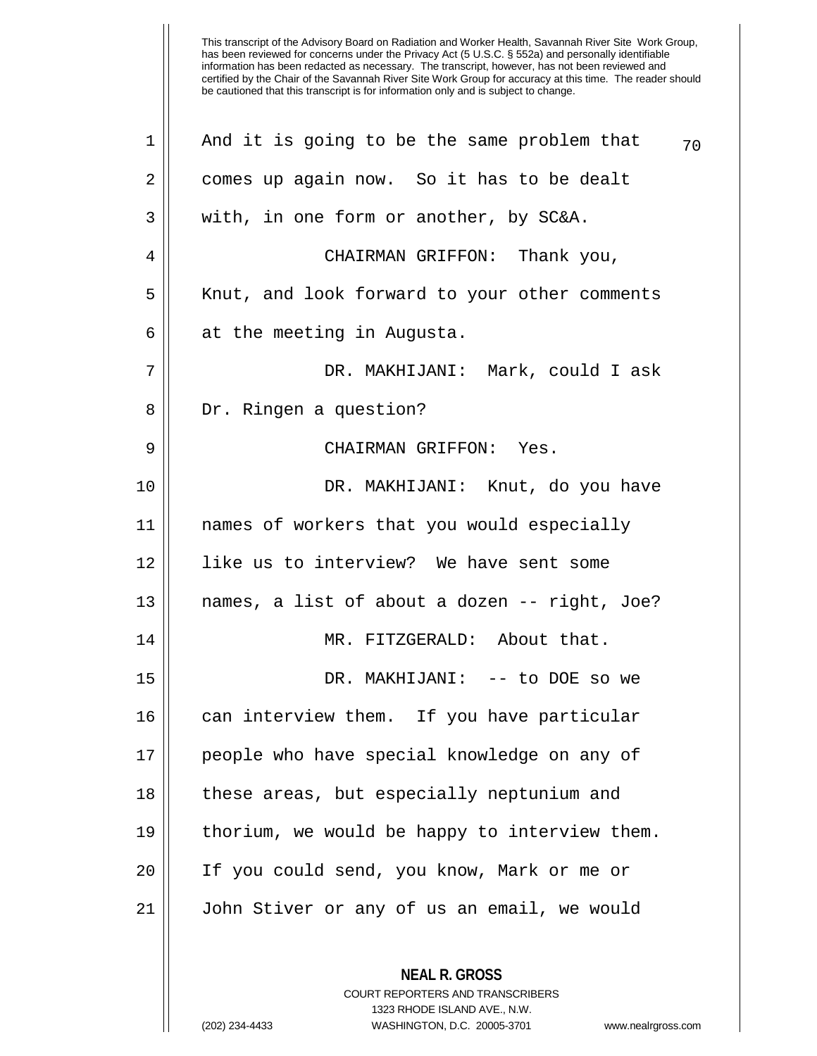And it is going to be the same problem that comes up again now. So it has to be dealt with, in one form or another, by SC&A.

CHAIRMAN GRIFFON: Thank you, Knut, and look forward to your other comments at the meeting in Augusta.

DR. MAKHIJANI: Mark, could I ask Dr. Ringen a question?

CHAIRMAN GRIFFON: Yes.

DR. MAKHIJANI: Knut, do you have names of workers that you would especially like us to interview? We have sent some names, a list of about a dozen -- right, Joe?

MR. FITZGERALD: About that.

DR. MAKHIJANI: -- to DOE so we can interview them. If you have particular people who have special knowledge on any of these areas, but especially neptunium and thorium, we would be happy to interview them. If you could send, you know, Mark or me or John Stiver or any of us an email, we would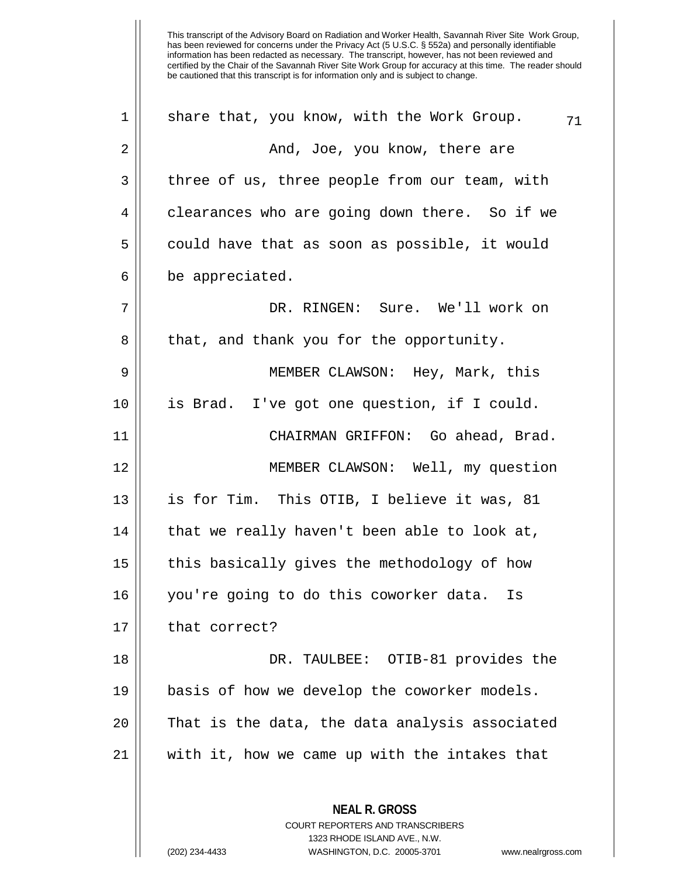This transcript of the Advisory Board on Radiation and Worker Health, Savannah River Site Work Group, has been reviewed for concerns under the Privacy Act (5 U.S.C. § 552a) and personally identifiable information has been redacted as necessary. The transcript, however, has not been reviewed and certified by the Chair of the Savannah River Site Work Group for accuracy at this time. The reader should be cautioned that this transcript is for information only and is subject to change.

share that, you know, with the Work Group.

And, Joe, you know, there are three of us, three people from our team, with clearances who are going down there. So if we could have that as soon as possible, it would be appreciated.

DR. RINGEN: Sure. We'll work on that, and thank you for the opportunity.

MEMBER CLAWSON: Hey, Mark, this is Brad. I've got one question, if I could.

CHAIRMAN GRIFFON: Go ahead, Brad.

MEMBER CLAWSON: Well, my question is for Tim. This OTIB, I believe it was, 81 that we really haven't been able to look at, this basically gives the methodology of how you're going to do this coworker data. Is that correct?

DR. TAULBEE: OTIB-81 provides the basis of how we develop the coworker models. That is the data, the data analysis associated with it, how we came up with the intakes that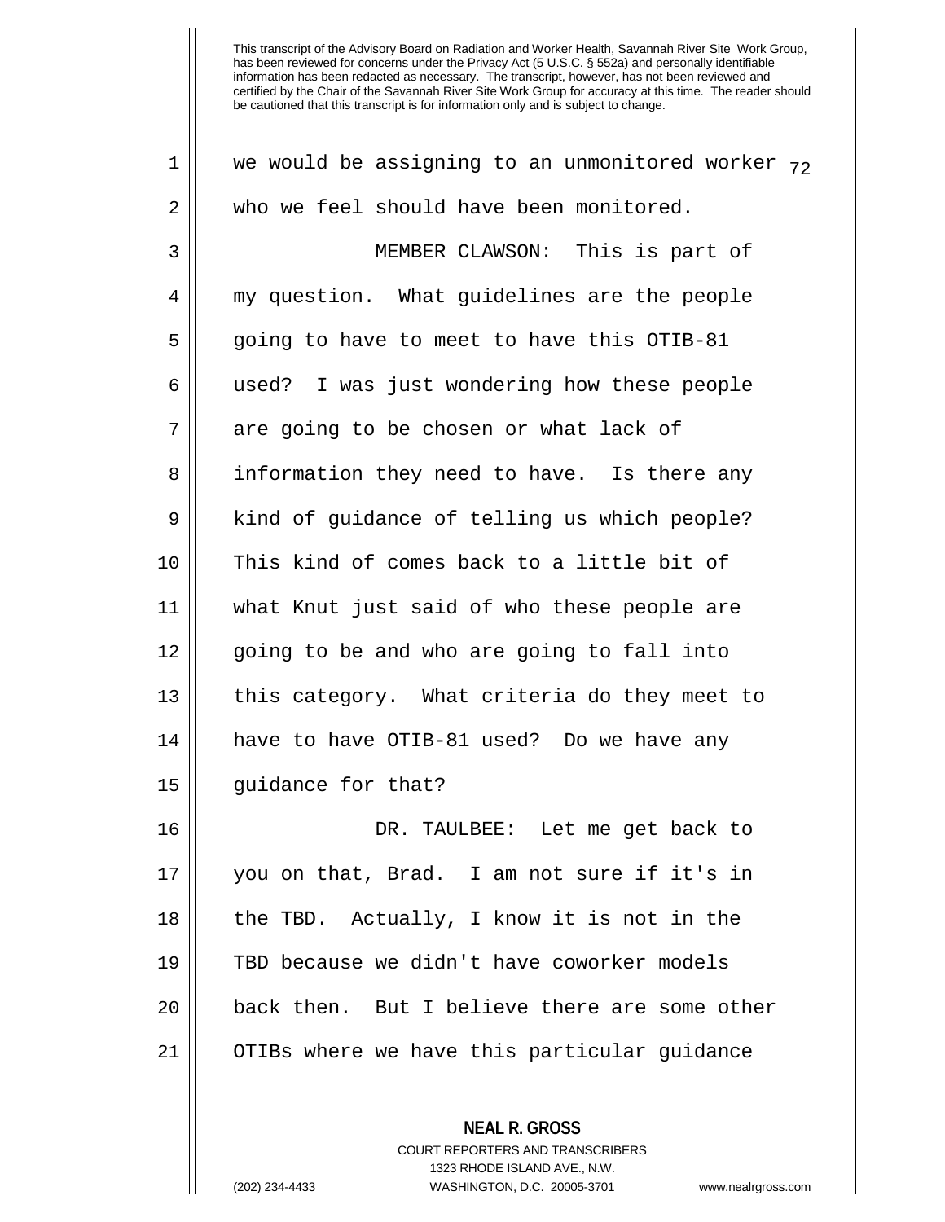we would be assigning to an unmonitored worker who we feel should have been monitored.

MEMBER CLAWSON: This is part of my question. What guidelines are the people going to have to meet to have this OTIB-81 used? I was just wondering how these people are going to be chosen or what lack of information they need to have. Is there any kind of guidance of telling us which people? This kind of comes back to a little bit of what Knut just said of who these people are going to be and who are going to fall into this category. What criteria do they meet to have to have OTIB-81 used? Do we have any guidance for that?

DR. TAULBEE: Let me get back to you on that, Brad. I am not sure if it's in the TBD. Actually, I know it is not in the TBD because we didn't have coworker models back then. But I believe there are some other OTIBs where we have this particular guidance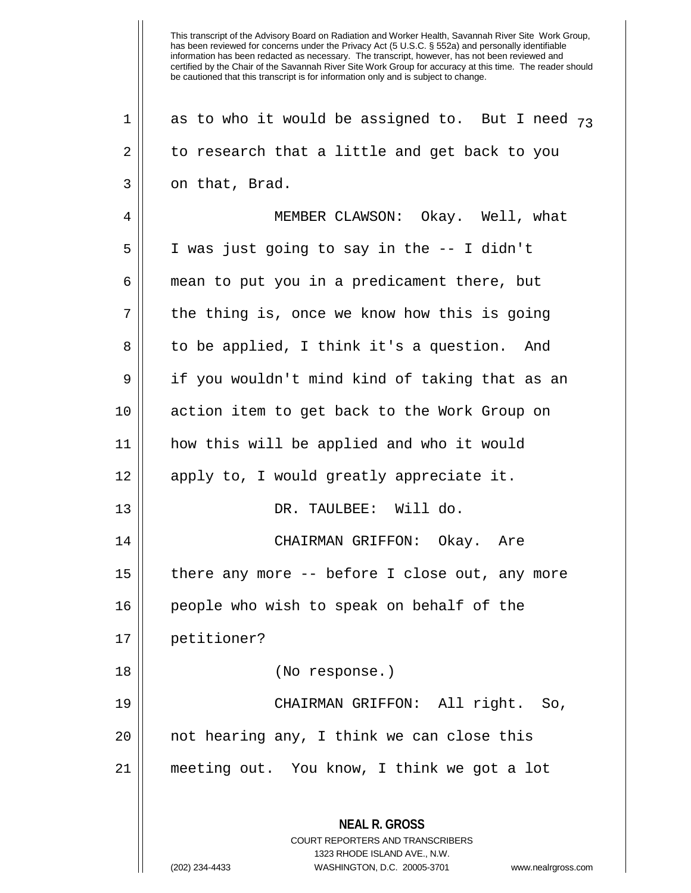as to who it would be assigned to. But I need to research that a little and get back to you on that, Brad.

MEMBER CLAWSON: Okay. Well, what I was just going to say in the -- I didn't mean to put you in a predicament there, but the thing is, once we know how this is going to be applied, I think it's a question. And if you wouldn't mind kind of taking that as an action item to get back to the Work Group on how this will be applied and who it would apply to, I would greatly appreciate it.

DR. TAULBEE: Will do.

CHAIRMAN GRIFFON: Okay. Are there any more -- before I close out, any more people who wish to speak on behalf of the petitioner?

(No response.)

CHAIRMAN GRIFFON: All right. So, not hearing any, I think we can close this meeting out. You know, I think we got a lot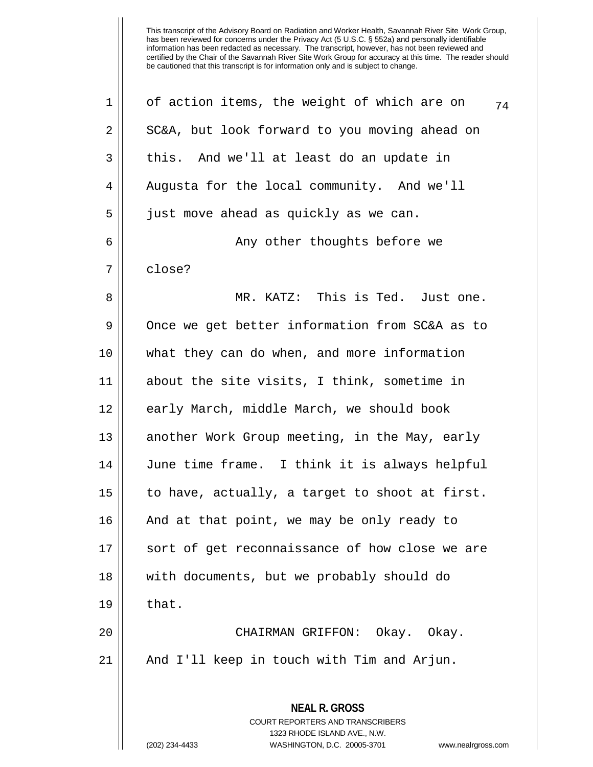of action items, the weight of which are on SC&A, but look forward to you moving ahead on this. And we'll at least do an update in Augusta for the local community. And we'll just move ahead as quickly as we can.

Any other thoughts before we close?

MR. KATZ: This is Ted. Just one. Once we get better information from SC&A as to what they can do when, and more information about the site visits, I think, sometime in early March, middle March, we should book another Work Group meeting, in the May, early June time frame. I think it is always helpful to have, actually, a target to shoot at first. And at that point, we may be only ready to sort of get reconnaissance of how close we are with documents, but we probably should do that.

CHAIRMAN GRIFFON: Okay. Okay. And I'll keep in touch with Tim and Arjun.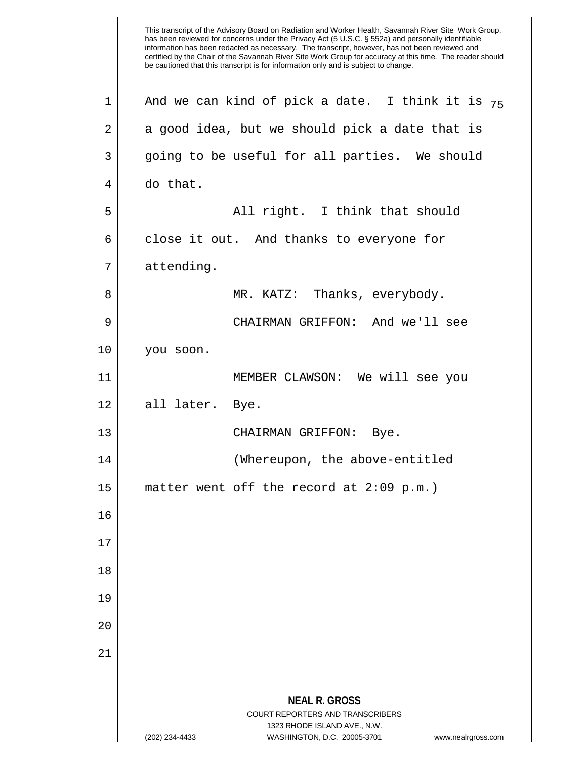This transcript of the Advisory Board on Radiation and Worker Health, Savannah River Site Work Group, has been reviewed for concerns under the Privacy Act (5 U.S.C. § 552a) and personally identifiable information has been redacted as necessary. The transcript, however, has not been reviewed and certified by the Chair of the Savannah River Site Work Group for accuracy at this time. The reader should be cautioned that this transcript is for information only and is subject to change.

And we can kind of pick a date. I think it is a good idea, but we should pick a date that is going to be useful for all parties. We should do that.

All right. I think that should close it out. And thanks to everyone for attending.

MR. KATZ: Thanks, everybody.

CHAIRMAN GRIFFON: And we'll see you soon.

MEMBER CLAWSON: We will see you all later. Bye.

CHAIRMAN GRIFFON: Bye.

(Whereupon, the above-entitled matter went off the record at 2:09 p.m.)